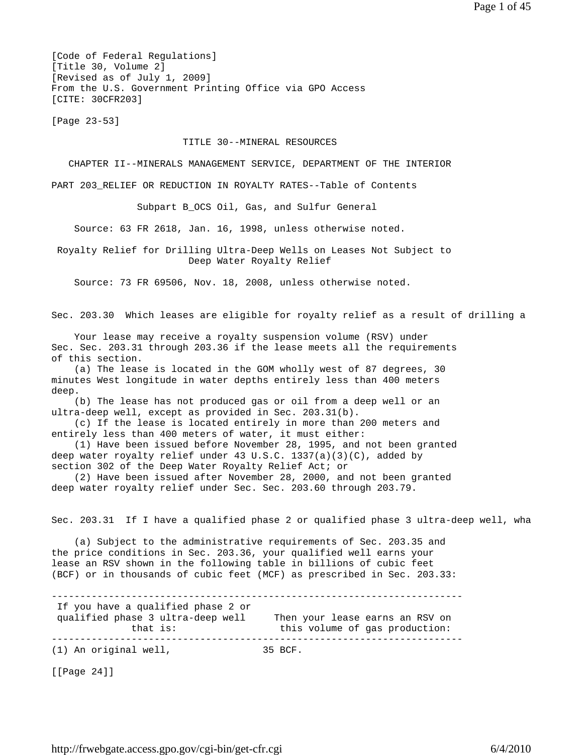[Code of Federal Regulations]
[Title 30, Volume 2]
[Revised as of July 1, 2009]
From the U.S. Government Printing Office via GPO Access
[CITE: 30CFR203]

[Page 23-53]

# TITLE 30--MINERAL RESOURCES

## CHAPTER II--MINERALS MANAGEMENT SERVICE, DEPARTMENT OF THE INTERIOR

## PART 203_RELIEF OR REDUCTION IN ROYALTY RATES--Table of Contents

### Subpart B_OCS Oil, Gas, and Sulfur General

Source: 63 FR 2618, Jan. 16, 1998, unless otherwise noted.

### Royalty Relief for Drilling Ultra-Deep Wells on Leases Not Subject to Deep Water Royalty Relief

Source: 73 FR 69506, Nov. 18, 2008, unless otherwise noted.

#### Sec. 203.30 Which leases are eligible for royalty relief as a result of drilling a

Your lease may receive a royalty suspension volume (RSV) under Sec. Sec. 203.31 through 203.36 if the lease meets all the requirements of this section.

(a) The lease is located in the GOM wholly west of 87 degrees, 30 minutes West longitude in water depths entirely less than 400 meters deep.

(b) The lease has not produced gas or oil from a deep well or an ultra-deep well, except as provided in Sec. 203.31(b).

(c) If the lease is located entirely in more than 200 meters and entirely less than 400 meters of water, it must either:

(1) Have been issued before November 28, 1995, and not been granted deep water royalty relief under 43 U.S.C. 1337(a)(3)(C), added by section 302 of the Deep Water Royalty Relief Act; or

(2) Have been issued after November 28, 2000, and not been granted deep water royalty relief under Sec. Sec. 203.60 through 203.79.

#### Sec. 203.31 If I have a qualified phase 2 or qualified phase 3 ultra-deep well, wha

(a) Subject to the administrative requirements of Sec. 203.35 and the price conditions in Sec. 203.36, your qualified well earns your lease an RSV shown in the following table in billions of cubic feet (BCF) or in thousands of cubic feet (MCF) as prescribed in Sec. 203.33:

| If you have a qualified phase 2 or qualified phase 3 ultra-deep well that is: | Then your lease earns an RSV on this volume of gas production: |
|---|---|
| (1) An original well, | 35 BCF. |

[[Page 24]]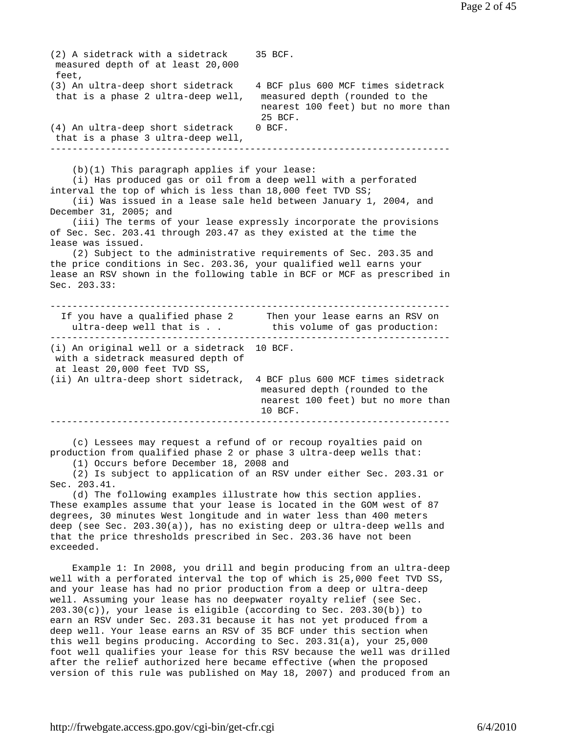| | |
|---|---|
| (2) A sidetrack with a sidetrack measured depth of at least 20,000 feet, | 35 BCF. |
| (3) An ultra-deep short sidetrack that is a phase 2 ultra-deep well, | 4 BCF plus 600 MCF times sidetrack measured depth (rounded to the nearest 100 feet) but no more than 25 BCF. |
| (4) An ultra-deep short sidetrack that is a phase 3 ultra-deep well, | 0 BCF. |

(b)(1) This paragraph applies if your lease:

(i) Has produced gas or oil from a deep well with a perforated interval the top of which is less than 18,000 feet TVD SS;

(ii) Was issued in a lease sale held between January 1, 2004, and December 31, 2005; and

(iii) The terms of your lease expressly incorporate the provisions of Sec. Sec. 203.41 through 203.47 as they existed at the time the lease was issued.

(2) Subject to the administrative requirements of Sec. 203.35 and the price conditions in Sec. 203.36, your qualified well earns your lease an RSV shown in the following table in BCF or MCF as prescribed in Sec. 203.33:

| If you have a qualified phase 2 ultra-deep well that is . . | Then your lease earns an RSV on this volume of gas production: |
|---|---|
| (i) An original well or a sidetrack with a sidetrack measured depth of at least 20,000 feet TVD SS, | 10 BCF. |
| (ii) An ultra-deep short sidetrack, | 4 BCF plus 600 MCF times sidetrack measured depth (rounded to the nearest 100 feet) but no more than 10 BCF. |

(c) Lessees may request a refund of or recoup royalties paid on production from qualified phase 2 or phase 3 ultra-deep wells that:

(1) Occurs before December 18, 2008 and

(2) Is subject to application of an RSV under either Sec. 203.31 or Sec. 203.41.

(d) The following examples illustrate how this section applies. These examples assume that your lease is located in the GOM west of 87 degrees, 30 minutes West longitude and in water less than 400 meters deep (see Sec. 203.30(a)), has no existing deep or ultra-deep wells and that the price thresholds prescribed in Sec. 203.36 have not been exceeded.

Example 1: In 2008, you drill and begin producing from an ultra-deep well with a perforated interval the top of which is 25,000 feet TVD SS, and your lease has had no prior production from a deep or ultra-deep well. Assuming your lease has no deepwater royalty relief (see Sec. 203.30(c)), your lease is eligible (according to Sec. 203.30(b)) to earn an RSV under Sec. 203.31 because it has not yet produced from a deep well. Your lease earns an RSV of 35 BCF under this section when this well begins producing. According to Sec. 203.31(a), your 25,000 foot well qualifies your lease for this RSV because the well was drilled after the relief authorized here became effective (when the proposed version of this rule was published on May 18, 2007) and produced from an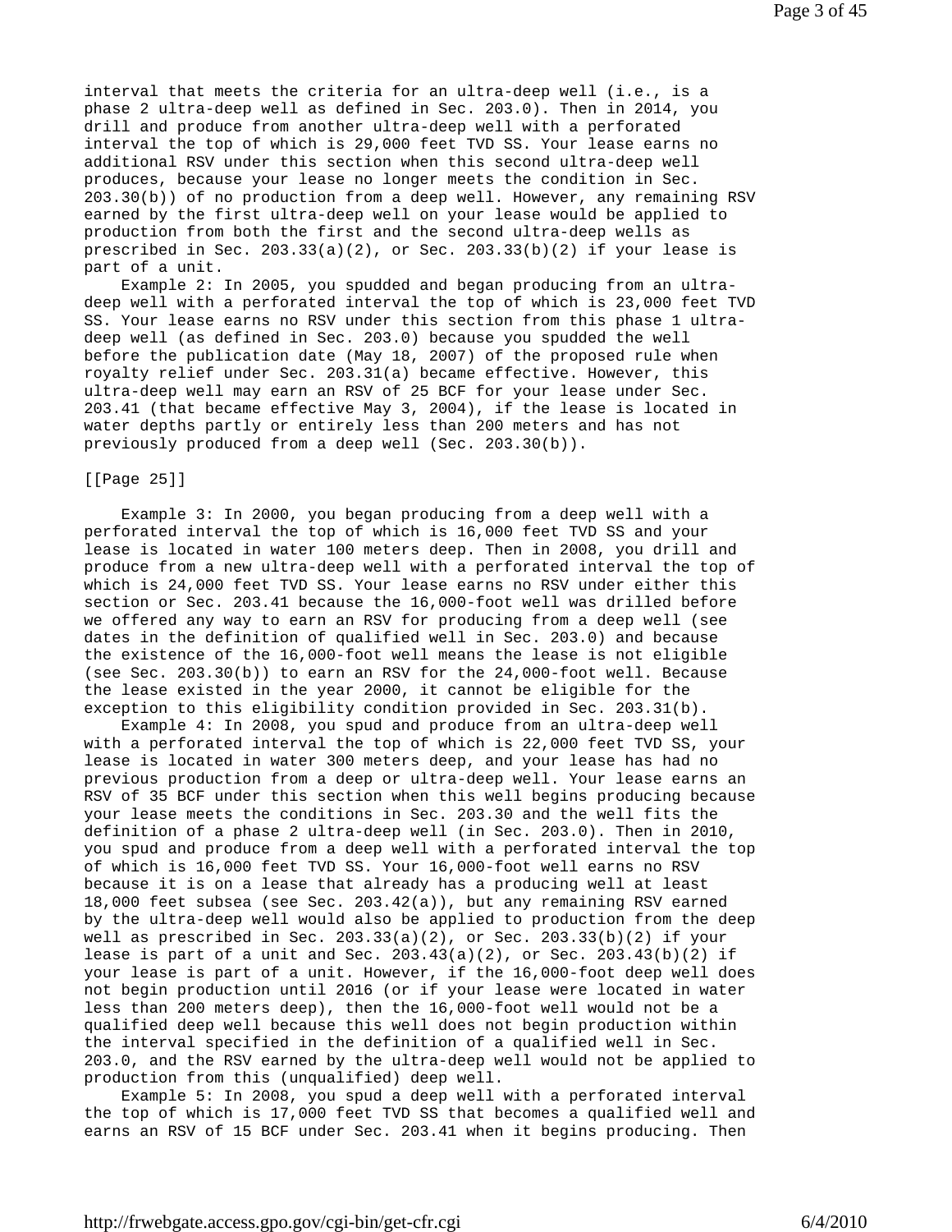interval that meets the criteria for an ultra-deep well (i.e., is a phase 2 ultra-deep well as defined in Sec. 203.0). Then in 2014, you drill and produce from another ultra-deep well with a perforated interval the top of which is 29,000 feet TVD SS. Your lease earns no additional RSV under this section when this second ultra-deep well produces, because your lease no longer meets the condition in Sec. 203.30(b)) of no production from a deep well. However, any remaining RSV earned by the first ultra-deep well on your lease would be applied to production from both the first and the second ultra-deep wells as prescribed in Sec. 203.33(a)(2), or Sec. 203.33(b)(2) if your lease is part of a unit.

Example 2: In 2005, you spudded and began producing from an ultra-deep well with a perforated interval the top of which is 23,000 feet TVD SS. Your lease earns no RSV under this section from this phase 1 ultra-deep well (as defined in Sec. 203.0) because you spudded the well before the publication date (May 18, 2007) of the proposed rule when royalty relief under Sec. 203.31(a) became effective. However, this ultra-deep well may earn an RSV of 25 BCF for your lease under Sec. 203.41 (that became effective May 3, 2004), if the lease is located in water depths partly or entirely less than 200 meters and has not previously produced from a deep well (Sec. 203.30(b)).

[[Page 25]]

Example 3: In 2000, you began producing from a deep well with a perforated interval the top of which is 16,000 feet TVD SS and your lease is located in water 100 meters deep. Then in 2008, you drill and produce from a new ultra-deep well with a perforated interval the top of which is 24,000 feet TVD SS. Your lease earns no RSV under either this section or Sec. 203.41 because the 16,000-foot well was drilled before we offered any way to earn an RSV for producing from a deep well (see dates in the definition of qualified well in Sec. 203.0) and because the existence of the 16,000-foot well means the lease is not eligible (see Sec. 203.30(b)) to earn an RSV for the 24,000-foot well. Because the lease existed in the year 2000, it cannot be eligible for the exception to this eligibility condition provided in Sec. 203.31(b).

Example 4: In 2008, you spud and produce from an ultra-deep well with a perforated interval the top of which is 22,000 feet TVD SS, your lease is located in water 300 meters deep, and your lease has had no previous production from a deep or ultra-deep well. Your lease earns an RSV of 35 BCF under this section when this well begins producing because your lease meets the conditions in Sec. 203.30 and the well fits the definition of a phase 2 ultra-deep well (in Sec. 203.0). Then in 2010, you spud and produce from a deep well with a perforated interval the top of which is 16,000 feet TVD SS. Your 16,000-foot well earns no RSV because it is on a lease that already has a producing well at least 18,000 feet subsea (see Sec. 203.42(a)), but any remaining RSV earned by the ultra-deep well would also be applied to production from the deep well as prescribed in Sec. 203.33(a)(2), or Sec. 203.33(b)(2) if your lease is part of a unit and Sec. 203.43(a)(2), or Sec. 203.43(b)(2) if your lease is part of a unit. However, if the 16,000-foot deep well does not begin production until 2016 (or if your lease were located in water less than 200 meters deep), then the 16,000-foot well would not be a qualified deep well because this well does not begin production within the interval specified in the definition of a qualified well in Sec. 203.0, and the RSV earned by the ultra-deep well would not be applied to production from this (unqualified) deep well.

Example 5: In 2008, you spud a deep well with a perforated interval the top of which is 17,000 feet TVD SS that becomes a qualified well and earns an RSV of 15 BCF under Sec. 203.41 when it begins producing. Then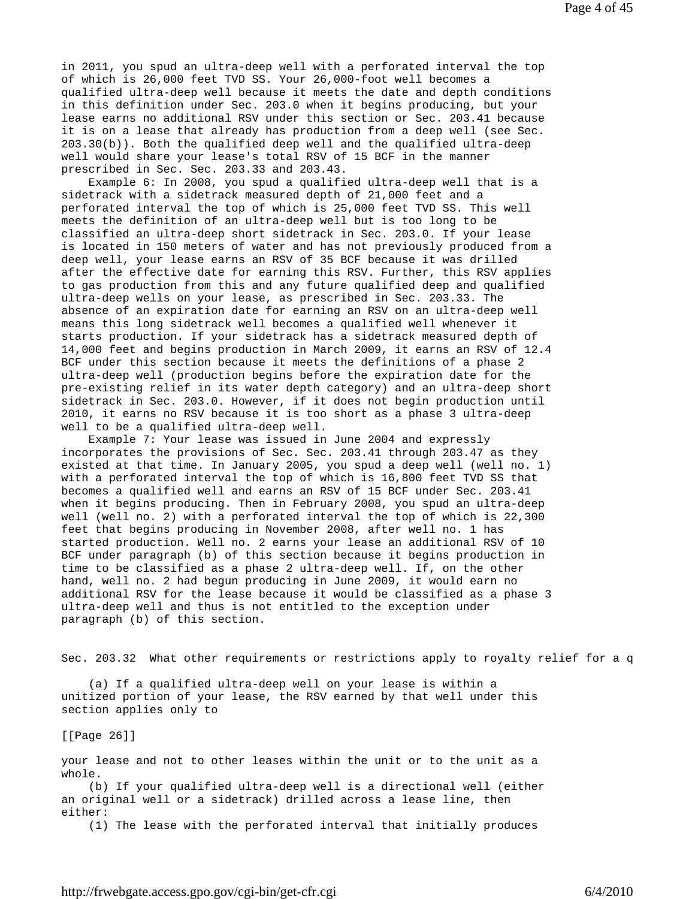in 2011, you spud an ultra-deep well with a perforated interval the top of which is 26,000 feet TVD SS. Your 26,000-foot well becomes a qualified ultra-deep well because it meets the date and depth conditions in this definition under Sec. 203.0 when it begins producing, but your lease earns no additional RSV under this section or Sec. 203.41 because it is on a lease that already has production from a deep well (see Sec. 203.30(b)). Both the qualified deep well and the qualified ultra-deep well would share your lease's total RSV of 15 BCF in the manner prescribed in Sec. Sec. 203.33 and 203.43.

Example 6: In 2008, you spud a qualified ultra-deep well that is a sidetrack with a sidetrack measured depth of 21,000 feet and a perforated interval the top of which is 25,000 feet TVD SS. This well meets the definition of an ultra-deep well but is too long to be classified an ultra-deep short sidetrack in Sec. 203.0. If your lease is located in 150 meters of water and has not previously produced from a deep well, your lease earns an RSV of 35 BCF because it was drilled after the effective date for earning this RSV. Further, this RSV applies to gas production from this and any future qualified deep and qualified ultra-deep wells on your lease, as prescribed in Sec. 203.33. The absence of an expiration date for earning an RSV on an ultra-deep well means this long sidetrack well becomes a qualified well whenever it starts production. If your sidetrack has a sidetrack measured depth of 14,000 feet and begins production in March 2009, it earns an RSV of 12.4 BCF under this section because it meets the definitions of a phase 2 ultra-deep well (production begins before the expiration date for the pre-existing relief in its water depth category) and an ultra-deep short sidetrack in Sec. 203.0. However, if it does not begin production until 2010, it earns no RSV because it is too short as a phase 3 ultra-deep well to be a qualified ultra-deep well.

Example 7: Your lease was issued in June 2004 and expressly incorporates the provisions of Sec. Sec. 203.41 through 203.47 as they existed at that time. In January 2005, you spud a deep well (well no. 1) with a perforated interval the top of which is 16,800 feet TVD SS that becomes a qualified well and earns an RSV of 15 BCF under Sec. 203.41 when it begins producing. Then in February 2008, you spud an ultra-deep well (well no. 2) with a perforated interval the top of which is 22,300 feet that begins producing in November 2008, after well no. 1 has started production. Well no. 2 earns your lease an additional RSV of 10 BCF under paragraph (b) of this section because it begins production in time to be classified as a phase 2 ultra-deep well. If, on the other hand, well no. 2 had begun producing in June 2009, it would earn no additional RSV for the lease because it would be classified as a phase 3 ultra-deep well and thus is not entitled to the exception under paragraph (b) of this section.

Sec. 203.32 What other requirements or restrictions apply to royalty relief for a q

(a) If a qualified ultra-deep well on your lease is within a unitized portion of your lease, the RSV earned by that well under this section applies only to

[[Page 26]]

your lease and not to other leases within the unit or to the unit as a whole.

(b) If your qualified ultra-deep well is a directional well (either an original well or a sidetrack) drilled across a lease line, then either:

(1) The lease with the perforated interval that initially produces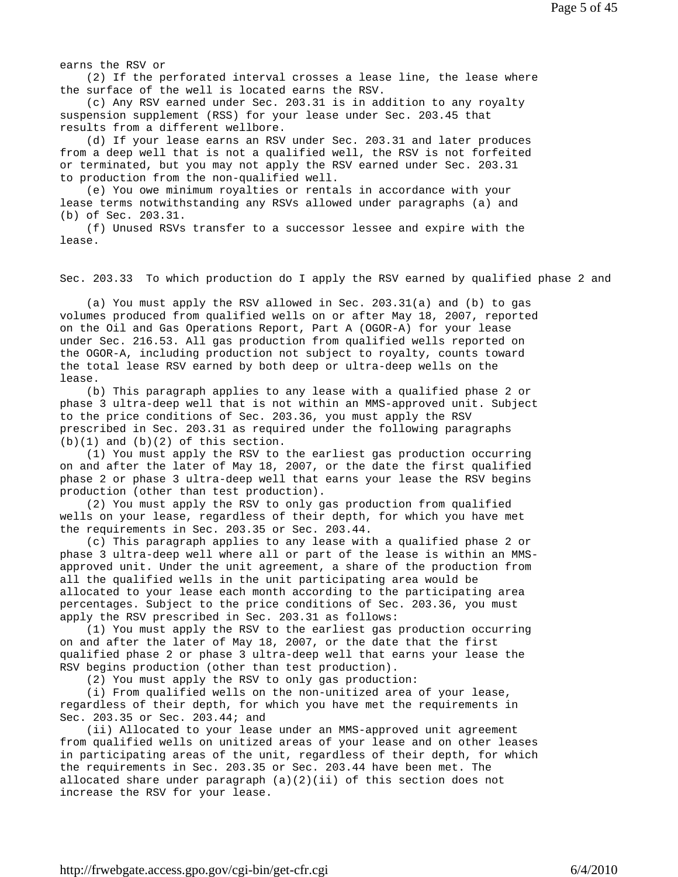earns the RSV or

(2) If the perforated interval crosses a lease line, the lease where the surface of the well is located earns the RSV.

(c) Any RSV earned under Sec. 203.31 is in addition to any royalty suspension supplement (RSS) for your lease under Sec. 203.45 that results from a different wellbore.

(d) If your lease earns an RSV under Sec. 203.31 and later produces from a deep well that is not a qualified well, the RSV is not forfeited or terminated, but you may not apply the RSV earned under Sec. 203.31 to production from the non-qualified well.

(e) You owe minimum royalties or rentals in accordance with your lease terms notwithstanding any RSVs allowed under paragraphs (a) and (b) of Sec. 203.31.

(f) Unused RSVs transfer to a successor lessee and expire with the lease.

## Sec. 203.33 To which production do I apply the RSV earned by qualified phase 2 and

(a) You must apply the RSV allowed in Sec. 203.31(a) and (b) to gas volumes produced from qualified wells on or after May 18, 2007, reported on the Oil and Gas Operations Report, Part A (OGOR-A) for your lease under Sec. 216.53. All gas production from qualified wells reported on the OGOR-A, including production not subject to royalty, counts toward the total lease RSV earned by both deep or ultra-deep wells on the lease.

(b) This paragraph applies to any lease with a qualified phase 2 or phase 3 ultra-deep well that is not within an MMS-approved unit. Subject to the price conditions of Sec. 203.36, you must apply the RSV prescribed in Sec. 203.31 as required under the following paragraphs (b)(1) and (b)(2) of this section.

(1) You must apply the RSV to the earliest gas production occurring on and after the later of May 18, 2007, or the date the first qualified phase 2 or phase 3 ultra-deep well that earns your lease the RSV begins production (other than test production).

(2) You must apply the RSV to only gas production from qualified wells on your lease, regardless of their depth, for which you have met the requirements in Sec. 203.35 or Sec. 203.44.

(c) This paragraph applies to any lease with a qualified phase 2 or phase 3 ultra-deep well where all or part of the lease is within an MMS-approved unit. Under the unit agreement, a share of the production from all the qualified wells in the unit participating area would be allocated to your lease each month according to the participating area percentages. Subject to the price conditions of Sec. 203.36, you must apply the RSV prescribed in Sec. 203.31 as follows:

(1) You must apply the RSV to the earliest gas production occurring on and after the later of May 18, 2007, or the date that the first qualified phase 2 or phase 3 ultra-deep well that earns your lease the RSV begins production (other than test production).

(2) You must apply the RSV to only gas production:

(i) From qualified wells on the non-unitized area of your lease, regardless of their depth, for which you have met the requirements in Sec. 203.35 or Sec. 203.44; and

(ii) Allocated to your lease under an MMS-approved unit agreement from qualified wells on unitized areas of your lease and on other leases in participating areas of the unit, regardless of their depth, for which the requirements in Sec. 203.35 or Sec. 203.44 have been met. The allocated share under paragraph (a)(2)(ii) of this section does not increase the RSV for your lease.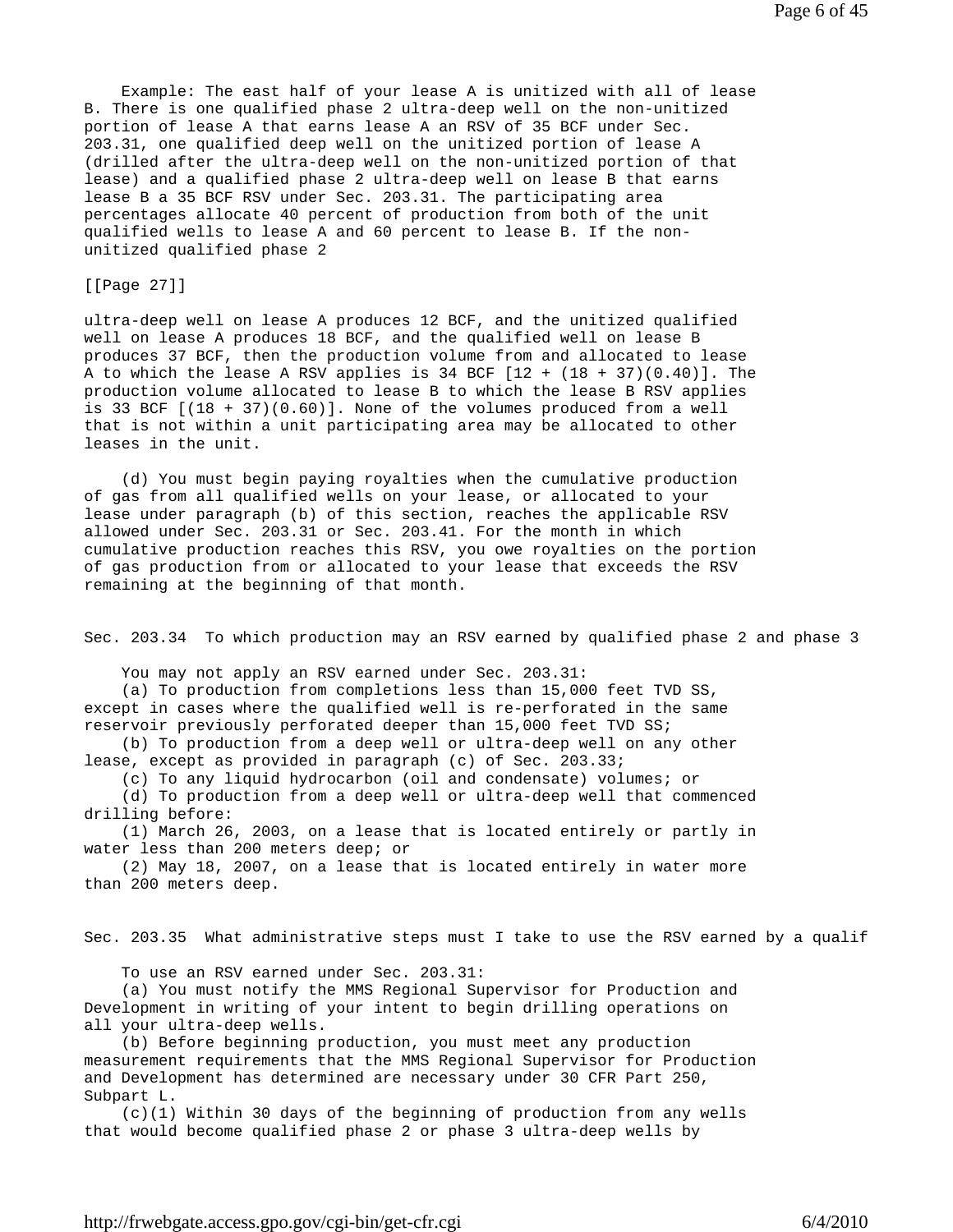Example: The east half of your lease A is unitized with all of lease B. There is one qualified phase 2 ultra-deep well on the non-unitized portion of lease A that earns lease A an RSV of 35 BCF under Sec. 203.31, one qualified deep well on the unitized portion of lease A (drilled after the ultra-deep well on the non-unitized portion of that lease) and a qualified phase 2 ultra-deep well on lease B that earns lease B a 35 BCF RSV under Sec. 203.31. The participating area percentages allocate 40 percent of production from both of the unit qualified wells to lease A and 60 percent to lease B. If the non-unitized qualified phase 2

[[Page 27]]

ultra-deep well on lease A produces 12 BCF, and the unitized qualified well on lease A produces 18 BCF, and the qualified well on lease B produces 37 BCF, then the production volume from and allocated to lease A to which the lease A RSV applies is 34 BCF [12 + (18 + 37)(0.40)]. The production volume allocated to lease B to which the lease B RSV applies is 33 BCF [(18 + 37)(0.60)]. None of the volumes produced from a well that is not within a unit participating area may be allocated to other leases in the unit.

(d) You must begin paying royalties when the cumulative production of gas from all qualified wells on your lease, or allocated to your lease under paragraph (b) of this section, reaches the applicable RSV allowed under Sec. 203.31 or Sec. 203.41. For the month in which cumulative production reaches this RSV, you owe royalties on the portion of gas production from or allocated to your lease that exceeds the RSV remaining at the beginning of that month.

## Sec. 203.34 To which production may an RSV earned by qualified phase 2 and phase 3

You may not apply an RSV earned under Sec. 203.31:

(a) To production from completions less than 15,000 feet TVD SS, except in cases where the qualified well is re-perforated in the same reservoir previously perforated deeper than 15,000 feet TVD SS;

(b) To production from a deep well or ultra-deep well on any other lease, except as provided in paragraph (c) of Sec. 203.33;

(c) To any liquid hydrocarbon (oil and condensate) volumes; or

(d) To production from a deep well or ultra-deep well that commenced drilling before:

(1) March 26, 2003, on a lease that is located entirely or partly in water less than 200 meters deep; or

(2) May 18, 2007, on a lease that is located entirely in water more than 200 meters deep.

## Sec. 203.35 What administrative steps must I take to use the RSV earned by a qualif

To use an RSV earned under Sec. 203.31:

(a) You must notify the MMS Regional Supervisor for Production and Development in writing of your intent to begin drilling operations on all your ultra-deep wells.

(b) Before beginning production, you must meet any production measurement requirements that the MMS Regional Supervisor for Production and Development has determined are necessary under 30 CFR Part 250, Subpart L.

(c)(1) Within 30 days of the beginning of production from any wells that would become qualified phase 2 or phase 3 ultra-deep wells by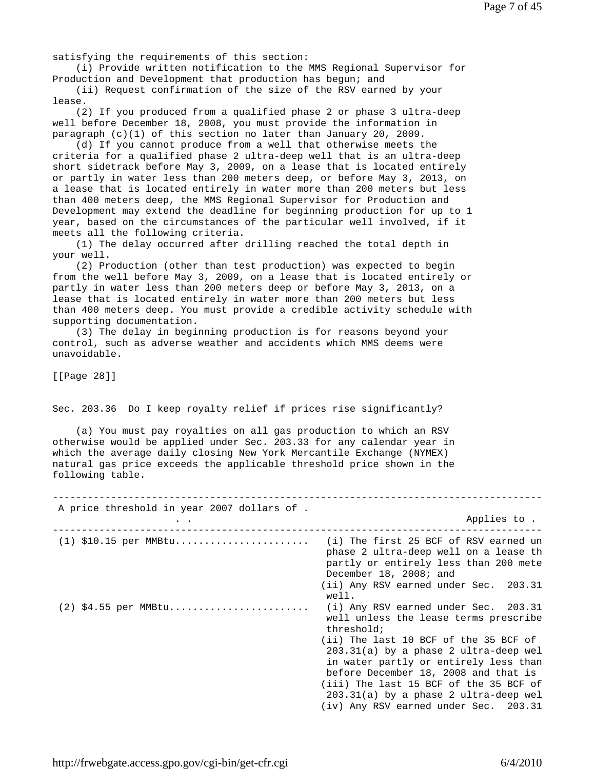satisfying the requirements of this section:

(i) Provide written notification to the MMS Regional Supervisor for Production and Development that production has begun; and

(ii) Request confirmation of the size of the RSV earned by your lease.

(2) If you produced from a qualified phase 2 or phase 3 ultra-deep well before December 18, 2008, you must provide the information in paragraph (c)(1) of this section no later than January 20, 2009.

(d) If you cannot produce from a well that otherwise meets the criteria for a qualified phase 2 ultra-deep well that is an ultra-deep short sidetrack before May 3, 2009, on a lease that is located entirely or partly in water less than 200 meters deep, or before May 3, 2013, on a lease that is located entirely in water more than 200 meters but less than 400 meters deep, the MMS Regional Supervisor for Production and Development may extend the deadline for beginning production for up to 1 year, based on the circumstances of the particular well involved, if it meets all the following criteria.

(1) The delay occurred after drilling reached the total depth in your well.

(2) Production (other than test production) was expected to begin from the well before May 3, 2009, on a lease that is located entirely or partly in water less than 200 meters deep or before May 3, 2013, on a lease that is located entirely in water more than 200 meters but less than 400 meters deep. You must provide a credible activity schedule with supporting documentation.

(3) The delay in beginning production is for reasons beyond your control, such as adverse weather and accidents which MMS deems were unavoidable.

[[Page 28]]

## Sec. 203.36 Do I keep royalty relief if prices rise significantly?

(a) You must pay royalties on all gas production to which an RSV otherwise would be applied under Sec. 203.33 for any calendar year in which the average daily closing New York Mercantile Exchange (NYMEX) natural gas price exceeds the applicable threshold price shown in the following table.

| A price threshold in year 2007 dollars of . . . | Applies to . |
|---|---|
| (1) $10.15 per MMBtu...................... | (i) The first 25 BCF of RSV earned un phase 2 ultra-deep well on a lease th partly or entirely less than 200 mete December 18, 2008; and<br>(ii) Any RSV earned under Sec. 203.31 well. |
| (2) $4.55 per MMBtu....................... | (i) Any RSV earned under Sec. 203.31 well unless the lease terms prescribe threshold;<br>(ii) The last 10 BCF of the 35 BCF of 203.31(a) by a phase 2 ultra-deep wel in water partly or entirely less than before December 18, 2008 and that is<br>(iii) The last 15 BCF of the 35 BCF of 203.31(a) by a phase 2 ultra-deep wel<br>(iv) Any RSV earned under Sec. 203.31 |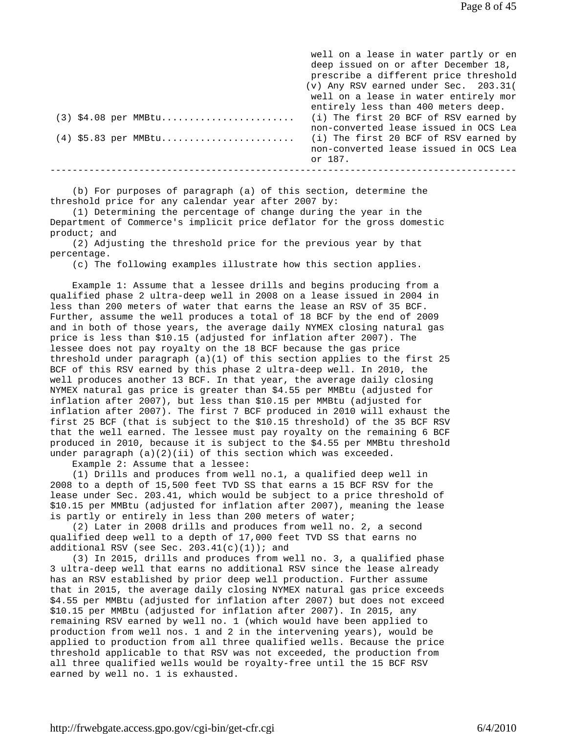| | |
|---|---|
| | well on a lease in water partly or en deep issued on or after December 18, prescribe a different price threshold |
| | (v) Any RSV earned under Sec. 203.31( well on a lease in water entirely mor entirely less than 400 meters deep. |
| (3) $4.08 per MMBtu........................ | (i) The first 20 BCF of RSV earned by non-converted lease issued in OCS Lea |
| (4) $5.83 per MMBtu........................ | (i) The first 20 BCF of RSV earned by non-converted lease issued in OCS Lea or 187. |

(b) For purposes of paragraph (a) of this section, determine the threshold price for any calendar year after 2007 by:

(1) Determining the percentage of change during the year in the Department of Commerce's implicit price deflator for the gross domestic product; and

(2) Adjusting the threshold price for the previous year by that percentage.

(c) The following examples illustrate how this section applies.

Example 1: Assume that a lessee drills and begins producing from a qualified phase 2 ultra-deep well in 2008 on a lease issued in 2004 in less than 200 meters of water that earns the lease an RSV of 35 BCF. Further, assume the well produces a total of 18 BCF by the end of 2009 and in both of those years, the average daily NYMEX closing natural gas price is less than $10.15 (adjusted for inflation after 2007). The lessee does not pay royalty on the 18 BCF because the gas price threshold under paragraph (a)(1) of this section applies to the first 25 BCF of this RSV earned by this phase 2 ultra-deep well. In 2010, the well produces another 13 BCF. In that year, the average daily closing NYMEX natural gas price is greater than $4.55 per MMBtu (adjusted for inflation after 2007), but less than $10.15 per MMBtu (adjusted for inflation after 2007). The first 7 BCF produced in 2010 will exhaust the first 25 BCF (that is subject to the $10.15 threshold) of the 35 BCF RSV that the well earned. The lessee must pay royalty on the remaining 6 BCF produced in 2010, because it is subject to the $4.55 per MMBtu threshold under paragraph (a)(2)(ii) of this section which was exceeded.

Example 2: Assume that a lessee:

(1) Drills and produces from well no.1, a qualified deep well in 2008 to a depth of 15,500 feet TVD SS that earns a 15 BCF RSV for the lease under Sec. 203.41, which would be subject to a price threshold of $10.15 per MMBtu (adjusted for inflation after 2007), meaning the lease is partly or entirely in less than 200 meters of water;

(2) Later in 2008 drills and produces from well no. 2, a second qualified deep well to a depth of 17,000 feet TVD SS that earns no additional RSV (see Sec. 203.41(c)(1)); and

(3) In 2015, drills and produces from well no. 3, a qualified phase 3 ultra-deep well that earns no additional RSV since the lease already has an RSV established by prior deep well production. Further assume that in 2015, the average daily closing NYMEX natural gas price exceeds $4.55 per MMBtu (adjusted for inflation after 2007) but does not exceed $10.15 per MMBtu (adjusted for inflation after 2007). In 2015, any remaining RSV earned by well no. 1 (which would have been applied to production from well nos. 1 and 2 in the intervening years), would be applied to production from all three qualified wells. Because the price threshold applicable to that RSV was not exceeded, the production from all three qualified wells would be royalty-free until the 15 BCF RSV earned by well no. 1 is exhausted.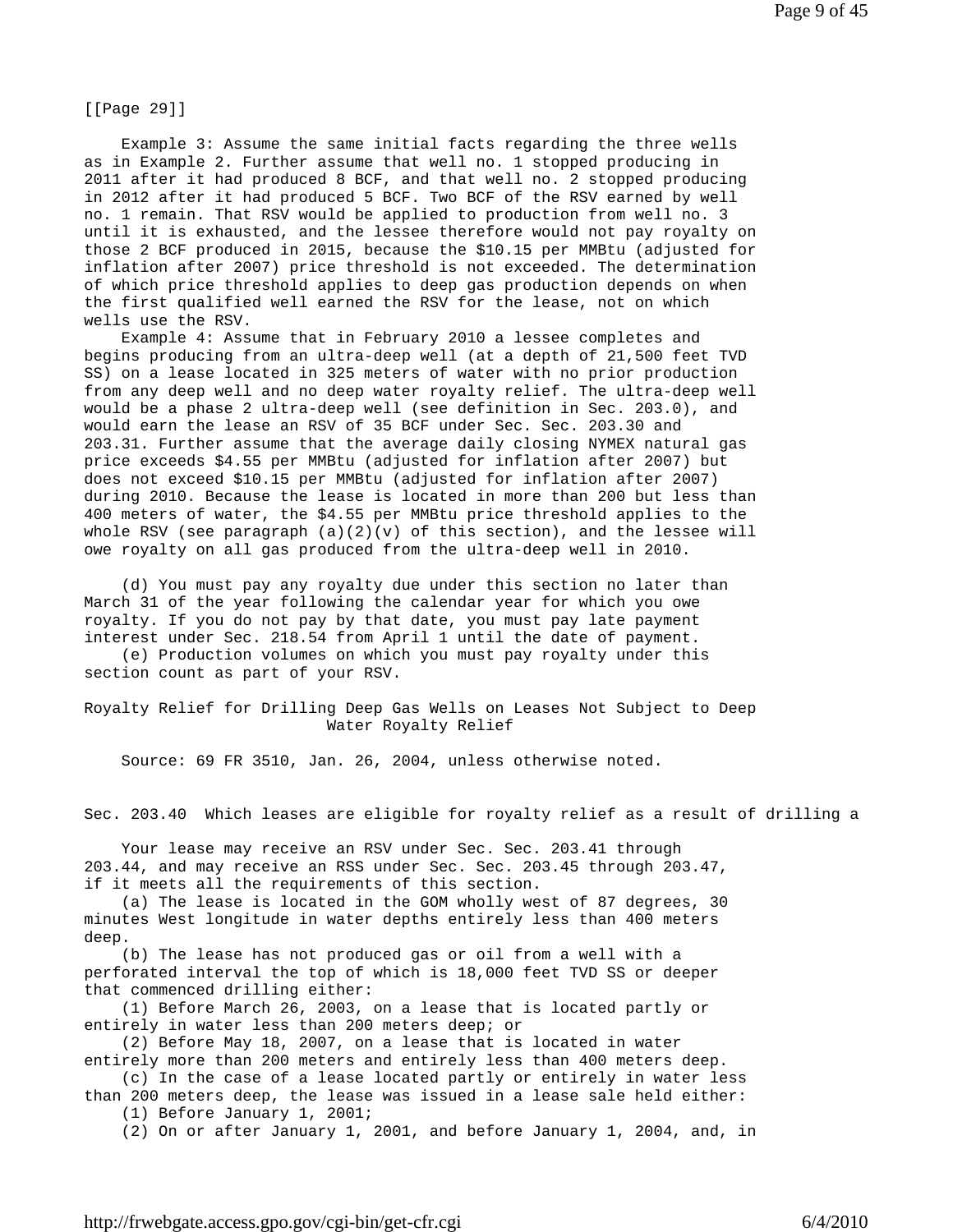[[Page 29]]

Example 3: Assume the same initial facts regarding the three wells as in Example 2. Further assume that well no. 1 stopped producing in 2011 after it had produced 8 BCF, and that well no. 2 stopped producing in 2012 after it had produced 5 BCF. Two BCF of the RSV earned by well no. 1 remain. That RSV would be applied to production from well no. 3 until it is exhausted, and the lessee therefore would not pay royalty on those 2 BCF produced in 2015, because the $10.15 per MMBtu (adjusted for inflation after 2007) price threshold is not exceeded. The determination of which price threshold applies to deep gas production depends on when the first qualified well earned the RSV for the lease, not on which wells use the RSV.

Example 4: Assume that in February 2010 a lessee completes and begins producing from an ultra-deep well (at a depth of 21,500 feet TVD SS) on a lease located in 325 meters of water with no prior production from any deep well and no deep water royalty relief. The ultra-deep well would be a phase 2 ultra-deep well (see definition in Sec. 203.0), and would earn the lease an RSV of 35 BCF under Sec. Sec. 203.30 and 203.31. Further assume that the average daily closing NYMEX natural gas price exceeds $4.55 per MMBtu (adjusted for inflation after 2007) but does not exceed $10.15 per MMBtu (adjusted for inflation after 2007) during 2010. Because the lease is located in more than 200 but less than 400 meters of water, the $4.55 per MMBtu price threshold applies to the whole RSV (see paragraph (a)(2)(v) of this section), and the lessee will owe royalty on all gas produced from the ultra-deep well in 2010.

(d) You must pay any royalty due under this section no later than March 31 of the year following the calendar year for which you owe royalty. If you do not pay by that date, you must pay late payment interest under Sec. 218.54 from April 1 until the date of payment.

(e) Production volumes on which you must pay royalty under this section count as part of your RSV.

## Royalty Relief for Drilling Deep Gas Wells on Leases Not Subject to Deep Water Royalty Relief

Source: 69 FR 3510, Jan. 26, 2004, unless otherwise noted.

### Sec. 203.40 Which leases are eligible for royalty relief as a result of drilling a

Your lease may receive an RSV under Sec. Sec. 203.41 through 203.44, and may receive an RSS under Sec. Sec. 203.45 through 203.47, if it meets all the requirements of this section.

(a) The lease is located in the GOM wholly west of 87 degrees, 30 minutes West longitude in water depths entirely less than 400 meters deep.

(b) The lease has not produced gas or oil from a well with a perforated interval the top of which is 18,000 feet TVD SS or deeper that commenced drilling either:

(1) Before March 26, 2003, on a lease that is located partly or entirely in water less than 200 meters deep; or

(2) Before May 18, 2007, on a lease that is located in water entirely more than 200 meters and entirely less than 400 meters deep.

(c) In the case of a lease located partly or entirely in water less than 200 meters deep, the lease was issued in a lease sale held either:

(1) Before January 1, 2001;

(2) On or after January 1, 2001, and before January 1, 2004, and, in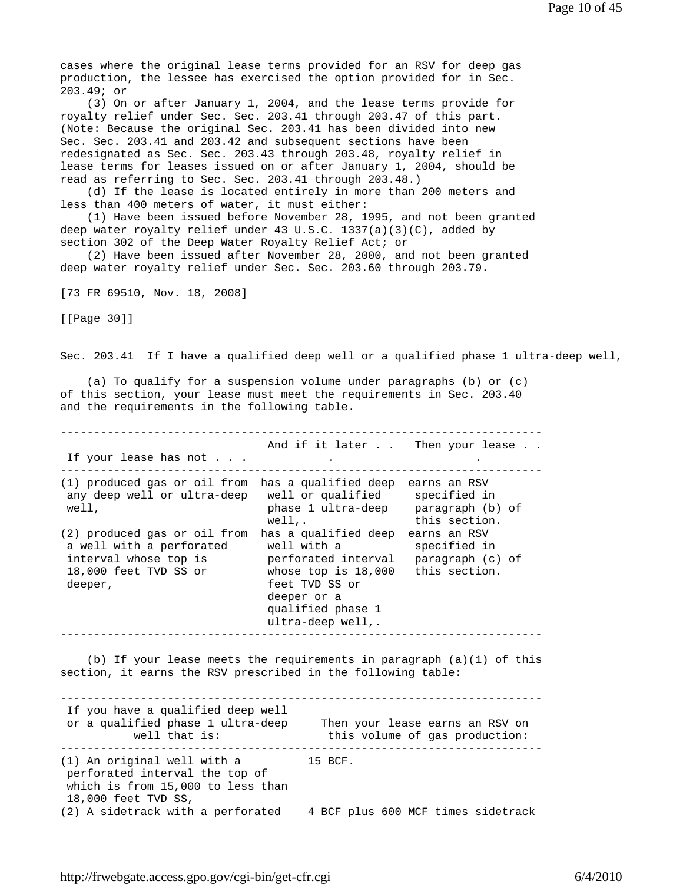cases where the original lease terms provided for an RSV for deep gas production, the lessee has exercised the option provided for in Sec. 203.49; or

(3) On or after January 1, 2004, and the lease terms provide for royalty relief under Sec. Sec. 203.41 through 203.47 of this part. (Note: Because the original Sec. 203.41 has been divided into new Sec. Sec. 203.41 and 203.42 and subsequent sections have been redesignated as Sec. Sec. 203.43 through 203.48, royalty relief in lease terms for leases issued on or after January 1, 2004, should be read as referring to Sec. Sec. 203.41 through 203.48.)

(d) If the lease is located entirely in more than 200 meters and less than 400 meters of water, it must either:

(1) Have been issued before November 28, 1995, and not been granted deep water royalty relief under 43 U.S.C. 1337(a)(3)(C), added by section 302 of the Deep Water Royalty Relief Act; or

(2) Have been issued after November 28, 2000, and not been granted deep water royalty relief under Sec. Sec. 203.60 through 203.79.

[73 FR 69510, Nov. 18, 2008]

[[Page 30]]

## Sec. 203.41 If I have a qualified deep well or a qualified phase 1 ultra-deep well,

(a) To qualify for a suspension volume under paragraphs (b) or (c) of this section, your lease must meet the requirements in Sec. 203.40 and the requirements in the following table.

| If your lease has not . . . | And if it later . . . | Then your lease . . . |
|---|---|---|
| (1) produced gas or oil from any deep well or ultra-deep well, | has a qualified deep well or qualified phase 1 ultra-deep well,. | earns an RSV specified in paragraph (b) of this section. |
| (2) produced gas or oil from a well with a perforated interval whose top is 18,000 feet TVD SS or deeper, | has a qualified deep well with a perforated interval whose top is 18,000 feet TVD SS or deeper or a qualified phase 1 ultra-deep well,. | earns an RSV specified in paragraph (c) of this section. |

(b) If your lease meets the requirements in paragraph (a)(1) of this section, it earns the RSV prescribed in the following table:

| If you have a qualified deep well or a qualified phase 1 ultra-deep well that is: | Then your lease earns an RSV on this volume of gas production: |
|---|---|
| (1) An original well with a perforated interval the top of which is from 15,000 to less than 18,000 feet TVD SS, | 15 BCF. |
| (2) A sidetrack with a perforated | 4 BCF plus 600 MCF times sidetrack |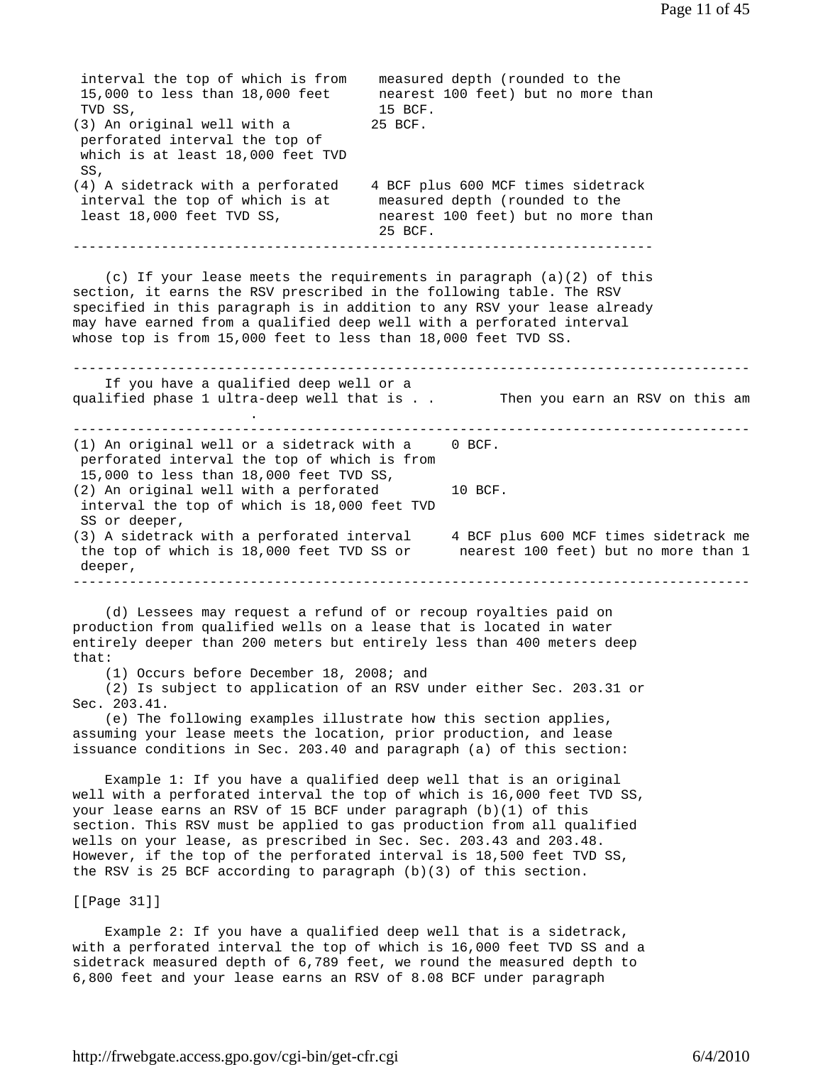| | |
|---|---|
| interval the top of which is from 15,000 to less than 18,000 feet TVD SS, | measured depth (rounded to the nearest 100 feet) but no more than 15 BCF. |
| (3) An original well with a perforated interval the top of which is at least 18,000 feet TVD SS, | 25 BCF. |
| (4) A sidetrack with a perforated interval the top of which is at least 18,000 feet TVD SS, | 4 BCF plus 600 MCF times sidetrack measured depth (rounded to the nearest 100 feet) but no more than 25 BCF. |

(c) If your lease meets the requirements in paragraph (a)(2) of this section, it earns the RSV prescribed in the following table. The RSV specified in this paragraph is in addition to any RSV your lease already may have earned from a qualified deep well with a perforated interval whose top is from 15,000 feet to less than 18,000 feet TVD SS.

| If you have a qualified deep well or a qualified phase 1 ultra-deep well that is . . . | Then you earn an RSV on this am |
|---|---|
| (1) An original well or a sidetrack with a perforated interval the top of which is from 15,000 to less than 18,000 feet TVD SS, | 0 BCF. |
| (2) An original well with a perforated interval the top of which is 18,000 feet TVD SS or deeper, | 10 BCF. |
| (3) A sidetrack with a perforated interval the top of which is 18,000 feet TVD SS or deeper, | 4 BCF plus 600 MCF times sidetrack me nearest 100 feet) but no more than 1 |

(d) Lessees may request a refund of or recoup royalties paid on production from qualified wells on a lease that is located in water entirely deeper than 200 meters but entirely less than 400 meters deep that:

(1) Occurs before December 18, 2008; and

(2) Is subject to application of an RSV under either Sec. 203.31 or Sec. 203.41.

(e) The following examples illustrate how this section applies, assuming your lease meets the location, prior production, and lease issuance conditions in Sec. 203.40 and paragraph (a) of this section:

Example 1: If you have a qualified deep well that is an original well with a perforated interval the top of which is 16,000 feet TVD SS, your lease earns an RSV of 15 BCF under paragraph (b)(1) of this section. This RSV must be applied to gas production from all qualified wells on your lease, as prescribed in Sec. Sec. 203.43 and 203.48. However, if the top of the perforated interval is 18,500 feet TVD SS, the RSV is 25 BCF according to paragraph (b)(3) of this section.

[[Page 31]]

Example 2: If you have a qualified deep well that is a sidetrack, with a perforated interval the top of which is 16,000 feet TVD SS and a sidetrack measured depth of 6,789 feet, we round the measured depth to 6,800 feet and your lease earns an RSV of 8.08 BCF under paragraph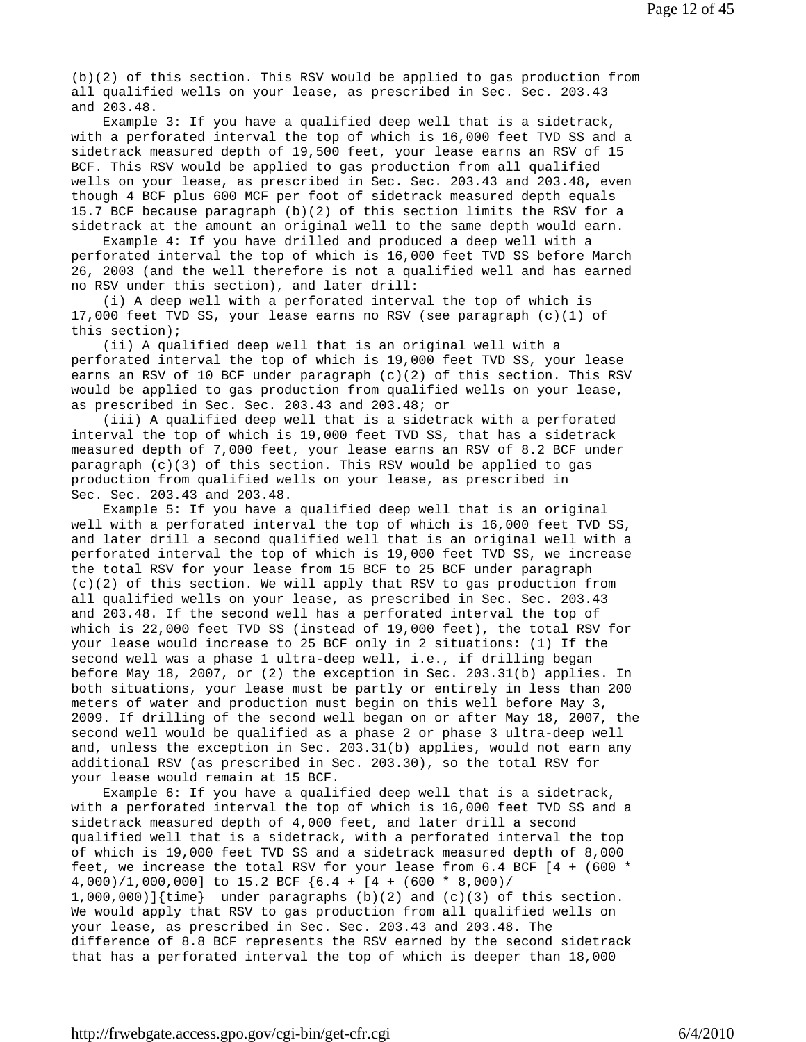(b)(2) of this section. This RSV would be applied to gas production from all qualified wells on your lease, as prescribed in Sec. Sec. 203.43 and 203.48.

Example 3: If you have a qualified deep well that is a sidetrack, with a perforated interval the top of which is 16,000 feet TVD SS and a sidetrack measured depth of 19,500 feet, your lease earns an RSV of 15 BCF. This RSV would be applied to gas production from all qualified wells on your lease, as prescribed in Sec. Sec. 203.43 and 203.48, even though 4 BCF plus 600 MCF per foot of sidetrack measured depth equals 15.7 BCF because paragraph (b)(2) of this section limits the RSV for a sidetrack at the amount an original well to the same depth would earn.

Example 4: If you have drilled and produced a deep well with a perforated interval the top of which is 16,000 feet TVD SS before March 26, 2003 (and the well therefore is not a qualified well and has earned no RSV under this section), and later drill:

(i) A deep well with a perforated interval the top of which is 17,000 feet TVD SS, your lease earns no RSV (see paragraph (c)(1) of this section);

(ii) A qualified deep well that is an original well with a perforated interval the top of which is 19,000 feet TVD SS, your lease earns an RSV of 10 BCF under paragraph (c)(2) of this section. This RSV would be applied to gas production from qualified wells on your lease, as prescribed in Sec. Sec. 203.43 and 203.48; or

(iii) A qualified deep well that is a sidetrack with a perforated interval the top of which is 19,000 feet TVD SS, that has a sidetrack measured depth of 7,000 feet, your lease earns an RSV of 8.2 BCF under paragraph (c)(3) of this section. This RSV would be applied to gas production from qualified wells on your lease, as prescribed in Sec. Sec. 203.43 and 203.48.

Example 5: If you have a qualified deep well that is an original well with a perforated interval the top of which is 16,000 feet TVD SS, and later drill a second qualified well that is an original well with a perforated interval the top of which is 19,000 feet TVD SS, we increase the total RSV for your lease from 15 BCF to 25 BCF under paragraph (c)(2) of this section. We will apply that RSV to gas production from all qualified wells on your lease, as prescribed in Sec. Sec. 203.43 and 203.48. If the second well has a perforated interval the top of which is 22,000 feet TVD SS (instead of 19,000 feet), the total RSV for your lease would increase to 25 BCF only in 2 situations: (1) If the second well was a phase 1 ultra-deep well, i.e., if drilling began before May 18, 2007, or (2) the exception in Sec. 203.31(b) applies. In both situations, your lease must be partly or entirely in less than 200 meters of water and production must begin on this well before May 3, 2009. If drilling of the second well began on or after May 18, 2007, the second well would be qualified as a phase 2 or phase 3 ultra-deep well and, unless the exception in Sec. 203.31(b) applies, would not earn any additional RSV (as prescribed in Sec. 203.30), so the total RSV for your lease would remain at 15 BCF.

Example 6: If you have a qualified deep well that is a sidetrack, with a perforated interval the top of which is 16,000 feet TVD SS and a sidetrack measured depth of 4,000 feet, and later drill a second qualified well that is a sidetrack, with a perforated interval the top of which is 19,000 feet TVD SS and a sidetrack measured depth of 8,000 feet, we increase the total RSV for your lease from 6.4 BCF [4 + (600 * 4,000)/1,000,000] to 15.2 BCF {6.4 + [4 + (600 * 8,000)/ 1,000,000)]{time} under paragraphs (b)(2) and (c)(3) of this section. We would apply that RSV to gas production from all qualified wells on your lease, as prescribed in Sec. Sec. 203.43 and 203.48. The difference of 8.8 BCF represents the RSV earned by the second sidetrack that has a perforated interval the top of which is deeper than 18,000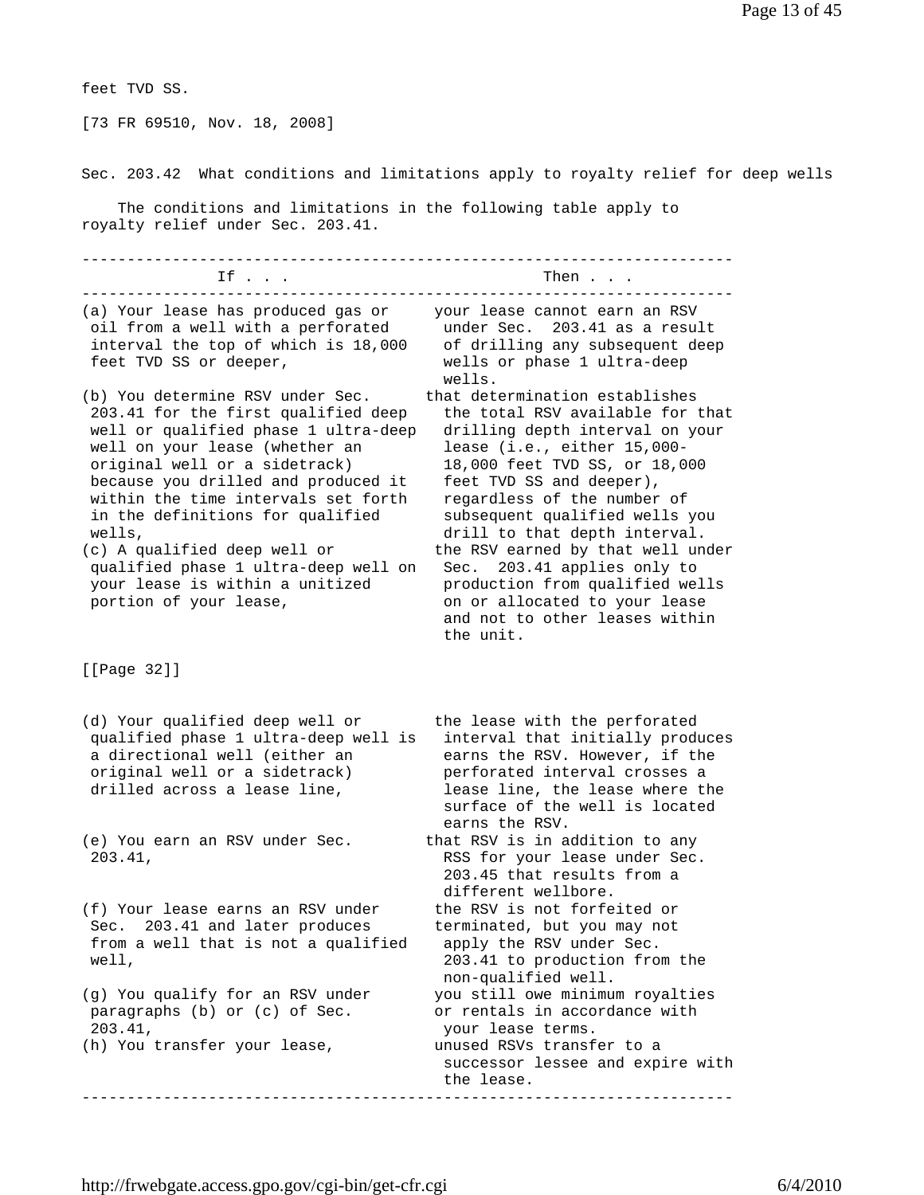feet TVD SS.

[73 FR 69510, Nov. 18, 2008]

## Sec. 203.42 What conditions and limitations apply to royalty relief for deep wells

The conditions and limitations in the following table apply to royalty relief under Sec. 203.41.

| If . . . | Then . . . |
| --- | --- |
| (a) Your lease has produced gas or oil from a well with a perforated interval the top of which is 18,000 feet TVD SS or deeper, | your lease cannot earn an RSV under Sec. 203.41 as a result of drilling any subsequent deep wells or phase 1 ultra-deep wells. |
| (b) You determine RSV under Sec. 203.41 for the first qualified deep well or qualified phase 1 ultra-deep well on your lease (whether an original well or a sidetrack) because you drilled and produced it within the time intervals set forth in the definitions for qualified wells, | that determination establishes the total RSV available for that drilling depth interval on your lease (i.e., either 15,000-18,000 feet TVD SS, or 18,000 feet TVD SS and deeper), regardless of the number of subsequent qualified wells you drill to that depth interval. |
| (c) A qualified deep well or qualified phase 1 ultra-deep well on your lease is within a unitized portion of your lease, | the RSV earned by that well under Sec. 203.41 applies only to production from qualified wells on or allocated to your lease and not to other leases within the unit. |
| (d) Your qualified deep well or qualified phase 1 ultra-deep well is a directional well (either an original well or a sidetrack) drilled across a lease line, | the lease with the perforated interval that initially produces earns the RSV. However, if the perforated interval crosses a lease line, the lease where the surface of the well is located earns the RSV. |
| (e) You earn an RSV under Sec. 203.41, | that RSV is in addition to any RSS for your lease under Sec. 203.45 that results from a different wellbore. |
| (f) Your lease earns an RSV under Sec. 203.41 and later produces from a well that is not a qualified well, | the RSV is not forfeited or terminated, but you may not apply the RSV under Sec. 203.41 to production from the non-qualified well. |
| (g) You qualify for an RSV under paragraphs (b) or (c) of Sec. 203.41, | you still owe minimum royalties or rentals in accordance with your lease terms. |
| (h) You transfer your lease, | unused RSVs transfer to a successor lessee and expire with the lease. |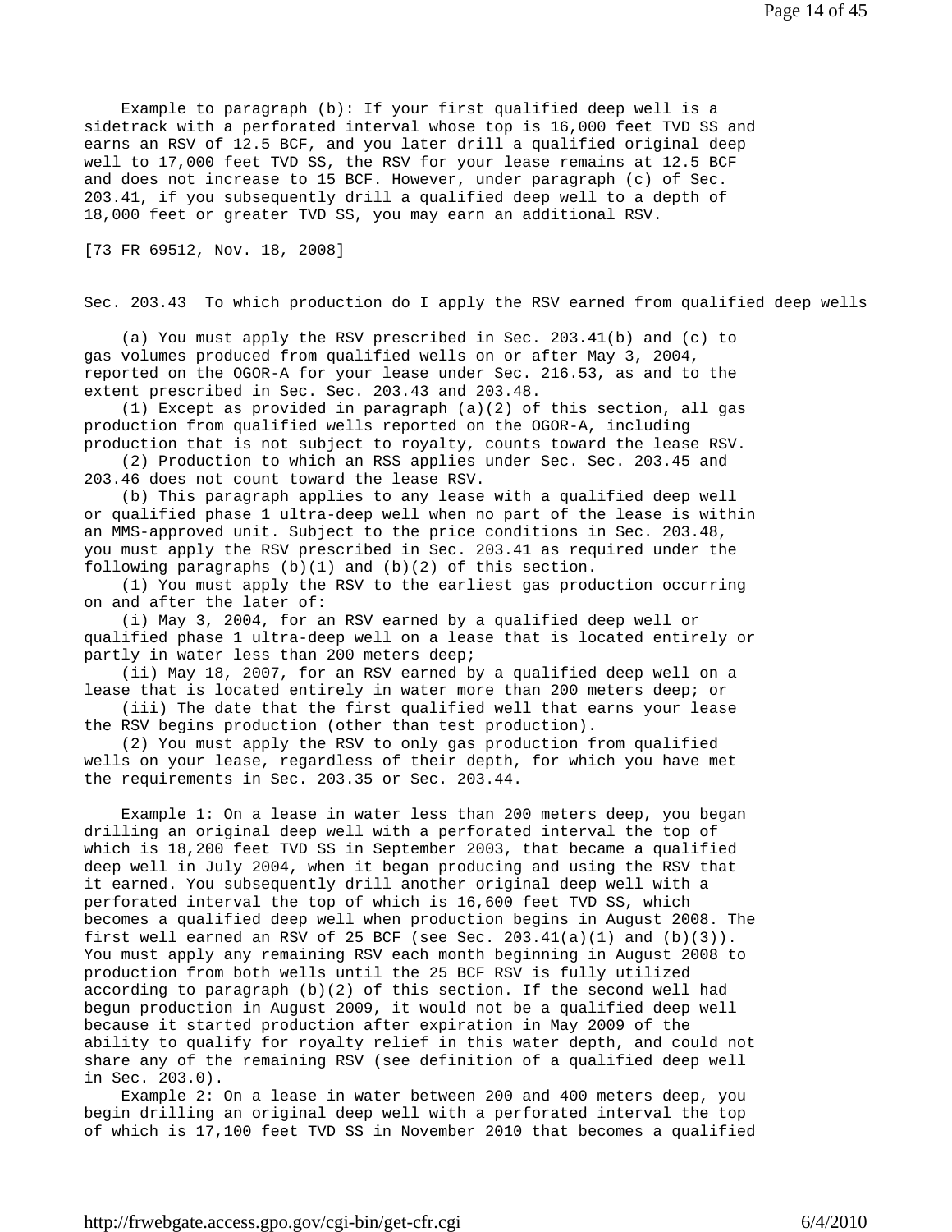Example to paragraph (b): If your first qualified deep well is a sidetrack with a perforated interval whose top is 16,000 feet TVD SS and earns an RSV of 12.5 BCF, and you later drill a qualified original deep well to 17,000 feet TVD SS, the RSV for your lease remains at 12.5 BCF and does not increase to 15 BCF. However, under paragraph (c) of Sec. 203.41, if you subsequently drill a qualified deep well to a depth of 18,000 feet or greater TVD SS, you may earn an additional RSV.

[73 FR 69512, Nov. 18, 2008]

## Sec. 203.43 To which production do I apply the RSV earned from qualified deep wells

(a) You must apply the RSV prescribed in Sec. 203.41(b) and (c) to gas volumes produced from qualified wells on or after May 3, 2004, reported on the OGOR-A for your lease under Sec. 216.53, as and to the extent prescribed in Sec. Sec. 203.43 and 203.48.

(1) Except as provided in paragraph (a)(2) of this section, all gas production from qualified wells reported on the OGOR-A, including production that is not subject to royalty, counts toward the lease RSV.

(2) Production to which an RSS applies under Sec. Sec. 203.45 and 203.46 does not count toward the lease RSV.

(b) This paragraph applies to any lease with a qualified deep well or qualified phase 1 ultra-deep well when no part of the lease is within an MMS-approved unit. Subject to the price conditions in Sec. 203.48, you must apply the RSV prescribed in Sec. 203.41 as required under the following paragraphs (b)(1) and (b)(2) of this section.

(1) You must apply the RSV to the earliest gas production occurring on and after the later of:

(i) May 3, 2004, for an RSV earned by a qualified deep well or qualified phase 1 ultra-deep well on a lease that is located entirely or partly in water less than 200 meters deep;

(ii) May 18, 2007, for an RSV earned by a qualified deep well on a lease that is located entirely in water more than 200 meters deep; or

(iii) The date that the first qualified well that earns your lease the RSV begins production (other than test production).

(2) You must apply the RSV to only gas production from qualified wells on your lease, regardless of their depth, for which you have met the requirements in Sec. 203.35 or Sec. 203.44.

Example 1: On a lease in water less than 200 meters deep, you began drilling an original deep well with a perforated interval the top of which is 18,200 feet TVD SS in September 2003, that became a qualified deep well in July 2004, when it began producing and using the RSV that it earned. You subsequently drill another original deep well with a perforated interval the top of which is 16,600 feet TVD SS, which becomes a qualified deep well when production begins in August 2008. The first well earned an RSV of 25 BCF (see Sec. 203.41(a)(1) and (b)(3)). You must apply any remaining RSV each month beginning in August 2008 to production from both wells until the 25 BCF RSV is fully utilized according to paragraph (b)(2) of this section. If the second well had begun production in August 2009, it would not be a qualified deep well because it started production after expiration in May 2009 of the ability to qualify for royalty relief in this water depth, and could not share any of the remaining RSV (see definition of a qualified deep well in Sec. 203.0).

Example 2: On a lease in water between 200 and 400 meters deep, you begin drilling an original deep well with a perforated interval the top of which is 17,100 feet TVD SS in November 2010 that becomes a qualified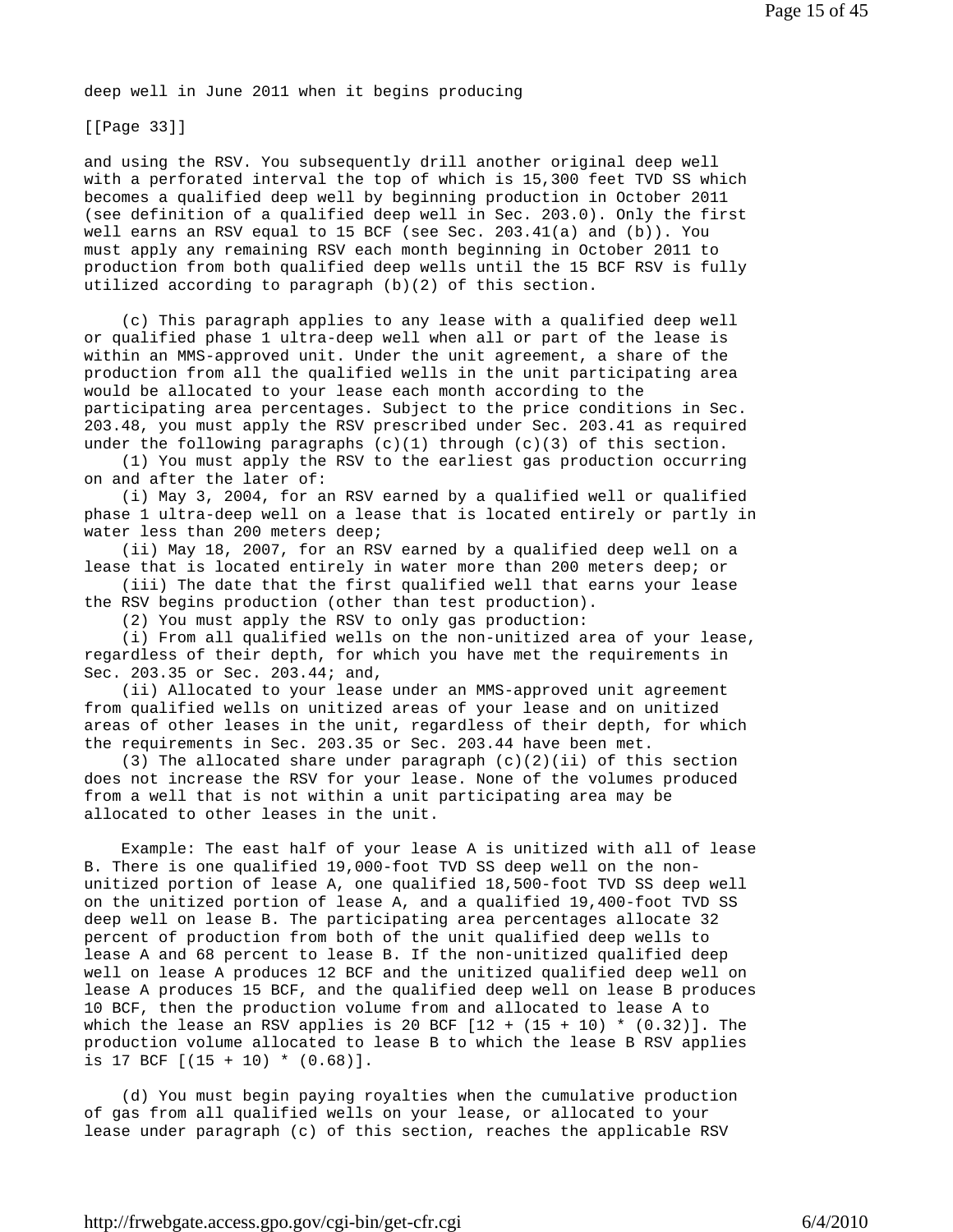deep well in June 2011 when it begins producing

[[Page 33]]

and using the RSV. You subsequently drill another original deep well with a perforated interval the top of which is 15,300 feet TVD SS which becomes a qualified deep well by beginning production in October 2011 (see definition of a qualified deep well in Sec. 203.0). Only the first well earns an RSV equal to 15 BCF (see Sec. 203.41(a) and (b)). You must apply any remaining RSV each month beginning in October 2011 to production from both qualified deep wells until the 15 BCF RSV is fully utilized according to paragraph (b)(2) of this section.

(c) This paragraph applies to any lease with a qualified deep well or qualified phase 1 ultra-deep well when all or part of the lease is within an MMS-approved unit. Under the unit agreement, a share of the production from all the qualified wells in the unit participating area would be allocated to your lease each month according to the participating area percentages. Subject to the price conditions in Sec. 203.48, you must apply the RSV prescribed under Sec. 203.41 as required under the following paragraphs (c)(1) through (c)(3) of this section.

(1) You must apply the RSV to the earliest gas production occurring on and after the later of:

(i) May 3, 2004, for an RSV earned by a qualified well or qualified phase 1 ultra-deep well on a lease that is located entirely or partly in water less than 200 meters deep;

(ii) May 18, 2007, for an RSV earned by a qualified deep well on a lease that is located entirely in water more than 200 meters deep; or

(iii) The date that the first qualified well that earns your lease the RSV begins production (other than test production).

(2) You must apply the RSV to only gas production:

(i) From all qualified wells on the non-unitized area of your lease, regardless of their depth, for which you have met the requirements in Sec. 203.35 or Sec. 203.44; and,

(ii) Allocated to your lease under an MMS-approved unit agreement from qualified wells on unitized areas of your lease and on unitized areas of other leases in the unit, regardless of their depth, for which the requirements in Sec. 203.35 or Sec. 203.44 have been met.

(3) The allocated share under paragraph (c)(2)(ii) of this section does not increase the RSV for your lease. None of the volumes produced from a well that is not within a unit participating area may be allocated to other leases in the unit.

Example: The east half of your lease A is unitized with all of lease B. There is one qualified 19,000-foot TVD SS deep well on the non-unitized portion of lease A, one qualified 18,500-foot TVD SS deep well on the unitized portion of lease A, and a qualified 19,400-foot TVD SS deep well on lease B. The participating area percentages allocate 32 percent of production from both of the unit qualified deep wells to lease A and 68 percent to lease B. If the non-unitized qualified deep well on lease A produces 12 BCF and the unitized qualified deep well on lease A produces 15 BCF, and the qualified deep well on lease B produces 10 BCF, then the production volume from and allocated to lease A to which the lease an RSV applies is 20 BCF [12 + (15 + 10) * (0.32)]. The production volume allocated to lease B to which the lease B RSV applies is 17 BCF [(15 + 10) * (0.68)].

(d) You must begin paying royalties when the cumulative production of gas from all qualified wells on your lease, or allocated to your lease under paragraph (c) of this section, reaches the applicable RSV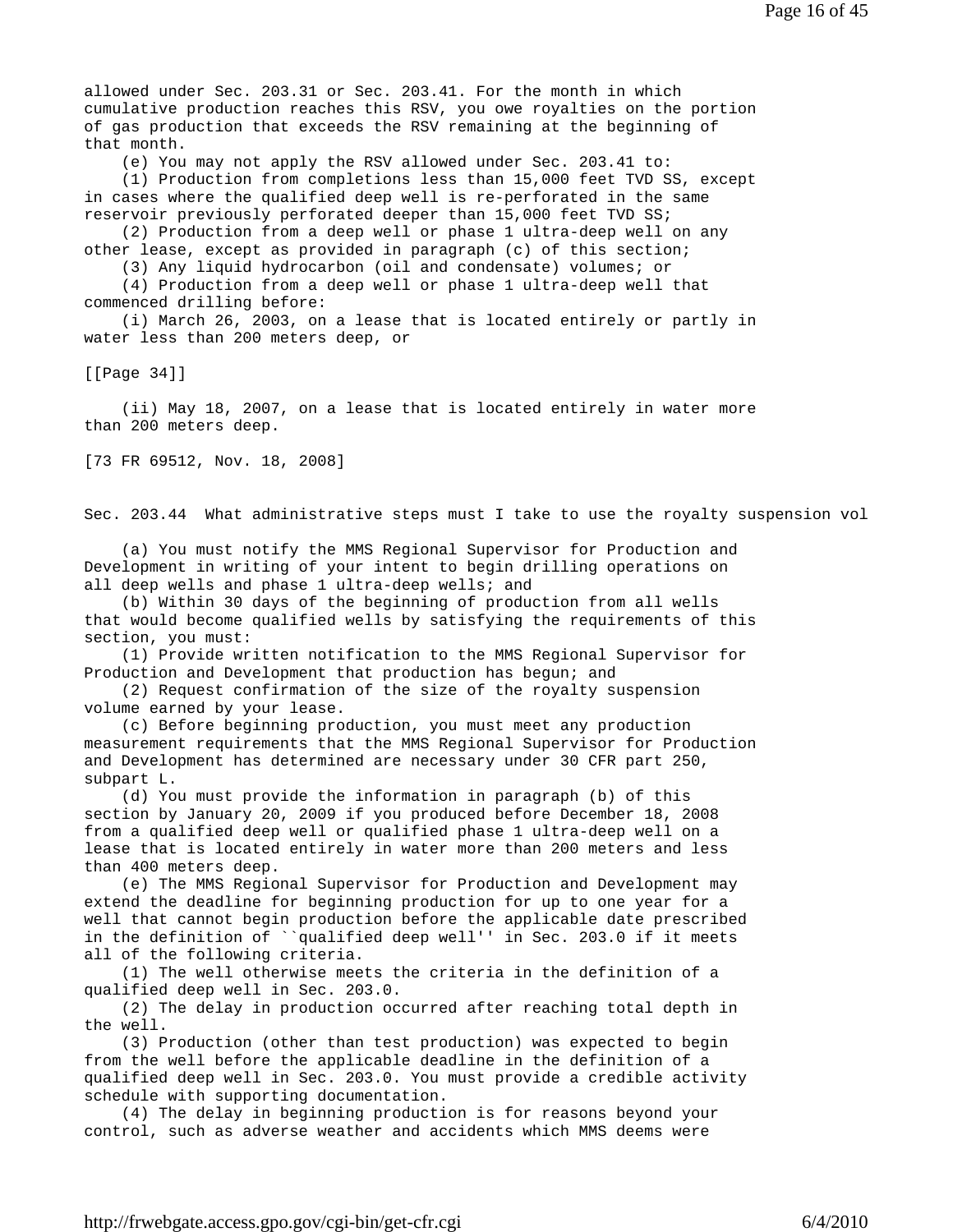allowed under Sec. 203.31 or Sec. 203.41. For the month in which cumulative production reaches this RSV, you owe royalties on the portion of gas production that exceeds the RSV remaining at the beginning of that month.

(e) You may not apply the RSV allowed under Sec. 203.41 to:

(1) Production from completions less than 15,000 feet TVD SS, except in cases where the qualified deep well is re-perforated in the same reservoir previously perforated deeper than 15,000 feet TVD SS;

(2) Production from a deep well or phase 1 ultra-deep well on any other lease, except as provided in paragraph (c) of this section;

(3) Any liquid hydrocarbon (oil and condensate) volumes; or

(4) Production from a deep well or phase 1 ultra-deep well that commenced drilling before:

(i) March 26, 2003, on a lease that is located entirely or partly in water less than 200 meters deep, or

[[Page 34]]

(ii) May 18, 2007, on a lease that is located entirely in water more than 200 meters deep.

[73 FR 69512, Nov. 18, 2008]

Sec. 203.44 What administrative steps must I take to use the royalty suspension vol

(a) You must notify the MMS Regional Supervisor for Production and Development in writing of your intent to begin drilling operations on all deep wells and phase 1 ultra-deep wells; and

(b) Within 30 days of the beginning of production from all wells that would become qualified wells by satisfying the requirements of this section, you must:

(1) Provide written notification to the MMS Regional Supervisor for Production and Development that production has begun; and

(2) Request confirmation of the size of the royalty suspension volume earned by your lease.

(c) Before beginning production, you must meet any production measurement requirements that the MMS Regional Supervisor for Production and Development has determined are necessary under 30 CFR part 250, subpart L.

(d) You must provide the information in paragraph (b) of this section by January 20, 2009 if you produced before December 18, 2008 from a qualified deep well or qualified phase 1 ultra-deep well on a lease that is located entirely in water more than 200 meters and less than 400 meters deep.

(e) The MMS Regional Supervisor for Production and Development may extend the deadline for beginning production for up to one year for a well that cannot begin production before the applicable date prescribed in the definition of ``qualified deep well'' in Sec. 203.0 if it meets all of the following criteria.

(1) The well otherwise meets the criteria in the definition of a qualified deep well in Sec. 203.0.

(2) The delay in production occurred after reaching total depth in the well.

(3) Production (other than test production) was expected to begin from the well before the applicable deadline in the definition of a qualified deep well in Sec. 203.0. You must provide a credible activity schedule with supporting documentation.

(4) The delay in beginning production is for reasons beyond your control, such as adverse weather and accidents which MMS deems were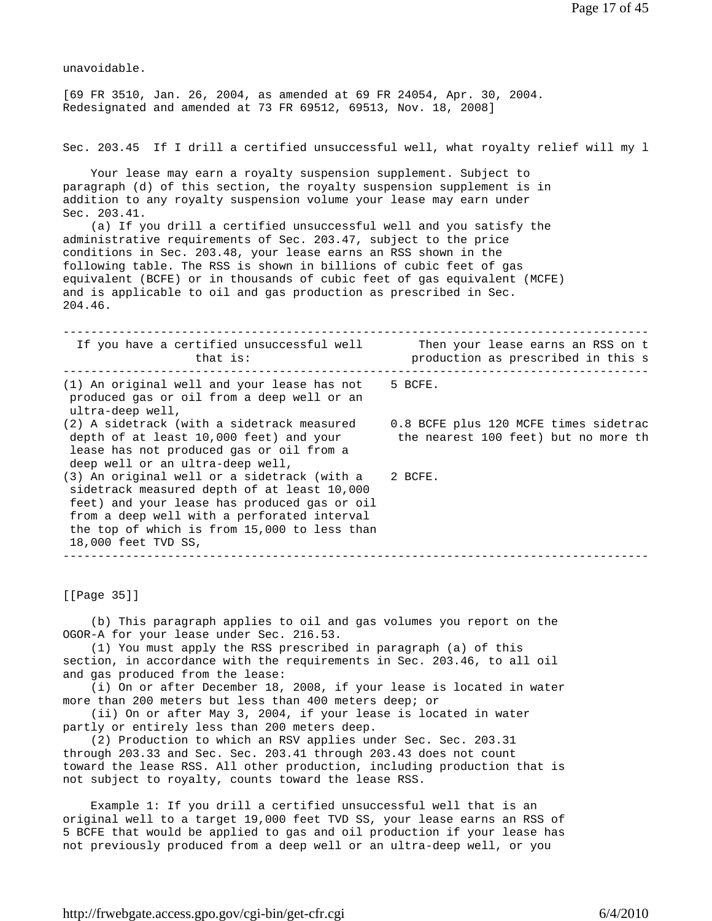unavoidable.

[69 FR 3510, Jan. 26, 2004, as amended at 69 FR 24054, Apr. 30, 2004. Redesignated and amended at 73 FR 69512, 69513, Nov. 18, 2008]

## Sec. 203.45 If I drill a certified unsuccessful well, what royalty relief will my l

Your lease may earn a royalty suspension supplement. Subject to paragraph (d) of this section, the royalty suspension supplement is in addition to any royalty suspension volume your lease may earn under Sec. 203.41.

(a) If you drill a certified unsuccessful well and you satisfy the administrative requirements of Sec. 203.47, subject to the price conditions in Sec. 203.48, your lease earns an RSS shown in the following table. The RSS is shown in billions of cubic feet of gas equivalent (BCFE) or in thousands of cubic feet of gas equivalent (MCFE) and is applicable to oil and gas production as prescribed in Sec. 204.46.

| If you have a certified unsuccessful well that is: | Then your lease earns an RSS on t production as prescribed in this s |
|---|---|
| (1) An original well and your lease has not produced gas or oil from a deep well or an ultra-deep well, | 5 BCFE. |
| (2) A sidetrack (with a sidetrack measured depth of at least 10,000 feet) and your lease has not produced gas or oil from a deep well or an ultra-deep well, | 0.8 BCFE plus 120 MCFE times sidetrac the nearest 100 feet) but no more th |
| (3) An original well or a sidetrack (with a sidetrack measured depth of at least 10,000 feet) and your lease has produced gas or oil from a deep well with a perforated interval the top of which is from 15,000 to less than 18,000 feet TVD SS, | 2 BCFE. |

[[Page 35]]

(b) This paragraph applies to oil and gas volumes you report on the OGOR-A for your lease under Sec. 216.53.

(1) You must apply the RSS prescribed in paragraph (a) of this section, in accordance with the requirements in Sec. 203.46, to all oil and gas produced from the lease:

(i) On or after December 18, 2008, if your lease is located in water more than 200 meters but less than 400 meters deep; or

(ii) On or after May 3, 2004, if your lease is located in water partly or entirely less than 200 meters deep.

(2) Production to which an RSV applies under Sec. Sec. 203.31 through 203.33 and Sec. Sec. 203.41 through 203.43 does not count toward the lease RSS. All other production, including production that is not subject to royalty, counts toward the lease RSS.

Example 1: If you drill a certified unsuccessful well that is an original well to a target 19,000 feet TVD SS, your lease earns an RSS of 5 BCFE that would be applied to gas and oil production if your lease has not previously produced from a deep well or an ultra-deep well, or you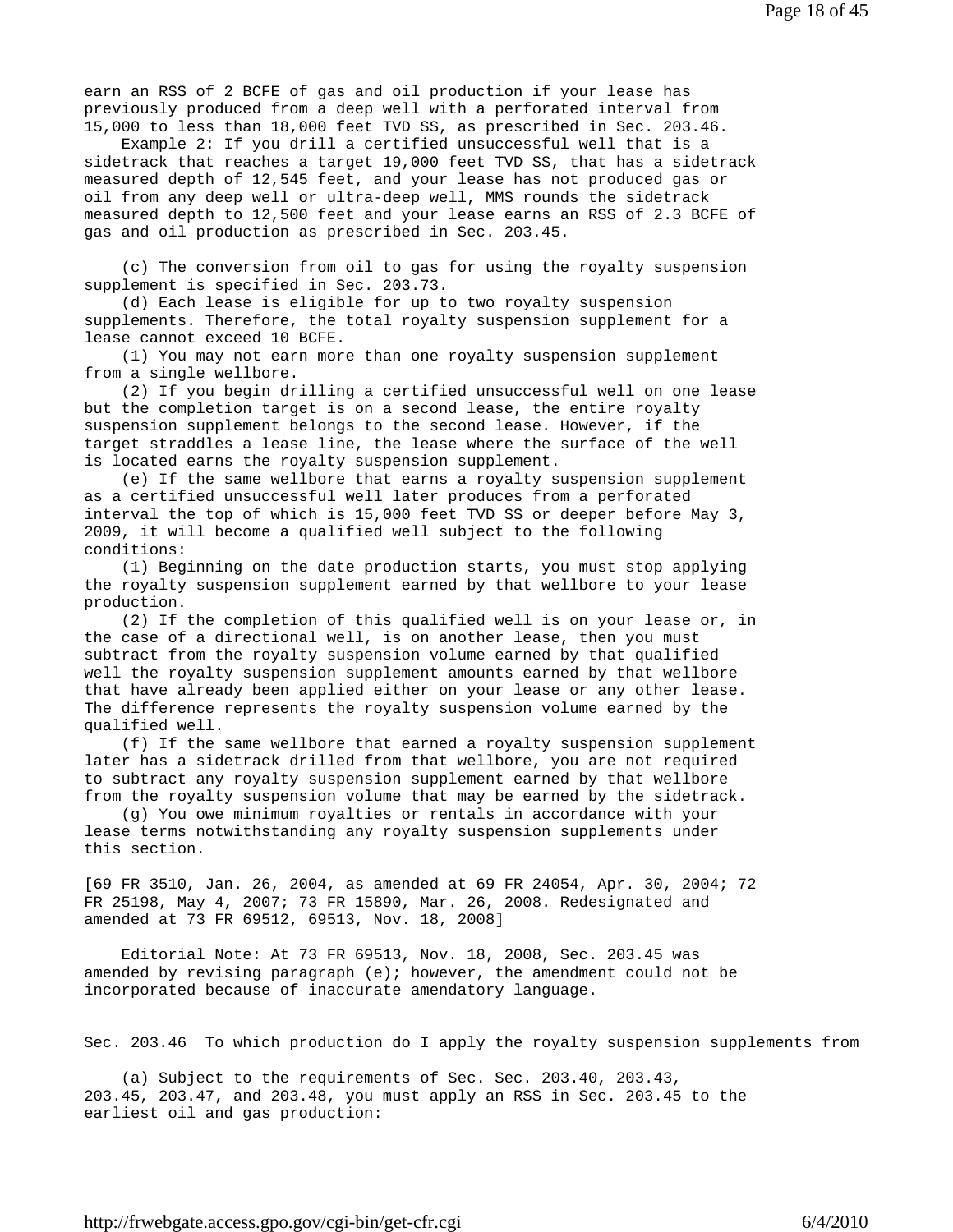earn an RSS of 2 BCFE of gas and oil production if your lease has previously produced from a deep well with a perforated interval from 15,000 to less than 18,000 feet TVD SS, as prescribed in Sec. 203.46.

Example 2: If you drill a certified unsuccessful well that is a sidetrack that reaches a target 19,000 feet TVD SS, that has a sidetrack measured depth of 12,545 feet, and your lease has not produced gas or oil from any deep well or ultra-deep well, MMS rounds the sidetrack measured depth to 12,500 feet and your lease earns an RSS of 2.3 BCFE of gas and oil production as prescribed in Sec. 203.45.

(c) The conversion from oil to gas for using the royalty suspension supplement is specified in Sec. 203.73.

(d) Each lease is eligible for up to two royalty suspension supplements. Therefore, the total royalty suspension supplement for a lease cannot exceed 10 BCFE.

(1) You may not earn more than one royalty suspension supplement from a single wellbore.

(2) If you begin drilling a certified unsuccessful well on one lease but the completion target is on a second lease, the entire royalty suspension supplement belongs to the second lease. However, if the target straddles a lease line, the lease where the surface of the well is located earns the royalty suspension supplement.

(e) If the same wellbore that earns a royalty suspension supplement as a certified unsuccessful well later produces from a perforated interval the top of which is 15,000 feet TVD SS or deeper before May 3, 2009, it will become a qualified well subject to the following conditions:

(1) Beginning on the date production starts, you must stop applying the royalty suspension supplement earned by that wellbore to your lease production.

(2) If the completion of this qualified well is on your lease or, in the case of a directional well, is on another lease, then you must subtract from the royalty suspension volume earned by that qualified well the royalty suspension supplement amounts earned by that wellbore that have already been applied either on your lease or any other lease. The difference represents the royalty suspension volume earned by the qualified well.

(f) If the same wellbore that earned a royalty suspension supplement later has a sidetrack drilled from that wellbore, you are not required to subtract any royalty suspension supplement earned by that wellbore from the royalty suspension volume that may be earned by the sidetrack.

(g) You owe minimum royalties or rentals in accordance with your lease terms notwithstanding any royalty suspension supplements under this section.

[69 FR 3510, Jan. 26, 2004, as amended at 69 FR 24054, Apr. 30, 2004; 72 FR 25198, May 4, 2007; 73 FR 15890, Mar. 26, 2008. Redesignated and amended at 73 FR 69512, 69513, Nov. 18, 2008]

Editorial Note: At 73 FR 69513, Nov. 18, 2008, Sec. 203.45 was amended by revising paragraph (e); however, the amendment could not be incorporated because of inaccurate amendatory language.

Sec. 203.46 To which production do I apply the royalty suspension supplements from

(a) Subject to the requirements of Sec. Sec. 203.40, 203.43, 203.45, 203.47, and 203.48, you must apply an RSS in Sec. 203.45 to the earliest oil and gas production: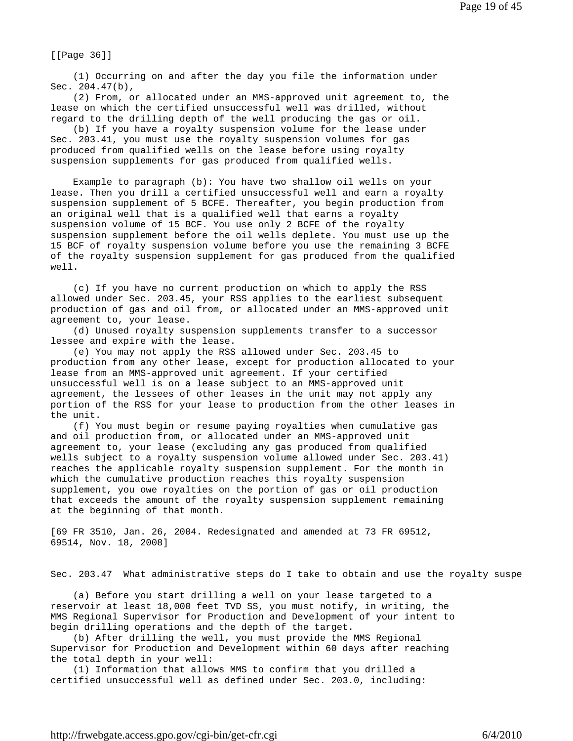[[Page 36]]

(1) Occurring on and after the day you file the information under Sec. 204.47(b),

(2) From, or allocated under an MMS-approved unit agreement to, the lease on which the certified unsuccessful well was drilled, without regard to the drilling depth of the well producing the gas or oil.

(b) If you have a royalty suspension volume for the lease under Sec. 203.41, you must use the royalty suspension volumes for gas produced from qualified wells on the lease before using royalty suspension supplements for gas produced from qualified wells.

Example to paragraph (b): You have two shallow oil wells on your lease. Then you drill a certified unsuccessful well and earn a royalty suspension supplement of 5 BCFE. Thereafter, you begin production from an original well that is a qualified well that earns a royalty suspension volume of 15 BCF. You use only 2 BCFE of the royalty suspension supplement before the oil wells deplete. You must use up the 15 BCF of royalty suspension volume before you use the remaining 3 BCFE of the royalty suspension supplement for gas produced from the qualified well.

(c) If you have no current production on which to apply the RSS allowed under Sec. 203.45, your RSS applies to the earliest subsequent production of gas and oil from, or allocated under an MMS-approved unit agreement to, your lease.

(d) Unused royalty suspension supplements transfer to a successor lessee and expire with the lease.

(e) You may not apply the RSS allowed under Sec. 203.45 to production from any other lease, except for production allocated to your lease from an MMS-approved unit agreement. If your certified unsuccessful well is on a lease subject to an MMS-approved unit agreement, the lessees of other leases in the unit may not apply any portion of the RSS for your lease to production from the other leases in the unit.

(f) You must begin or resume paying royalties when cumulative gas and oil production from, or allocated under an MMS-approved unit agreement to, your lease (excluding any gas produced from qualified wells subject to a royalty suspension volume allowed under Sec. 203.41) reaches the applicable royalty suspension supplement. For the month in which the cumulative production reaches this royalty suspension supplement, you owe royalties on the portion of gas or oil production that exceeds the amount of the royalty suspension supplement remaining at the beginning of that month.

[69 FR 3510, Jan. 26, 2004. Redesignated and amended at 73 FR 69512, 69514, Nov. 18, 2008]

Sec. 203.47 What administrative steps do I take to obtain and use the royalty suspe

(a) Before you start drilling a well on your lease targeted to a reservoir at least 18,000 feet TVD SS, you must notify, in writing, the MMS Regional Supervisor for Production and Development of your intent to begin drilling operations and the depth of the target.

(b) After drilling the well, you must provide the MMS Regional Supervisor for Production and Development within 60 days after reaching the total depth in your well:

(1) Information that allows MMS to confirm that you drilled a certified unsuccessful well as defined under Sec. 203.0, including: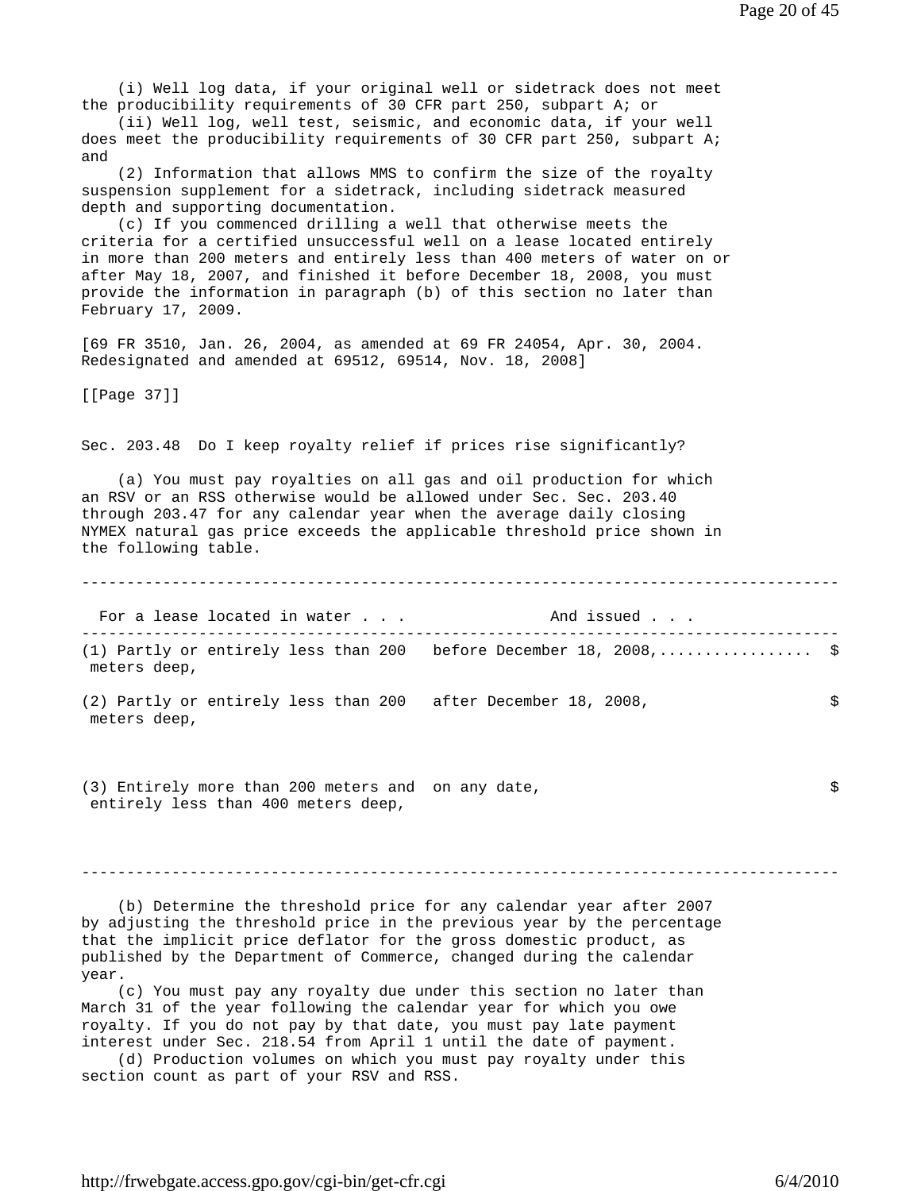(i) Well log data, if your original well or sidetrack does not meet the producibility requirements of 30 CFR part 250, subpart A; or

(ii) Well log, well test, seismic, and economic data, if your well does meet the producibility requirements of 30 CFR part 250, subpart A; and

(2) Information that allows MMS to confirm the size of the royalty suspension supplement for a sidetrack, including sidetrack measured depth and supporting documentation.

(c) If you commenced drilling a well that otherwise meets the criteria for a certified unsuccessful well on a lease located entirely in more than 200 meters and entirely less than 400 meters of water on or after May 18, 2007, and finished it before December 18, 2008, you must provide the information in paragraph (b) of this section no later than February 17, 2009.

[69 FR 3510, Jan. 26, 2004, as amended at 69 FR 24054, Apr. 30, 2004. Redesignated and amended at 69512, 69514, Nov. 18, 2008]

[[Page 37]]

## Sec. 203.48 Do I keep royalty relief if prices rise significantly?

(a) You must pay royalties on all gas and oil production for which an RSV or an RSS otherwise would be allowed under Sec. Sec. 203.40 through 203.47 for any calendar year when the average daily closing NYMEX natural gas price exceeds the applicable threshold price shown in the following table.

| For a lease located in water . . . | And issued . . . | |
|---|---|---|
| (1) Partly or entirely less than 200 meters deep, | before December 18, 2008,................. | $ |
| (2) Partly or entirely less than 200 meters deep, | after December 18, 2008, | $ |
| (3) Entirely more than 200 meters and entirely less than 400 meters deep, | on any date, | $ |

(b) Determine the threshold price for any calendar year after 2007 by adjusting the threshold price in the previous year by the percentage that the implicit price deflator for the gross domestic product, as published by the Department of Commerce, changed during the calendar year.

(c) You must pay any royalty due under this section no later than March 31 of the year following the calendar year for which you owe royalty. If you do not pay by that date, you must pay late payment interest under Sec. 218.54 from April 1 until the date of payment.

(d) Production volumes on which you must pay royalty under this section count as part of your RSV and RSS.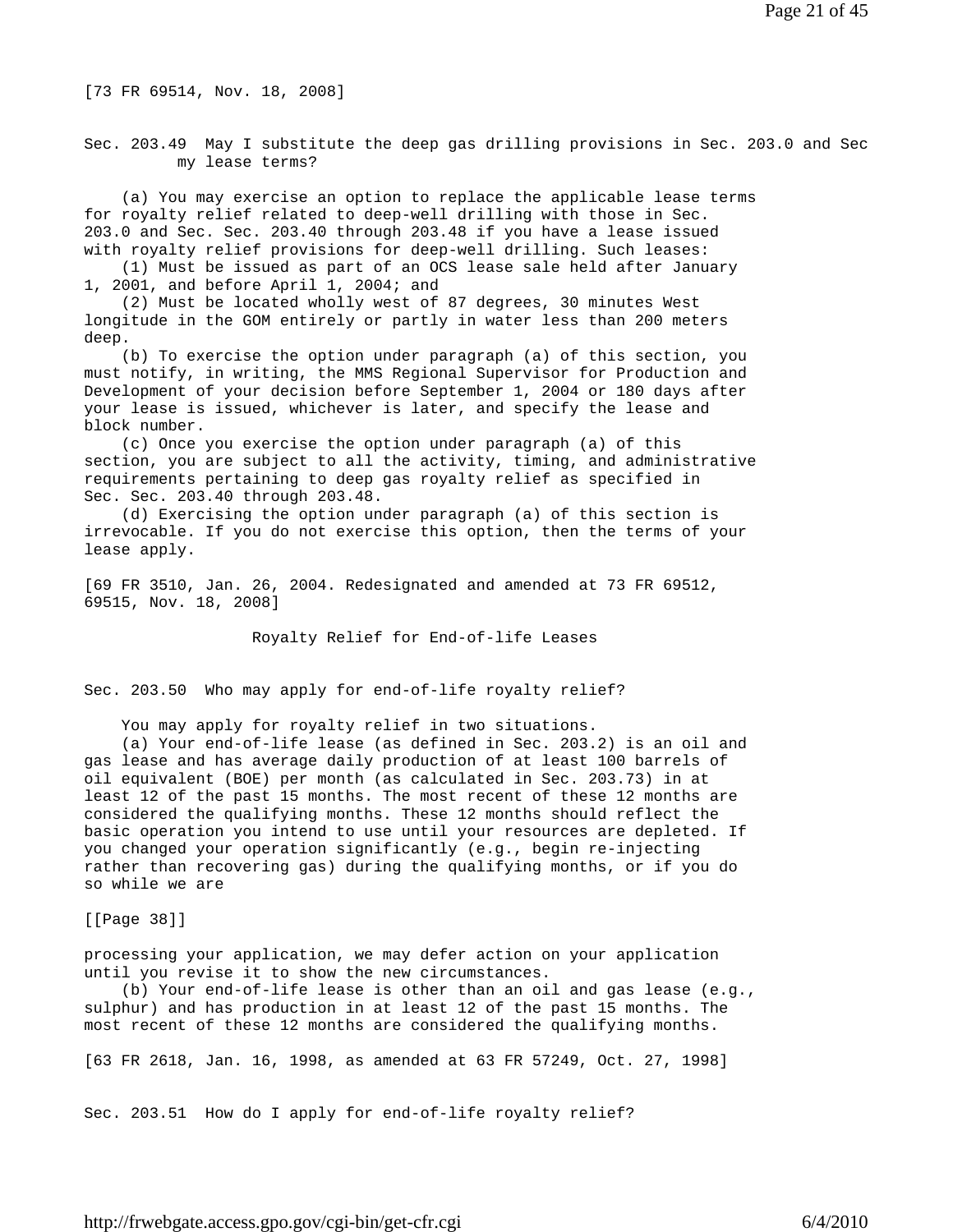[73 FR 69514, Nov. 18, 2008]

### Sec. 203.49 May I substitute the deep gas drilling provisions in Sec. 203.0 and Sec my lease terms?

(a) You may exercise an option to replace the applicable lease terms for royalty relief related to deep-well drilling with those in Sec. 203.0 and Sec. Sec. 203.40 through 203.48 if you have a lease issued with royalty relief provisions for deep-well drilling. Such leases:

(1) Must be issued as part of an OCS lease sale held after January 1, 2001, and before April 1, 2004; and

(2) Must be located wholly west of 87 degrees, 30 minutes West longitude in the GOM entirely or partly in water less than 200 meters deep.

(b) To exercise the option under paragraph (a) of this section, you must notify, in writing, the MMS Regional Supervisor for Production and Development of your decision before September 1, 2004 or 180 days after your lease is issued, whichever is later, and specify the lease and block number.

(c) Once you exercise the option under paragraph (a) of this section, you are subject to all the activity, timing, and administrative requirements pertaining to deep gas royalty relief as specified in Sec. Sec. 203.40 through 203.48.

(d) Exercising the option under paragraph (a) of this section is irrevocable. If you do not exercise this option, then the terms of your lease apply.

[69 FR 3510, Jan. 26, 2004. Redesignated and amended at 73 FR 69512, 69515, Nov. 18, 2008]

## Royalty Relief for End-of-life Leases

### Sec. 203.50 Who may apply for end-of-life royalty relief?

You may apply for royalty relief in two situations.

(a) Your end-of-life lease (as defined in Sec. 203.2) is an oil and gas lease and has average daily production of at least 100 barrels of oil equivalent (BOE) per month (as calculated in Sec. 203.73) in at least 12 of the past 15 months. The most recent of these 12 months are considered the qualifying months. These 12 months should reflect the basic operation you intend to use until your resources are depleted. If you changed your operation significantly (e.g., begin re-injecting rather than recovering gas) during the qualifying months, or if you do so while we are

[[Page 38]]

processing your application, we may defer action on your application until you revise it to show the new circumstances.

(b) Your end-of-life lease is other than an oil and gas lease (e.g., sulphur) and has production in at least 12 of the past 15 months. The most recent of these 12 months are considered the qualifying months.

[63 FR 2618, Jan. 16, 1998, as amended at 63 FR 57249, Oct. 27, 1998]

### Sec. 203.51 How do I apply for end-of-life royalty relief?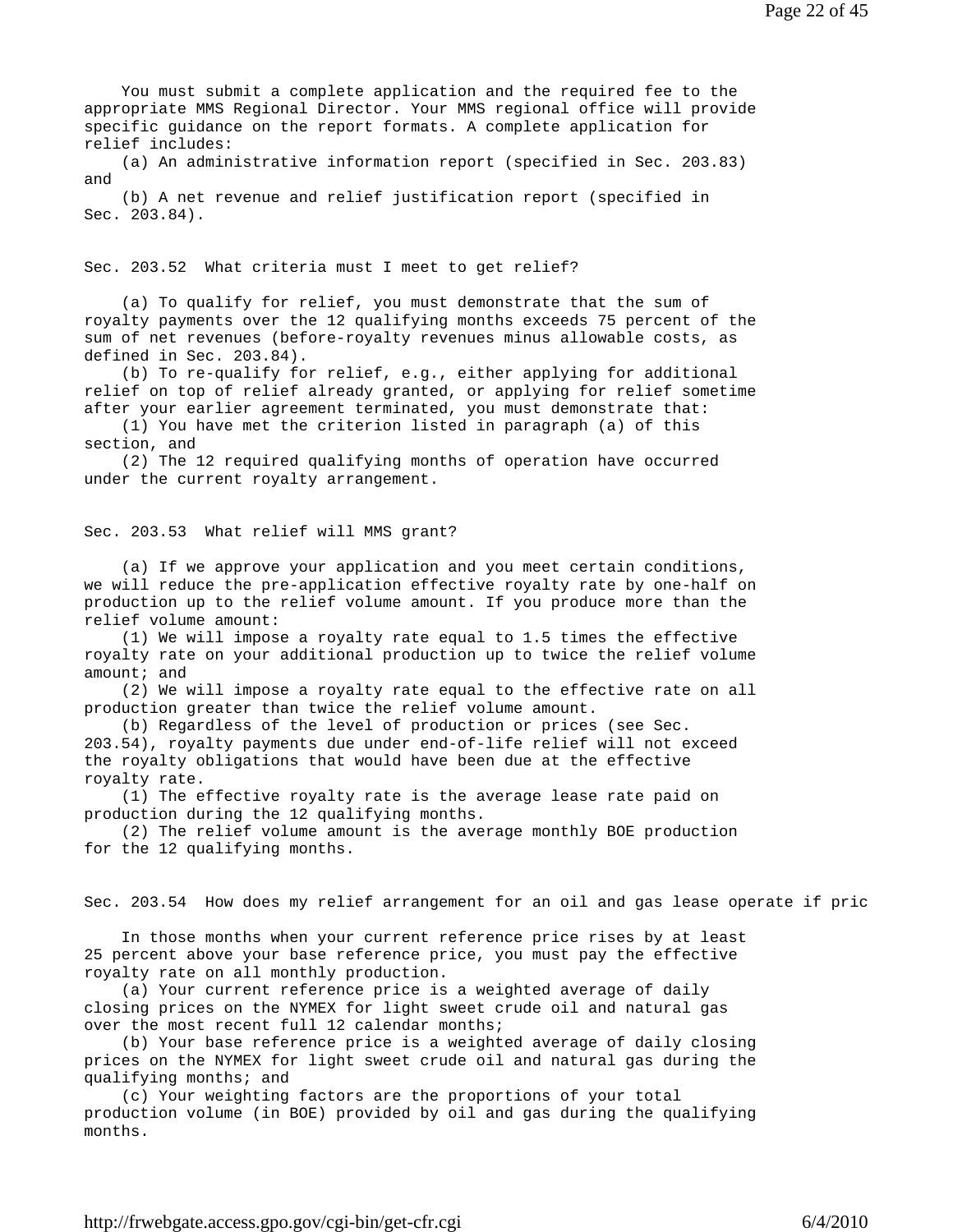You must submit a complete application and the required fee to the appropriate MMS Regional Director. Your MMS regional office will provide specific guidance on the report formats. A complete application for relief includes:

(a) An administrative information report (specified in Sec. 203.83) and

(b) A net revenue and relief justification report (specified in Sec. 203.84).

### Sec. 203.52 What criteria must I meet to get relief?

(a) To qualify for relief, you must demonstrate that the sum of royalty payments over the 12 qualifying months exceeds 75 percent of the sum of net revenues (before-royalty revenues minus allowable costs, as defined in Sec. 203.84).

(b) To re-qualify for relief, e.g., either applying for additional relief on top of relief already granted, or applying for relief sometime after your earlier agreement terminated, you must demonstrate that:

(1) You have met the criterion listed in paragraph (a) of this section, and

(2) The 12 required qualifying months of operation have occurred under the current royalty arrangement.

### Sec. 203.53 What relief will MMS grant?

(a) If we approve your application and you meet certain conditions, we will reduce the pre-application effective royalty rate by one-half on production up to the relief volume amount. If you produce more than the relief volume amount:

(1) We will impose a royalty rate equal to 1.5 times the effective royalty rate on your additional production up to twice the relief volume amount; and

(2) We will impose a royalty rate equal to the effective rate on all production greater than twice the relief volume amount.

(b) Regardless of the level of production or prices (see Sec. 203.54), royalty payments due under end-of-life relief will not exceed the royalty obligations that would have been due at the effective royalty rate.

(1) The effective royalty rate is the average lease rate paid on production during the 12 qualifying months.

(2) The relief volume amount is the average monthly BOE production for the 12 qualifying months.

### Sec. 203.54 How does my relief arrangement for an oil and gas lease operate if pric

In those months when your current reference price rises by at least 25 percent above your base reference price, you must pay the effective royalty rate on all monthly production.

(a) Your current reference price is a weighted average of daily closing prices on the NYMEX for light sweet crude oil and natural gas over the most recent full 12 calendar months;

(b) Your base reference price is a weighted average of daily closing prices on the NYMEX for light sweet crude oil and natural gas during the qualifying months; and

(c) Your weighting factors are the proportions of your total production volume (in BOE) provided by oil and gas during the qualifying months.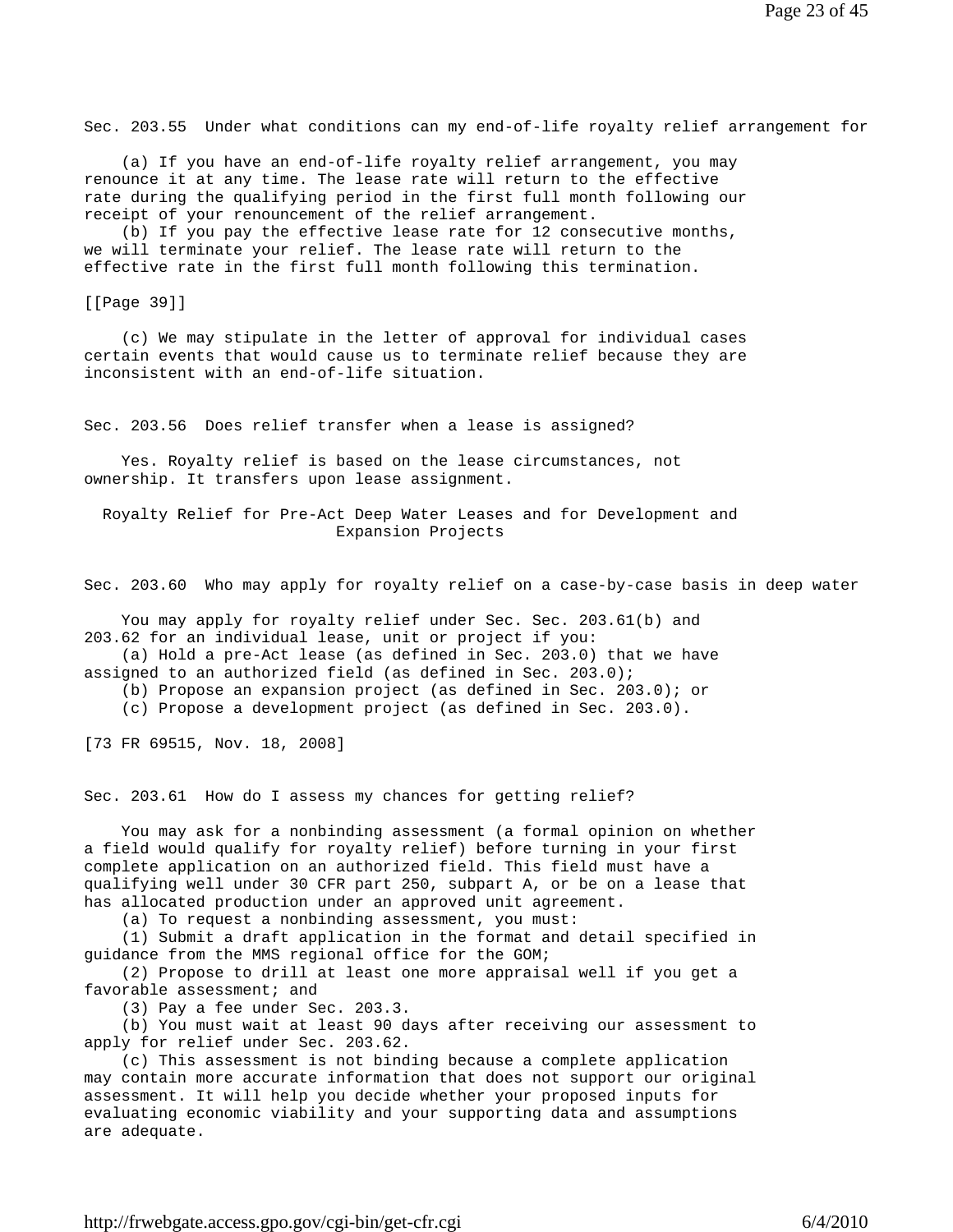Sec. 203.55 Under what conditions can my end-of-life royalty relief arrangement for

(a) If you have an end-of-life royalty relief arrangement, you may renounce it at any time. The lease rate will return to the effective rate during the qualifying period in the first full month following our receipt of your renouncement of the relief arrangement.

(b) If you pay the effective lease rate for 12 consecutive months, we will terminate your relief. The lease rate will return to the effective rate in the first full month following this termination.

[[Page 39]]

(c) We may stipulate in the letter of approval for individual cases certain events that would cause us to terminate relief because they are inconsistent with an end-of-life situation.

Sec. 203.56 Does relief transfer when a lease is assigned?

Yes. Royalty relief is based on the lease circumstances, not ownership. It transfers upon lease assignment.

## Royalty Relief for Pre-Act Deep Water Leases and for Development and Expansion Projects

Sec. 203.60 Who may apply for royalty relief on a case-by-case basis in deep water

You may apply for royalty relief under Sec. Sec. 203.61(b) and 203.62 for an individual lease, unit or project if you:

(a) Hold a pre-Act lease (as defined in Sec. 203.0) that we have assigned to an authorized field (as defined in Sec. 203.0);

(b) Propose an expansion project (as defined in Sec. 203.0); or

(c) Propose a development project (as defined in Sec. 203.0).

[73 FR 69515, Nov. 18, 2008]

Sec. 203.61 How do I assess my chances for getting relief?

You may ask for a nonbinding assessment (a formal opinion on whether a field would qualify for royalty relief) before turning in your first complete application on an authorized field. This field must have a qualifying well under 30 CFR part 250, subpart A, or be on a lease that has allocated production under an approved unit agreement.

(a) To request a nonbinding assessment, you must:

(1) Submit a draft application in the format and detail specified in guidance from the MMS regional office for the GOM;

(2) Propose to drill at least one more appraisal well if you get a favorable assessment; and

(3) Pay a fee under Sec. 203.3.

(b) You must wait at least 90 days after receiving our assessment to apply for relief under Sec. 203.62.

(c) This assessment is not binding because a complete application may contain more accurate information that does not support our original assessment. It will help you decide whether your proposed inputs for evaluating economic viability and your supporting data and assumptions are adequate.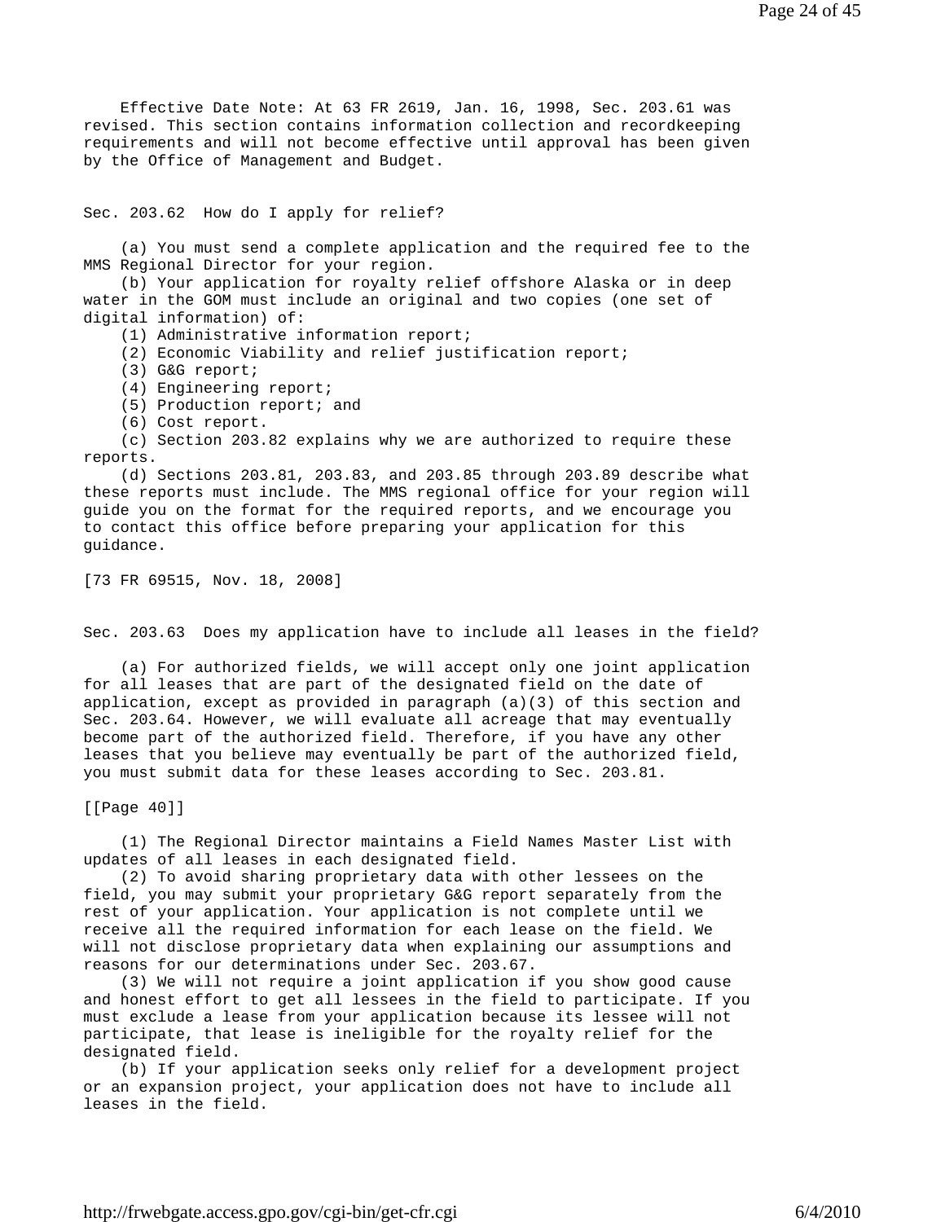Effective Date Note: At 63 FR 2619, Jan. 16, 1998, Sec. 203.61 was revised. This section contains information collection and recordkeeping requirements and will not become effective until approval has been given by the Office of Management and Budget.

## Sec. 203.62 How do I apply for relief?

(a) You must send a complete application and the required fee to the MMS Regional Director for your region.

(b) Your application for royalty relief offshore Alaska or in deep water in the GOM must include an original and two copies (one set of digital information) of:

(1) Administrative information report;

(2) Economic Viability and relief justification report;

(3) G&G report;

(4) Engineering report;

(5) Production report; and

(6) Cost report.

(c) Section 203.82 explains why we are authorized to require these reports.

(d) Sections 203.81, 203.83, and 203.85 through 203.89 describe what these reports must include. The MMS regional office for your region will guide you on the format for the required reports, and we encourage you to contact this office before preparing your application for this guidance.

[73 FR 69515, Nov. 18, 2008]

## Sec. 203.63 Does my application have to include all leases in the field?

(a) For authorized fields, we will accept only one joint application for all leases that are part of the designated field on the date of application, except as provided in paragraph (a)(3) of this section and Sec. 203.64. However, we will evaluate all acreage that may eventually become part of the authorized field. Therefore, if you have any other leases that you believe may eventually be part of the authorized field, you must submit data for these leases according to Sec. 203.81.

[[Page 40]]

(1) The Regional Director maintains a Field Names Master List with updates of all leases in each designated field.

(2) To avoid sharing proprietary data with other lessees on the field, you may submit your proprietary G&G report separately from the rest of your application. Your application is not complete until we receive all the required information for each lease on the field. We will not disclose proprietary data when explaining our assumptions and reasons for our determinations under Sec. 203.67.

(3) We will not require a joint application if you show good cause and honest effort to get all lessees in the field to participate. If you must exclude a lease from your application because its lessee will not participate, that lease is ineligible for the royalty relief for the designated field.

(b) If your application seeks only relief for a development project or an expansion project, your application does not have to include all leases in the field.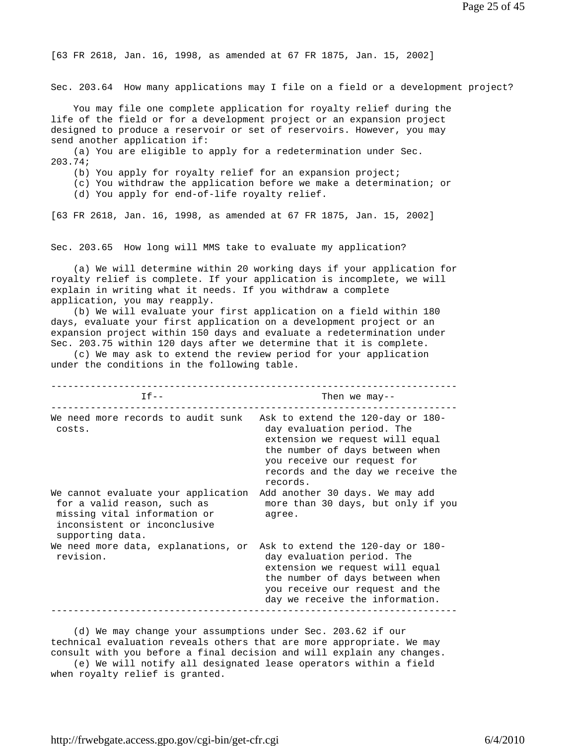[63 FR 2618, Jan. 16, 1998, as amended at 67 FR 1875, Jan. 15, 2002]

## Sec. 203.64 How many applications may I file on a field or a development project?

You may file one complete application for royalty relief during the life of the field or for a development project or an expansion project designed to produce a reservoir or set of reservoirs. However, you may send another application if:

(a) You are eligible to apply for a redetermination under Sec. 203.74;

(b) You apply for royalty relief for an expansion project;

(c) You withdraw the application before we make a determination; or

(d) You apply for end-of-life royalty relief.

[63 FR 2618, Jan. 16, 1998, as amended at 67 FR 1875, Jan. 15, 2002]

## Sec. 203.65 How long will MMS take to evaluate my application?

(a) We will determine within 20 working days if your application for royalty relief is complete. If your application is incomplete, we will explain in writing what it needs. If you withdraw a complete application, you may reapply.

(b) We will evaluate your first application on a field within 180 days, evaluate your first application on a development project or an expansion project within 150 days and evaluate a redetermination under Sec. 203.75 within 120 days after we determine that it is complete.

(c) We may ask to extend the review period for your application under the conditions in the following table.

| If-- | Then we may-- |
|---|---|
| We need more records to audit sunk costs. | Ask to extend the 120-day or 180-day evaluation period. The extension we request will equal the number of days between when you receive our request for records and the day we receive the records. |
| We cannot evaluate your application for a valid reason, such as missing vital information or inconsistent or inconclusive supporting data. | Add another 30 days. We may add more than 30 days, but only if you agree. |
| We need more data, explanations, or revision. | Ask to extend the 120-day or 180-day evaluation period. The extension we request will equal the number of days between when you receive our request and the day we receive the information. |

(d) We may change your assumptions under Sec. 203.62 if our technical evaluation reveals others that are more appropriate. We may consult with you before a final decision and will explain any changes.

(e) We will notify all designated lease operators within a field when royalty relief is granted.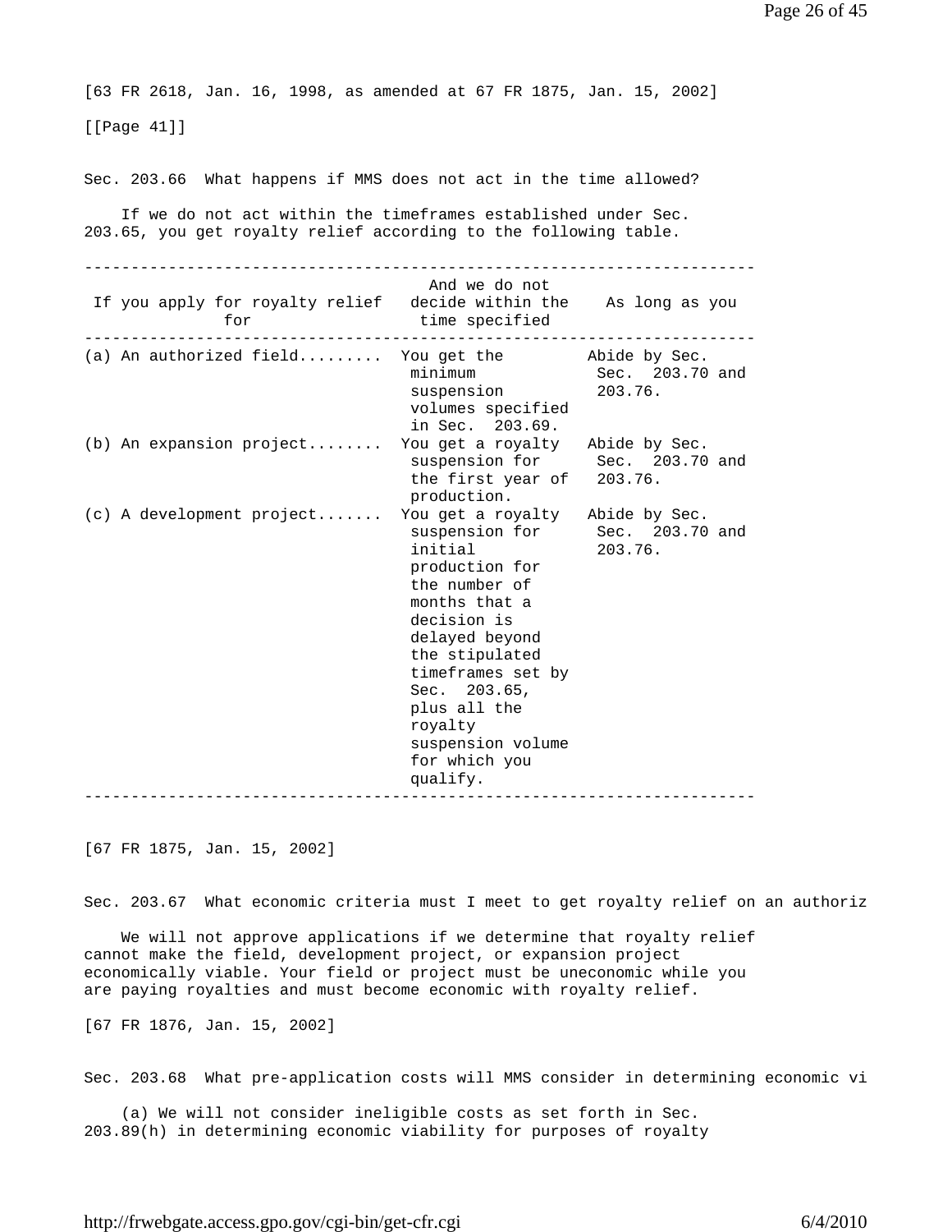[63 FR 2618, Jan. 16, 1998, as amended at 67 FR 1875, Jan. 15, 2002]

[[Page 41]]

### Sec. 203.66 What happens if MMS does not act in the time allowed?

If we do not act within the timeframes established under Sec. 203.65, you get royalty relief according to the following table.

| If you apply for royalty relief for | And we do not decide within the time specified | As long as you |
|---|---|---|
| (a) An authorized field......... | You get the minimum suspension volumes specified in Sec. 203.69. | Abide by Sec. Sec. 203.70 and 203.76. |
| (b) An expansion project........ | You get a royalty suspension for the first year of production. | Abide by Sec. Sec. 203.70 and 203.76. |
| (c) A development project....... | You get a royalty suspension for initial production for the number of months that a decision is delayed beyond the stipulated timeframes set by Sec. 203.65, plus all the royalty suspension volume for which you qualify. | Abide by Sec. Sec. 203.70 and 203.76. |

[67 FR 1875, Jan. 15, 2002]

### Sec. 203.67 What economic criteria must I meet to get royalty relief on an authoriz

We will not approve applications if we determine that royalty relief cannot make the field, development project, or expansion project economically viable. Your field or project must be uneconomic while you are paying royalties and must become economic with royalty relief.

[67 FR 1876, Jan. 15, 2002]

### Sec. 203.68 What pre-application costs will MMS consider in determining economic vi

(a) We will not consider ineligible costs as set forth in Sec. 203.89(h) in determining economic viability for purposes of royalty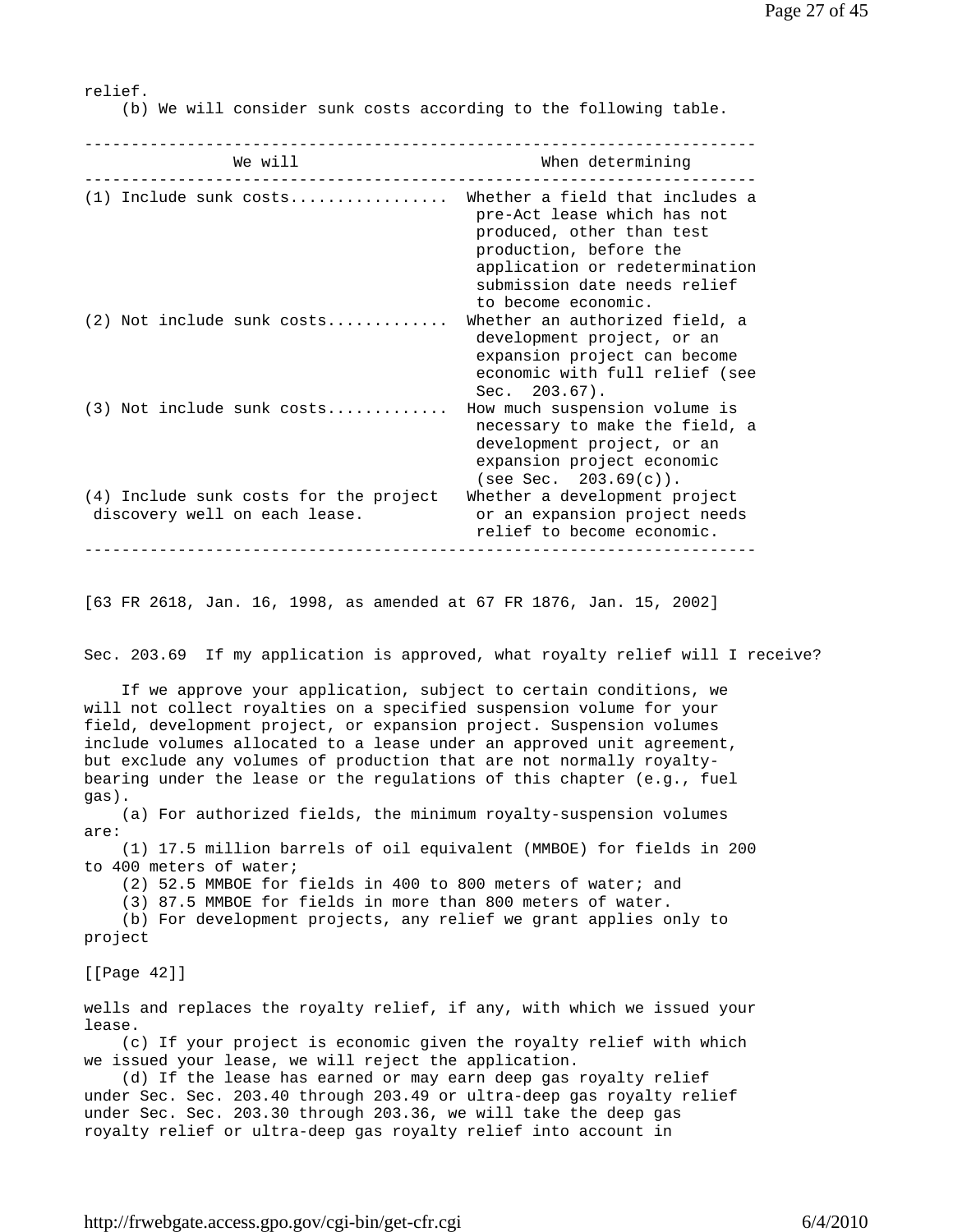relief.

(b) We will consider sunk costs according to the following table.

| We will | When determining |
| --- | --- |
| (1) Include sunk costs................. | Whether a field that includes a pre-Act lease which has not produced, other than test production, before the application or redetermination submission date needs relief to become economic. |
| (2) Not include sunk costs............ | Whether an authorized field, a development project, or an expansion project can become economic with full relief (see Sec. 203.67). |
| (3) Not include sunk costs............ | How much suspension volume is necessary to make the field, a development project, or an expansion project economic (see Sec. 203.69(c)). |
| (4) Include sunk costs for the project discovery well on each lease. | Whether a development project or an expansion project needs relief to become economic. |

[63 FR 2618, Jan. 16, 1998, as amended at 67 FR 1876, Jan. 15, 2002]

## Sec. 203.69 If my application is approved, what royalty relief will I receive?

If we approve your application, subject to certain conditions, we will not collect royalties on a specified suspension volume for your field, development project, or expansion project. Suspension volumes include volumes allocated to a lease under an approved unit agreement, but exclude any volumes of production that are not normally royalty-bearing under the lease or the regulations of this chapter (e.g., fuel gas).

(a) For authorized fields, the minimum royalty-suspension volumes are:

(1) 17.5 million barrels of oil equivalent (MMBOE) for fields in 200 to 400 meters of water;

(2) 52.5 MMBOE for fields in 400 to 800 meters of water; and

(3) 87.5 MMBOE for fields in more than 800 meters of water.

(b) For development projects, any relief we grant applies only to project

[[Page 42]]

wells and replaces the royalty relief, if any, with which we issued your lease.

(c) If your project is economic given the royalty relief with which we issued your lease, we will reject the application.

(d) If the lease has earned or may earn deep gas royalty relief under Sec. Sec. 203.40 through 203.49 or ultra-deep gas royalty relief under Sec. Sec. 203.30 through 203.36, we will take the deep gas royalty relief or ultra-deep gas royalty relief into account in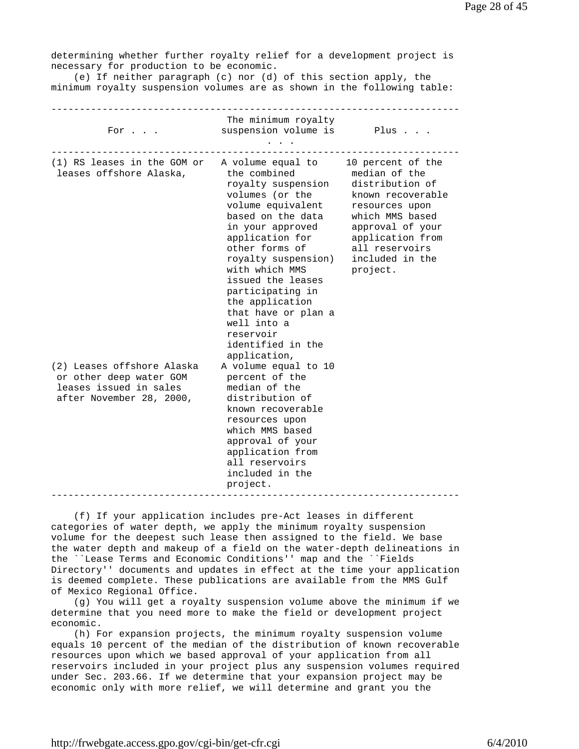determining whether further royalty relief for a development project is necessary for production to be economic.

(e) If neither paragraph (c) nor (d) of this section apply, the minimum royalty suspension volumes are as shown in the following table:

| For . . . | The minimum royalty suspension volume is . . . | Plus . . . |
| --- | --- | --- |
| (1) RS leases in the GOM or leases offshore Alaska, | A volume equal to the combined royalty suspension volumes (or the volume equivalent based on the data in your approved application for other forms of royalty suspension) with which MMS issued the leases participating in the application that have or plan a well into a reservoir identified in the application, | 10 percent of the median of the distribution of known recoverable resources upon which MMS based approval of your application from all reservoirs included in the project. |
| (2) Leases offshore Alaska or other deep water GOM leases issued in sales after November 28, 2000, | A volume equal to 10 percent of the median of the distribution of known recoverable resources upon which MMS based approval of your application from all reservoirs included in the project. | |

(f) If your application includes pre-Act leases in different categories of water depth, we apply the minimum royalty suspension volume for the deepest such lease then assigned to the field. We base the water depth and makeup of a field on the water-depth delineations in the ``Lease Terms and Economic Conditions'' map and the ``Fields Directory'' documents and updates in effect at the time your application is deemed complete. These publications are available from the MMS Gulf of Mexico Regional Office.

(g) You will get a royalty suspension volume above the minimum if we determine that you need more to make the field or development project economic.

(h) For expansion projects, the minimum royalty suspension volume equals 10 percent of the median of the distribution of known recoverable resources upon which we based approval of your application from all reservoirs included in your project plus any suspension volumes required under Sec. 203.66. If we determine that your expansion project may be economic only with more relief, we will determine and grant you the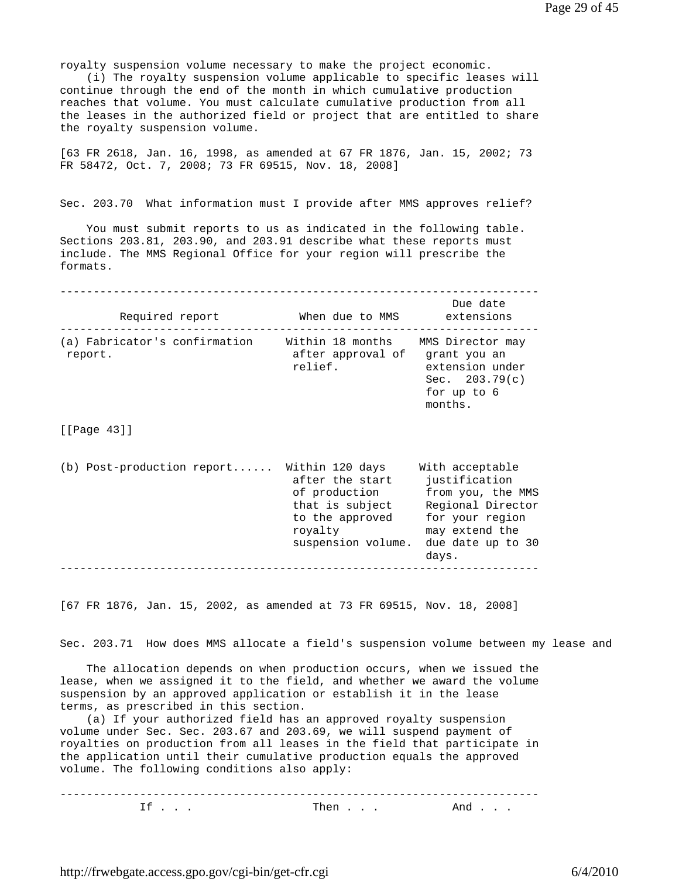royalty suspension volume necessary to make the project economic.

(i) The royalty suspension volume applicable to specific leases will continue through the end of the month in which cumulative production reaches that volume. You must calculate cumulative production from all the leases in the authorized field or project that are entitled to share the royalty suspension volume.

[63 FR 2618, Jan. 16, 1998, as amended at 67 FR 1876, Jan. 15, 2002; 73 FR 58472, Oct. 7, 2008; 73 FR 69515, Nov. 18, 2008]

## Sec. 203.70 What information must I provide after MMS approves relief?

You must submit reports to us as indicated in the following table. Sections 203.81, 203.90, and 203.91 describe what these reports must include. The MMS Regional Office for your region will prescribe the formats.

| Required report | When due to MMS | Due date extensions |
| --- | --- | --- |
| (a) Fabricator's confirmation report. | Within 18 months after approval of relief. | MMS Director may grant you an extension under Sec. 203.79(c) for up to 6 months. |
| (b) Post-production report...... | Within 120 days after the start of production that is subject to the approved royalty suspension volume. | With acceptable justification from you, the MMS Regional Director for your region may extend the due date up to 30 days. |

[67 FR 1876, Jan. 15, 2002, as amended at 73 FR 69515, Nov. 18, 2008]

## Sec. 203.71 How does MMS allocate a field's suspension volume between my lease and

The allocation depends on when production occurs, when we issued the lease, when we assigned it to the field, and whether we award the volume suspension by an approved application or establish it in the lease terms, as prescribed in this section.

(a) If your authorized field has an approved royalty suspension volume under Sec. Sec. 203.67 and 203.69, we will suspend payment of royalties on production from all leases in the field that participate in the application until their cumulative production equals the approved volume. The following conditions also apply:

| If . . . | Then . . . | And . . . |
| --- | --- | --- |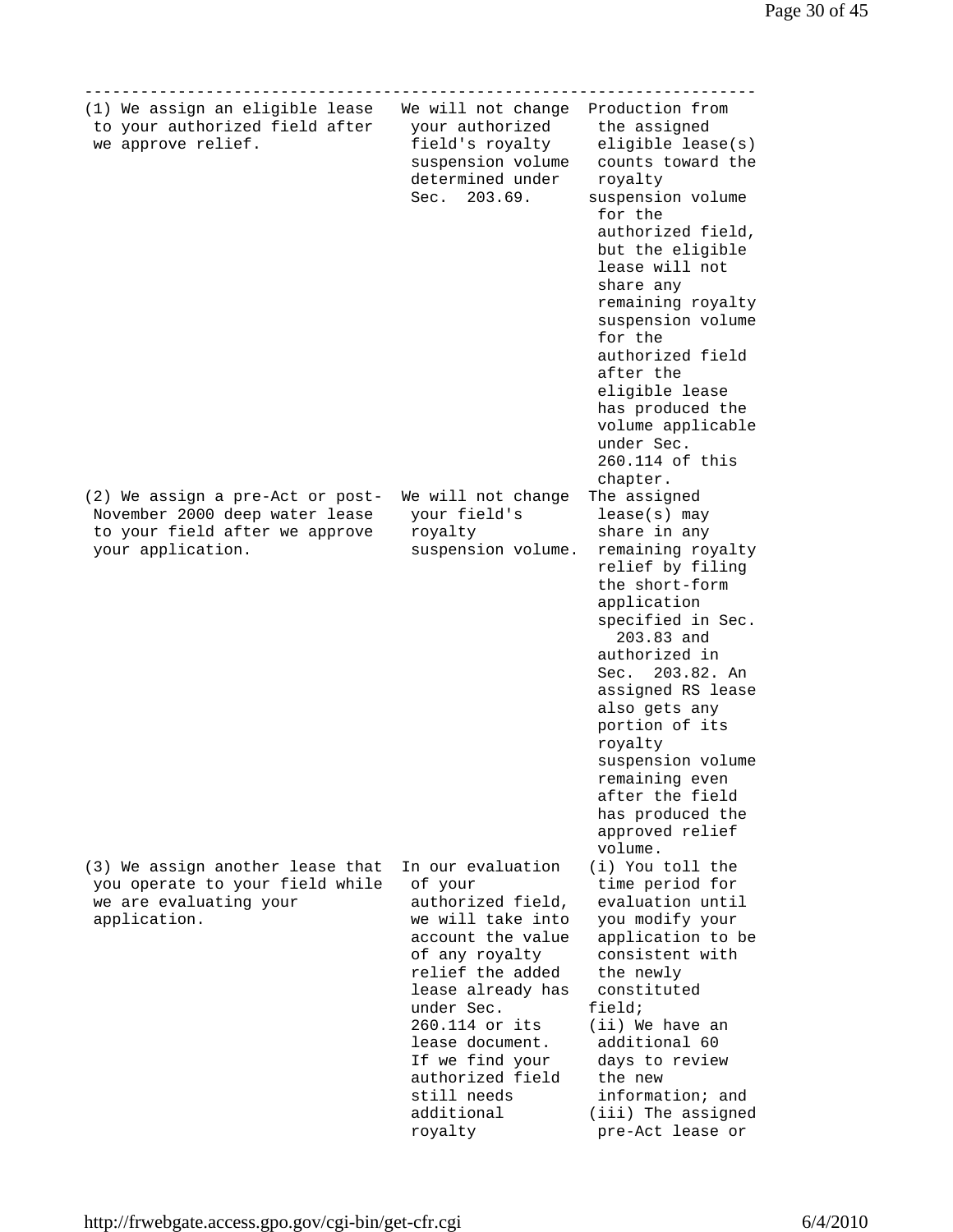| | | |
|---|---|---|
| (1) We assign an eligible lease to your authorized field after we approve relief. | We will not change your authorized field's royalty suspension volume determined under Sec. 203.69. | Production from the assigned eligible lease(s) counts toward the royalty suspension volume for the authorized field, but the eligible lease will not share any remaining royalty suspension volume for the authorized field after the eligible lease has produced the volume applicable under Sec. 260.114 of this chapter. |
| (2) We assign a pre-Act or post-November 2000 deep water lease to your field after we approve your application. | We will not change your field's royalty suspension volume. | The assigned lease(s) may share in any remaining royalty relief by filing the short-form application specified in Sec. 203.83 and authorized in Sec. 203.82. An assigned RS lease also gets any portion of its royalty suspension volume remaining even after the field has produced the approved relief volume. |
| (3) We assign another lease that you operate to your field while we are evaluating your application. | In our evaluation of your authorized field, we will take into account the value of any royalty relief the added lease already has under Sec. 260.114 or its lease document. If we find your authorized field still needs additional royalty | (i) You toll the time period for evaluation until you modify your application to be consistent with the newly constituted field;<br>(ii) We have an additional 60 days to review the new information; and<br>(iii) The assigned pre-Act lease or |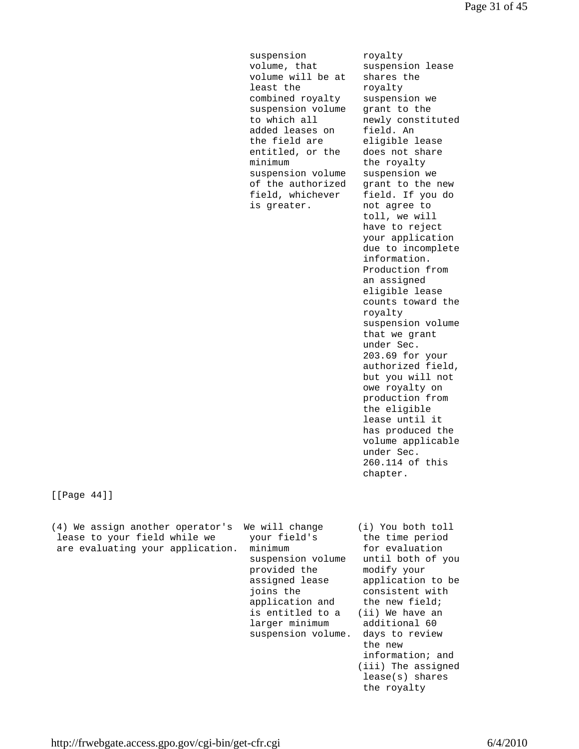| | | |
|---|---|---|
| | suspension volume, that volume will be at least the combined royalty suspension volume to which all added leases on the field are entitled, or the minimum suspension volume of the authorized field, whichever is greater. | royalty suspension lease shares the royalty suspension we grant to the newly constituted field. An eligible lease does not share the royalty suspension we grant to the new field. If you do not agree to toll, we will have to reject your application due to incomplete information. Production from an assigned eligible lease counts toward the royalty suspension volume that we grant under Sec. 203.69 for your authorized field, but you will not owe royalty on production from the eligible lease until it has produced the volume applicable under Sec. 260.114 of this chapter. |

[[Page 44]]

| | | |
|---|---|---|
| (4) We assign another operator's lease to your field while we are evaluating your application. | We will change your field's minimum suspension volume provided the assigned lease joins the application and is entitled to a larger minimum suspension volume. | (i) You both toll the time period for evaluation until both of you modify your application to be consistent with the new field; (ii) We have an additional 60 days to review the new information; and (iii) The assigned lease(s) shares the royalty |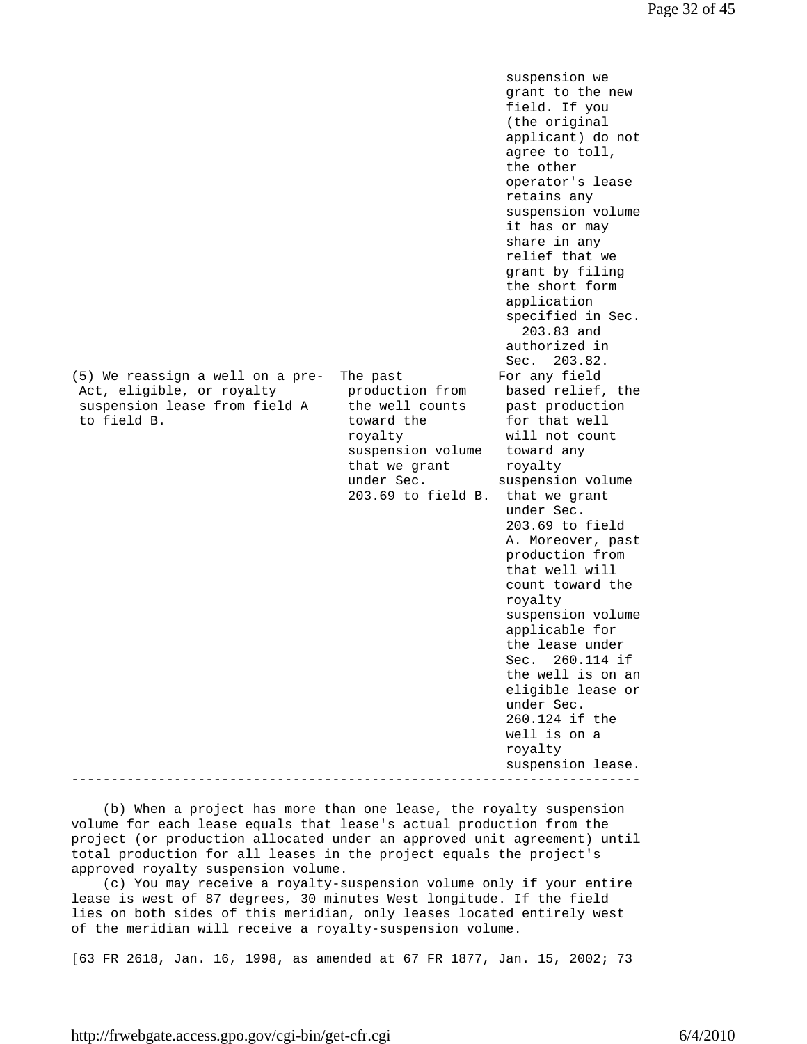| | | |
|---|---|---|
| | | suspension we grant to the new field. If you (the original applicant) do not agree to toll, the other operator's lease retains any suspension volume it has or may share in any relief that we grant by filing the short form application specified in Sec. 203.83 and authorized in Sec. 203.82. |
| (5) We reassign a well on a pre-Act, eligible, or royalty suspension lease from field A to field B. | The past production from the well counts toward the royalty suspension volume that we grant under Sec. 203.69 to field B. | For any field based relief, the past production for that well will not count toward any royalty suspension volume that we grant under Sec. 203.69 to field A. Moreover, past production from that well will count toward the royalty suspension volume applicable for the lease under Sec. 260.114 if the well is on an eligible lease or under Sec. 260.124 if the well is on a royalty suspension lease. |

(b) When a project has more than one lease, the royalty suspension volume for each lease equals that lease's actual production from the project (or production allocated under an approved unit agreement) until total production for all leases in the project equals the project's approved royalty suspension volume.

(c) You may receive a royalty-suspension volume only if your entire lease is west of 87 degrees, 30 minutes West longitude. If the field lies on both sides of this meridian, only leases located entirely west of the meridian will receive a royalty-suspension volume.

[63 FR 2618, Jan. 16, 1998, as amended at 67 FR 1877, Jan. 15, 2002; 73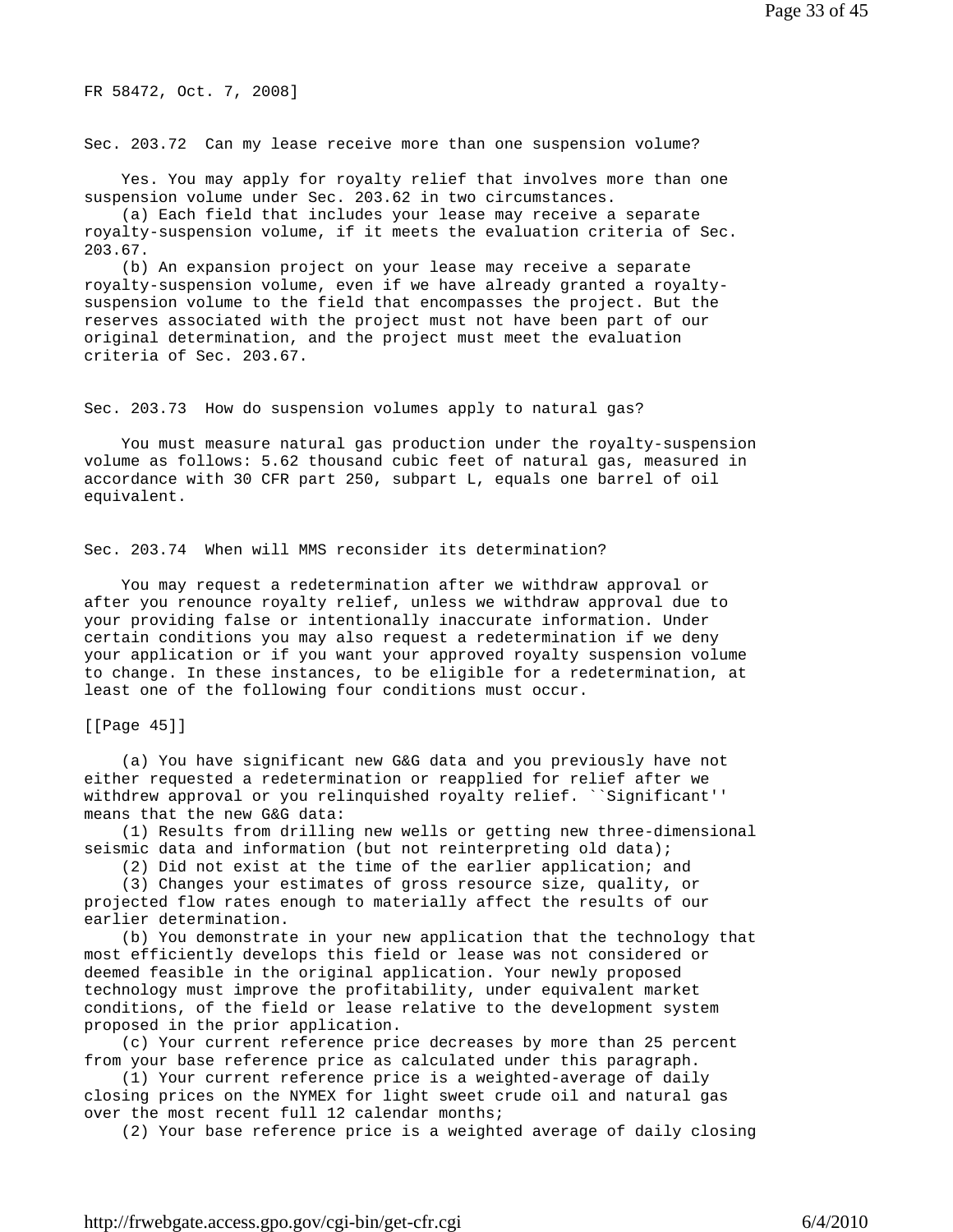FR 58472, Oct. 7, 2008]

## Sec. 203.72 Can my lease receive more than one suspension volume?

Yes. You may apply for royalty relief that involves more than one suspension volume under Sec. 203.62 in two circumstances.

(a) Each field that includes your lease may receive a separate royalty-suspension volume, if it meets the evaluation criteria of Sec. 203.67.

(b) An expansion project on your lease may receive a separate royalty-suspension volume, even if we have already granted a royalty-suspension volume to the field that encompasses the project. But the reserves associated with the project must not have been part of our original determination, and the project must meet the evaluation criteria of Sec. 203.67.

## Sec. 203.73 How do suspension volumes apply to natural gas?

You must measure natural gas production under the royalty-suspension volume as follows: 5.62 thousand cubic feet of natural gas, measured in accordance with 30 CFR part 250, subpart L, equals one barrel of oil equivalent.

## Sec. 203.74 When will MMS reconsider its determination?

You may request a redetermination after we withdraw approval or after you renounce royalty relief, unless we withdraw approval due to your providing false or intentionally inaccurate information. Under certain conditions you may also request a redetermination if we deny your application or if you want your approved royalty suspension volume to change. In these instances, to be eligible for a redetermination, at least one of the following four conditions must occur.

[[Page 45]]

(a) You have significant new G&G data and you previously have not either requested a redetermination or reapplied for relief after we withdrew approval or you relinquished royalty relief. ``Significant'' means that the new G&G data:

(1) Results from drilling new wells or getting new three-dimensional seismic data and information (but not reinterpreting old data);

(2) Did not exist at the time of the earlier application; and

(3) Changes your estimates of gross resource size, quality, or projected flow rates enough to materially affect the results of our earlier determination.

(b) You demonstrate in your new application that the technology that most efficiently develops this field or lease was not considered or deemed feasible in the original application. Your newly proposed technology must improve the profitability, under equivalent market conditions, of the field or lease relative to the development system proposed in the prior application.

(c) Your current reference price decreases by more than 25 percent from your base reference price as calculated under this paragraph.

(1) Your current reference price is a weighted-average of daily closing prices on the NYMEX for light sweet crude oil and natural gas over the most recent full 12 calendar months;

(2) Your base reference price is a weighted average of daily closing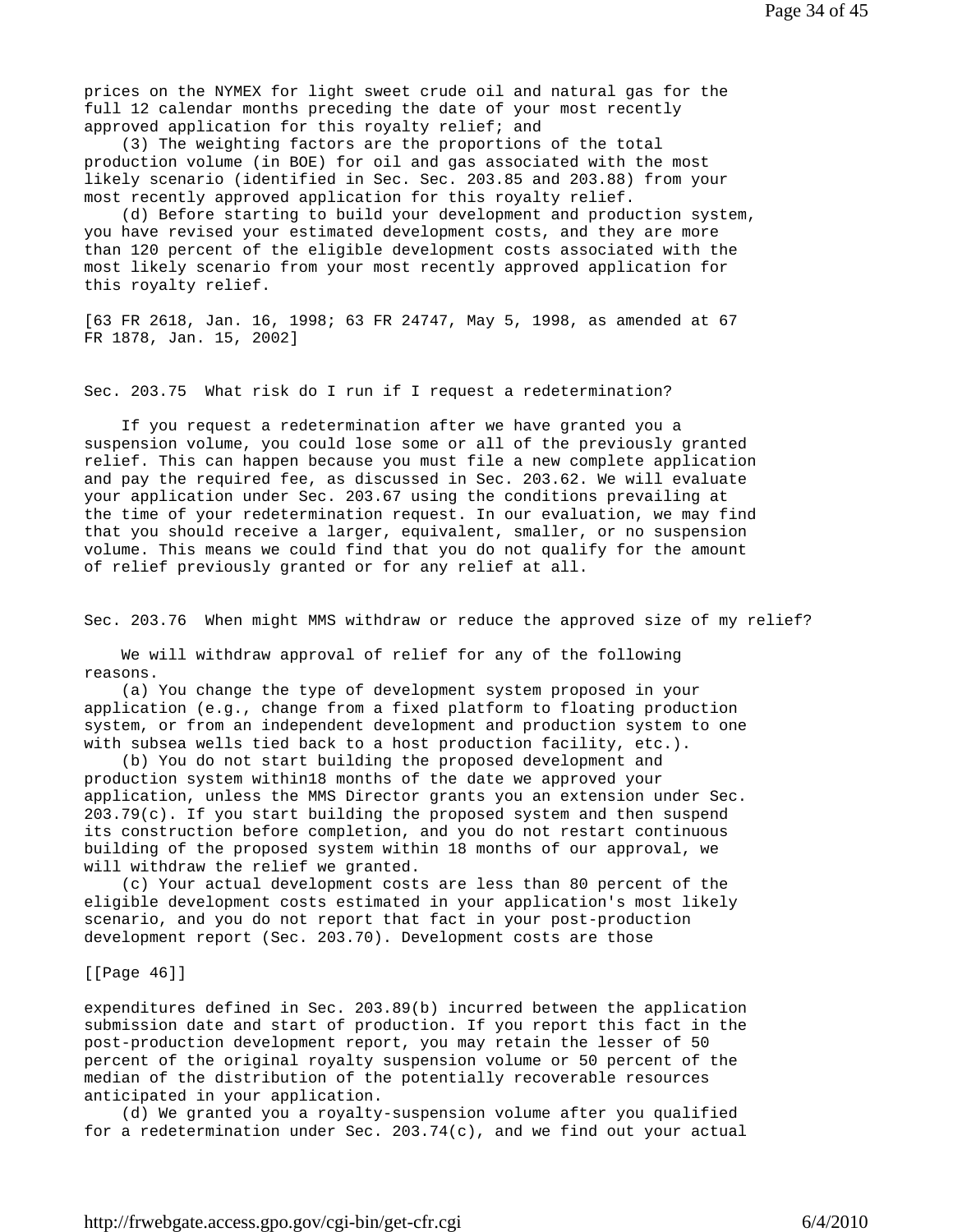prices on the NYMEX for light sweet crude oil and natural gas for the full 12 calendar months preceding the date of your most recently approved application for this royalty relief; and

(3) The weighting factors are the proportions of the total production volume (in BOE) for oil and gas associated with the most likely scenario (identified in Sec. Sec. 203.85 and 203.88) from your most recently approved application for this royalty relief.

(d) Before starting to build your development and production system, you have revised your estimated development costs, and they are more than 120 percent of the eligible development costs associated with the most likely scenario from your most recently approved application for this royalty relief.

[63 FR 2618, Jan. 16, 1998; 63 FR 24747, May 5, 1998, as amended at 67 FR 1878, Jan. 15, 2002]

## Sec. 203.75 What risk do I run if I request a redetermination?

If you request a redetermination after we have granted you a suspension volume, you could lose some or all of the previously granted relief. This can happen because you must file a new complete application and pay the required fee, as discussed in Sec. 203.62. We will evaluate your application under Sec. 203.67 using the conditions prevailing at the time of your redetermination request. In our evaluation, we may find that you should receive a larger, equivalent, smaller, or no suspension volume. This means we could find that you do not qualify for the amount of relief previously granted or for any relief at all.

## Sec. 203.76 When might MMS withdraw or reduce the approved size of my relief?

We will withdraw approval of relief for any of the following reasons.

(a) You change the type of development system proposed in your application (e.g., change from a fixed platform to floating production system, or from an independent development and production system to one with subsea wells tied back to a host production facility, etc.).

(b) You do not start building the proposed development and production system within18 months of the date we approved your application, unless the MMS Director grants you an extension under Sec. 203.79(c). If you start building the proposed system and then suspend its construction before completion, and you do not restart continuous building of the proposed system within 18 months of our approval, we will withdraw the relief we granted.

(c) Your actual development costs are less than 80 percent of the eligible development costs estimated in your application's most likely scenario, and you do not report that fact in your post-production development report (Sec. 203.70). Development costs are those

[[Page 46]]

expenditures defined in Sec. 203.89(b) incurred between the application submission date and start of production. If you report this fact in the post-production development report, you may retain the lesser of 50 percent of the original royalty suspension volume or 50 percent of the median of the distribution of the potentially recoverable resources anticipated in your application.

(d) We granted you a royalty-suspension volume after you qualified for a redetermination under Sec. 203.74(c), and we find out your actual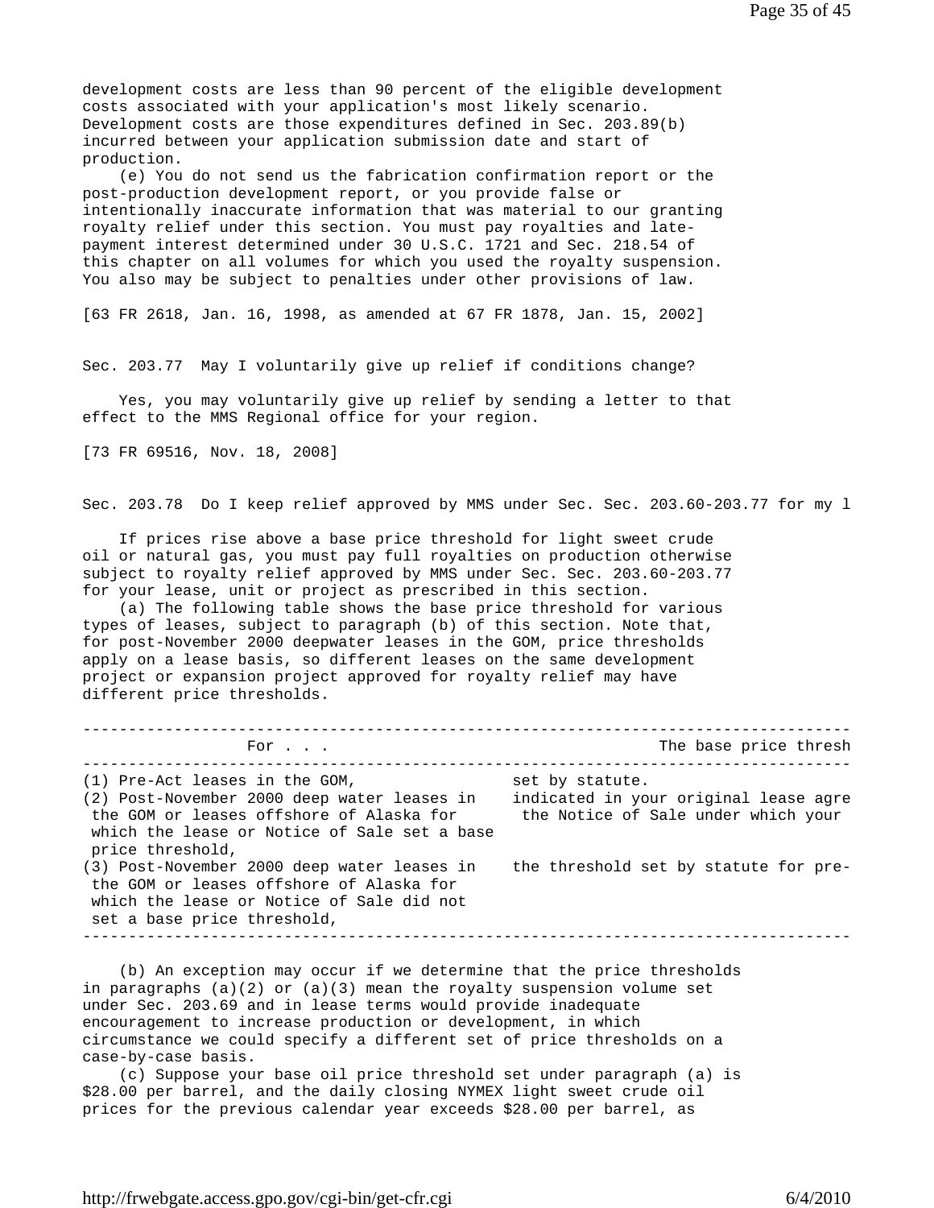development costs are less than 90 percent of the eligible development costs associated with your application's most likely scenario. Development costs are those expenditures defined in Sec. 203.89(b) incurred between your application submission date and start of production.

(e) You do not send us the fabrication confirmation report or the post-production development report, or you provide false or intentionally inaccurate information that was material to our granting royalty relief under this section. You must pay royalties and late-payment interest determined under 30 U.S.C. 1721 and Sec. 218.54 of this chapter on all volumes for which you used the royalty suspension. You also may be subject to penalties under other provisions of law.

[63 FR 2618, Jan. 16, 1998, as amended at 67 FR 1878, Jan. 15, 2002]

Sec. 203.77 May I voluntarily give up relief if conditions change?

Yes, you may voluntarily give up relief by sending a letter to that effect to the MMS Regional office for your region.

[73 FR 69516, Nov. 18, 2008]

Sec. 203.78 Do I keep relief approved by MMS under Sec. Sec. 203.60-203.77 for my l

If prices rise above a base price threshold for light sweet crude oil or natural gas, you must pay full royalties on production otherwise subject to royalty relief approved by MMS under Sec. Sec. 203.60-203.77 for your lease, unit or project as prescribed in this section.

(a) The following table shows the base price threshold for various types of leases, subject to paragraph (b) of this section. Note that, for post-November 2000 deepwater leases in the GOM, price thresholds apply on a lease basis, so different leases on the same development project or expansion project approved for royalty relief may have different price thresholds.

| For . . . | The base price thresh |
|---|---|
| (1) Pre-Act leases in the GOM, | set by statute. |
| (2) Post-November 2000 deep water leases in the GOM or leases offshore of Alaska for which the lease or Notice of Sale set a base price threshold, | indicated in your original lease agre the Notice of Sale under which your |
| (3) Post-November 2000 deep water leases in the GOM or leases offshore of Alaska for which the lease or Notice of Sale did not set a base price threshold, | the threshold set by statute for pre- |

(b) An exception may occur if we determine that the price thresholds in paragraphs (a)(2) or (a)(3) mean the royalty suspension volume set under Sec. 203.69 and in lease terms would provide inadequate encouragement to increase production or development, in which circumstance we could specify a different set of price thresholds on a case-by-case basis.

(c) Suppose your base oil price threshold set under paragraph (a) is \$28.00 per barrel, and the daily closing NYMEX light sweet crude oil prices for the previous calendar year exceeds \$28.00 per barrel, as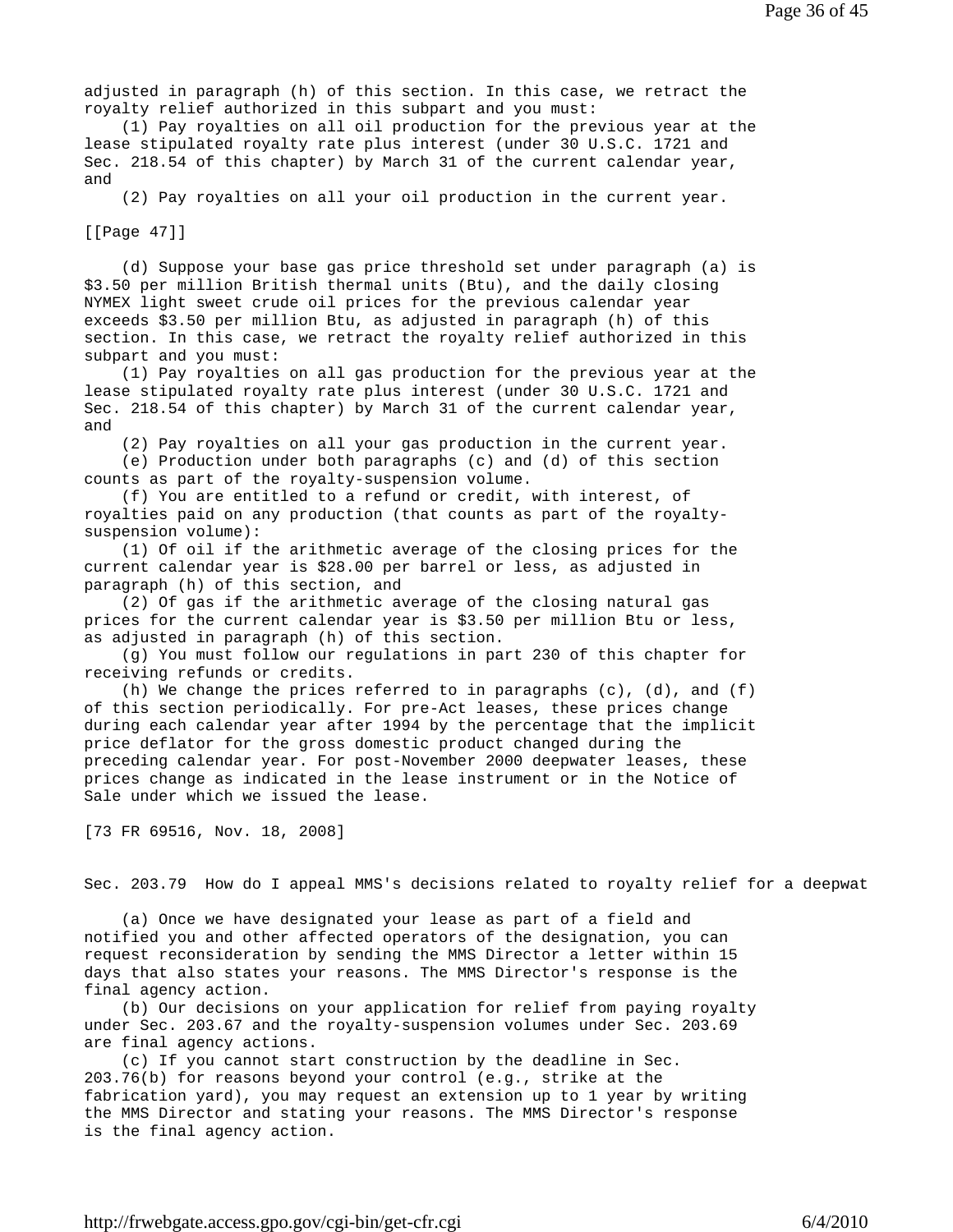adjusted in paragraph (h) of this section. In this case, we retract the royalty relief authorized in this subpart and you must:

(1) Pay royalties on all oil production for the previous year at the lease stipulated royalty rate plus interest (under 30 U.S.C. 1721 and Sec. 218.54 of this chapter) by March 31 of the current calendar year, and

(2) Pay royalties on all your oil production in the current year.

[[Page 47]]

(d) Suppose your base gas price threshold set under paragraph (a) is $3.50 per million British thermal units (Btu), and the daily closing NYMEX light sweet crude oil prices for the previous calendar year exceeds $3.50 per million Btu, as adjusted in paragraph (h) of this section. In this case, we retract the royalty relief authorized in this subpart and you must:

(1) Pay royalties on all gas production for the previous year at the lease stipulated royalty rate plus interest (under 30 U.S.C. 1721 and Sec. 218.54 of this chapter) by March 31 of the current calendar year, and

(2) Pay royalties on all your gas production in the current year.

(e) Production under both paragraphs (c) and (d) of this section counts as part of the royalty-suspension volume.

(f) You are entitled to a refund or credit, with interest, of royalties paid on any production (that counts as part of the royalty-suspension volume):

(1) Of oil if the arithmetic average of the closing prices for the current calendar year is $28.00 per barrel or less, as adjusted in paragraph (h) of this section, and

(2) Of gas if the arithmetic average of the closing natural gas prices for the current calendar year is $3.50 per million Btu or less, as adjusted in paragraph (h) of this section.

(g) You must follow our regulations in part 230 of this chapter for receiving refunds or credits.

(h) We change the prices referred to in paragraphs (c), (d), and (f) of this section periodically. For pre-Act leases, these prices change during each calendar year after 1994 by the percentage that the implicit price deflator for the gross domestic product changed during the preceding calendar year. For post-November 2000 deepwater leases, these prices change as indicated in the lease instrument or in the Notice of Sale under which we issued the lease.

[73 FR 69516, Nov. 18, 2008]

Sec. 203.79 How do I appeal MMS's decisions related to royalty relief for a deepwat

(a) Once we have designated your lease as part of a field and notified you and other affected operators of the designation, you can request reconsideration by sending the MMS Director a letter within 15 days that also states your reasons. The MMS Director's response is the final agency action.

(b) Our decisions on your application for relief from paying royalty under Sec. 203.67 and the royalty-suspension volumes under Sec. 203.69 are final agency actions.

(c) If you cannot start construction by the deadline in Sec. 203.76(b) for reasons beyond your control (e.g., strike at the fabrication yard), you may request an extension up to 1 year by writing the MMS Director and stating your reasons. The MMS Director's response is the final agency action.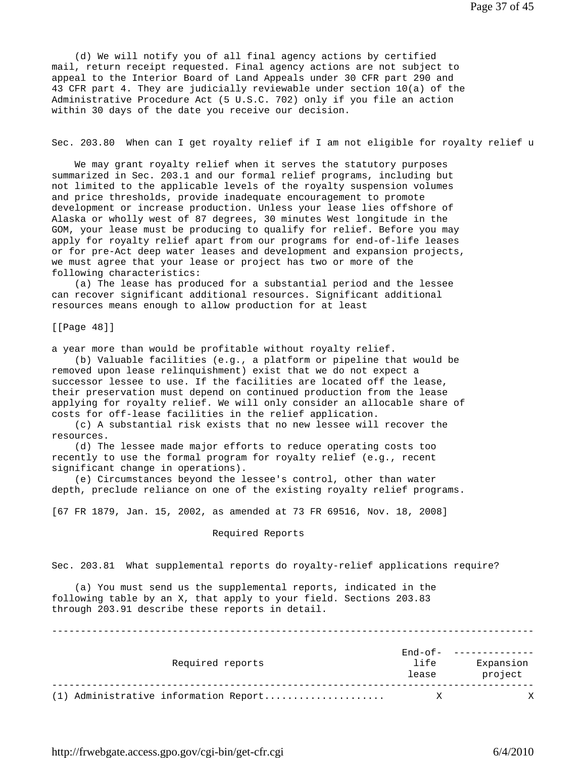(d) We will notify you of all final agency actions by certified mail, return receipt requested. Final agency actions are not subject to appeal to the Interior Board of Land Appeals under 30 CFR part 290 and 43 CFR part 4. They are judicially reviewable under section 10(a) of the Administrative Procedure Act (5 U.S.C. 702) only if you file an action within 30 days of the date you receive our decision.

### Sec. 203.80 When can I get royalty relief if I am not eligible for royalty relief u

We may grant royalty relief when it serves the statutory purposes summarized in Sec. 203.1 and our formal relief programs, including but not limited to the applicable levels of the royalty suspension volumes and price thresholds, provide inadequate encouragement to promote development or increase production. Unless your lease lies offshore of Alaska or wholly west of 87 degrees, 30 minutes West longitude in the GOM, your lease must be producing to qualify for relief. Before you may apply for royalty relief apart from our programs for end-of-life leases or for pre-Act deep water leases and development and expansion projects, we must agree that your lease or project has two or more of the following characteristics:

(a) The lease has produced for a substantial period and the lessee can recover significant additional resources. Significant additional resources means enough to allow production for at least

[[Page 48]]

a year more than would be profitable without royalty relief.

(b) Valuable facilities (e.g., a platform or pipeline that would be removed upon lease relinquishment) exist that we do not expect a successor lessee to use. If the facilities are located off the lease, their preservation must depend on continued production from the lease applying for royalty relief. We will only consider an allocable share of costs for off-lease facilities in the relief application.

(c) A substantial risk exists that no new lessee will recover the resources.

(d) The lessee made major efforts to reduce operating costs too recently to use the formal program for royalty relief (e.g., recent significant change in operations).

(e) Circumstances beyond the lessee's control, other than water depth, preclude reliance on one of the existing royalty relief programs.

[67 FR 1879, Jan. 15, 2002, as amended at 73 FR 69516, Nov. 18, 2008]

## Required Reports

### Sec. 203.81 What supplemental reports do royalty-relief applications require?

(a) You must send us the supplemental reports, indicated in the following table by an X, that apply to your field. Sections 203.83 through 203.91 describe these reports in detail.

| Required reports | End-of-life lease | Expansion project |
|---|---|---|
| (1) Administrative information Report.................... | X | X |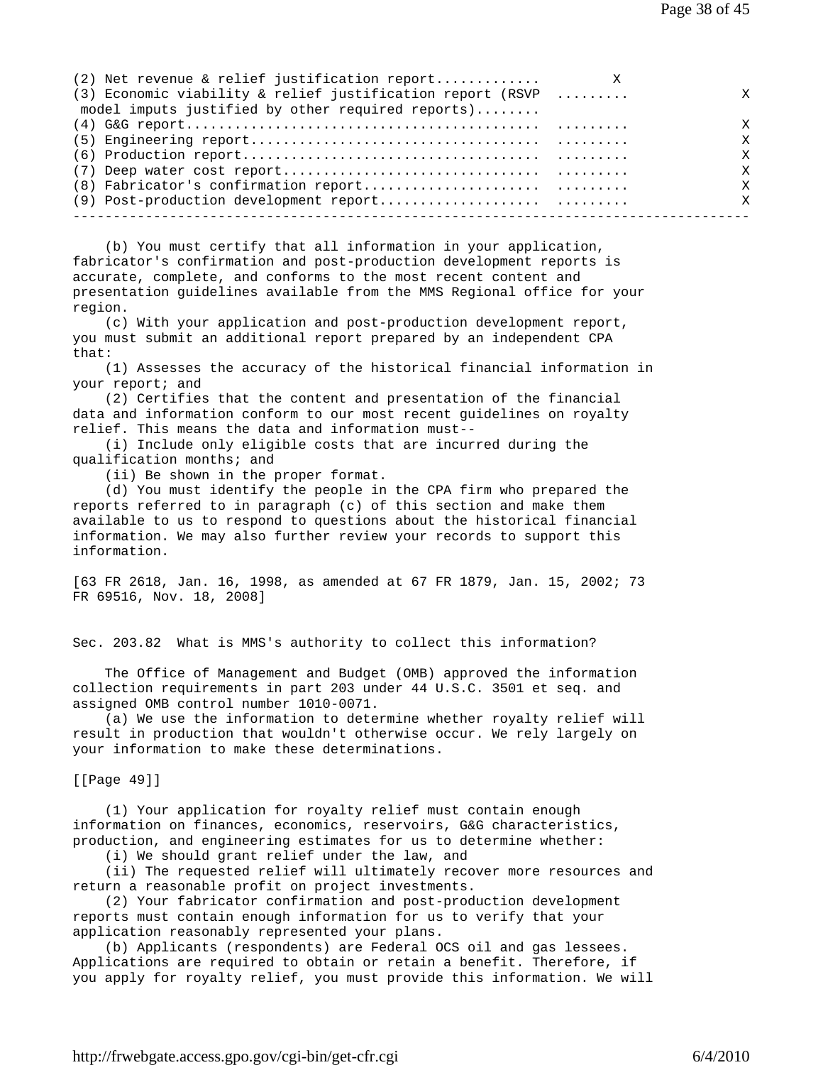| | | |
|---|---|---|
| (2) Net revenue & relief justification report............ | X | |
| (3) Economic viability & relief justification report (RSVP model imputs justified by other required reports)........ | ......... | X |
| (4) G&G report........................................... | ......... | X |
| (5) Engineering report................................... | ......... | X |
| (6) Production report.................................... | ......... | X |
| (7) Deep water cost report.............................. | ......... | X |
| (8) Fabricator's confirmation report..................... | ......... | X |
| (9) Post-production development report.................. | ......... | X |

(b) You must certify that all information in your application, fabricator's confirmation and post-production development reports is accurate, complete, and conforms to the most recent content and presentation guidelines available from the MMS Regional office for your region.

(c) With your application and post-production development report, you must submit an additional report prepared by an independent CPA that:

(1) Assesses the accuracy of the historical financial information in your report; and

(2) Certifies that the content and presentation of the financial data and information conform to our most recent guidelines on royalty relief. This means the data and information must--

(i) Include only eligible costs that are incurred during the qualification months; and

(ii) Be shown in the proper format.

(d) You must identify the people in the CPA firm who prepared the reports referred to in paragraph (c) of this section and make them available to us to respond to questions about the historical financial information. We may also further review your records to support this information.

[63 FR 2618, Jan. 16, 1998, as amended at 67 FR 1879, Jan. 15, 2002; 73 FR 69516, Nov. 18, 2008]

## Sec. 203.82 What is MMS's authority to collect this information?

The Office of Management and Budget (OMB) approved the information collection requirements in part 203 under 44 U.S.C. 3501 et seq. and assigned OMB control number 1010-0071.

(a) We use the information to determine whether royalty relief will result in production that wouldn't otherwise occur. We rely largely on your information to make these determinations.

[[Page 49]]

(1) Your application for royalty relief must contain enough information on finances, economics, reservoirs, G&G characteristics, production, and engineering estimates for us to determine whether:

(i) We should grant relief under the law, and

(ii) The requested relief will ultimately recover more resources and return a reasonable profit on project investments.

(2) Your fabricator confirmation and post-production development reports must contain enough information for us to verify that your application reasonably represented your plans.

(b) Applicants (respondents) are Federal OCS oil and gas lessees. Applications are required to obtain or retain a benefit. Therefore, if you apply for royalty relief, you must provide this information. We will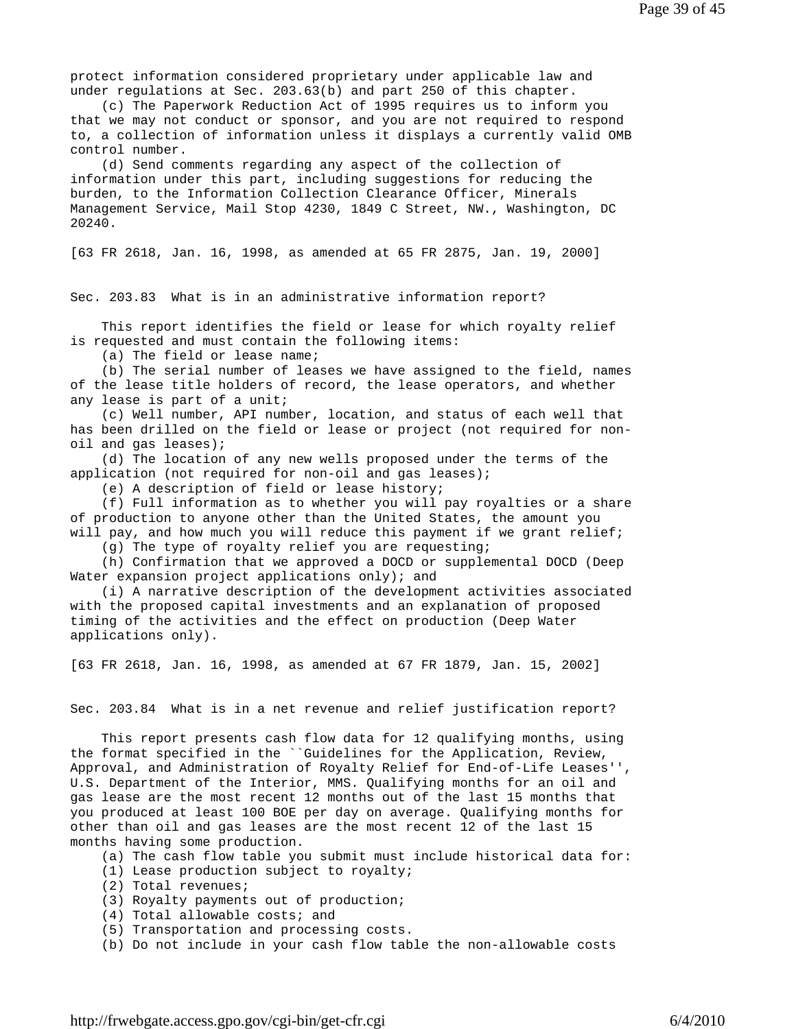protect information considered proprietary under applicable law and under regulations at Sec. 203.63(b) and part 250 of this chapter.

(c) The Paperwork Reduction Act of 1995 requires us to inform you that we may not conduct or sponsor, and you are not required to respond to, a collection of information unless it displays a currently valid OMB control number.

(d) Send comments regarding any aspect of the collection of information under this part, including suggestions for reducing the burden, to the Information Collection Clearance Officer, Minerals Management Service, Mail Stop 4230, 1849 C Street, NW., Washington, DC 20240.

[63 FR 2618, Jan. 16, 1998, as amended at 65 FR 2875, Jan. 19, 2000]

## Sec. 203.83 What is in an administrative information report?

This report identifies the field or lease for which royalty relief is requested and must contain the following items:

(a) The field or lease name;

(b) The serial number of leases we have assigned to the field, names of the lease title holders of record, the lease operators, and whether any lease is part of a unit;

(c) Well number, API number, location, and status of each well that has been drilled on the field or lease or project (not required for non-oil and gas leases);

(d) The location of any new wells proposed under the terms of the application (not required for non-oil and gas leases);

(e) A description of field or lease history;

(f) Full information as to whether you will pay royalties or a share of production to anyone other than the United States, the amount you will pay, and how much you will reduce this payment if we grant relief;

(g) The type of royalty relief you are requesting;

(h) Confirmation that we approved a DOCD or supplemental DOCD (Deep Water expansion project applications only); and

(i) A narrative description of the development activities associated with the proposed capital investments and an explanation of proposed timing of the activities and the effect on production (Deep Water applications only).

[63 FR 2618, Jan. 16, 1998, as amended at 67 FR 1879, Jan. 15, 2002]

## Sec. 203.84 What is in a net revenue and relief justification report?

This report presents cash flow data for 12 qualifying months, using the format specified in the ``Guidelines for the Application, Review, Approval, and Administration of Royalty Relief for End-of-Life Leases'', U.S. Department of the Interior, MMS. Qualifying months for an oil and gas lease are the most recent 12 months out of the last 15 months that you produced at least 100 BOE per day on average. Qualifying months for other than oil and gas leases are the most recent 12 of the last 15 months having some production.

(a) The cash flow table you submit must include historical data for:

(1) Lease production subject to royalty;

(2) Total revenues;

(3) Royalty payments out of production;

(4) Total allowable costs; and

(5) Transportation and processing costs.

(b) Do not include in your cash flow table the non-allowable costs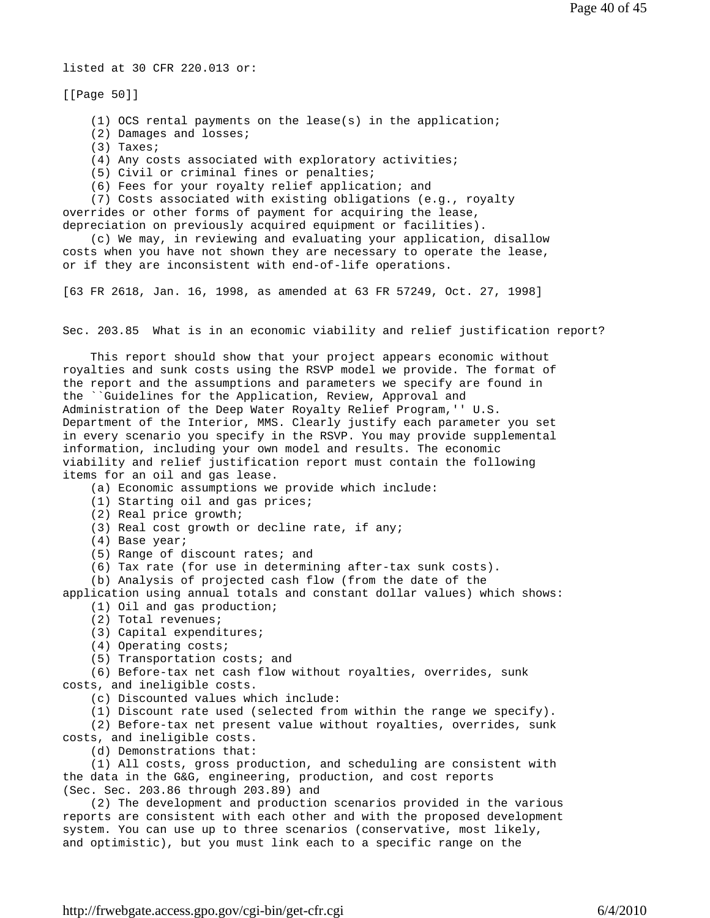listed at 30 CFR 220.013 or:

[[Page 50]]

(1) OCS rental payments on the lease(s) in the application;

(2) Damages and losses;

(3) Taxes;

(4) Any costs associated with exploratory activities;

(5) Civil or criminal fines or penalties;

(6) Fees for your royalty relief application; and

(7) Costs associated with existing obligations (e.g., royalty overrides or other forms of payment for acquiring the lease, depreciation on previously acquired equipment or facilities).

(c) We may, in reviewing and evaluating your application, disallow costs when you have not shown they are necessary to operate the lease, or if they are inconsistent with end-of-life operations.

[63 FR 2618, Jan. 16, 1998, as amended at 63 FR 57249, Oct. 27, 1998]

## Sec. 203.85 What is in an economic viability and relief justification report?

This report should show that your project appears economic without royalties and sunk costs using the RSVP model we provide. The format of the report and the assumptions and parameters we specify are found in the ``Guidelines for the Application, Review, Approval and Administration of the Deep Water Royalty Relief Program,'' U.S. Department of the Interior, MMS. Clearly justify each parameter you set in every scenario you specify in the RSVP. You may provide supplemental information, including your own model and results. The economic viability and relief justification report must contain the following items for an oil and gas lease.

(a) Economic assumptions we provide which include:

(1) Starting oil and gas prices;

(2) Real price growth;

(3) Real cost growth or decline rate, if any;

(4) Base year;

(5) Range of discount rates; and

(6) Tax rate (for use in determining after-tax sunk costs).

(b) Analysis of projected cash flow (from the date of the application using annual totals and constant dollar values) which shows:

(1) Oil and gas production;

(2) Total revenues;

(3) Capital expenditures;

(4) Operating costs;

(5) Transportation costs; and

(6) Before-tax net cash flow without royalties, overrides, sunk costs, and ineligible costs.

(c) Discounted values which include:

(1) Discount rate used (selected from within the range we specify).

(2) Before-tax net present value without royalties, overrides, sunk costs, and ineligible costs.

(d) Demonstrations that:

(1) All costs, gross production, and scheduling are consistent with the data in the G&G, engineering, production, and cost reports (Sec. Sec. 203.86 through 203.89) and

(2) The development and production scenarios provided in the various reports are consistent with each other and with the proposed development system. You can use up to three scenarios (conservative, most likely, and optimistic), but you must link each to a specific range on the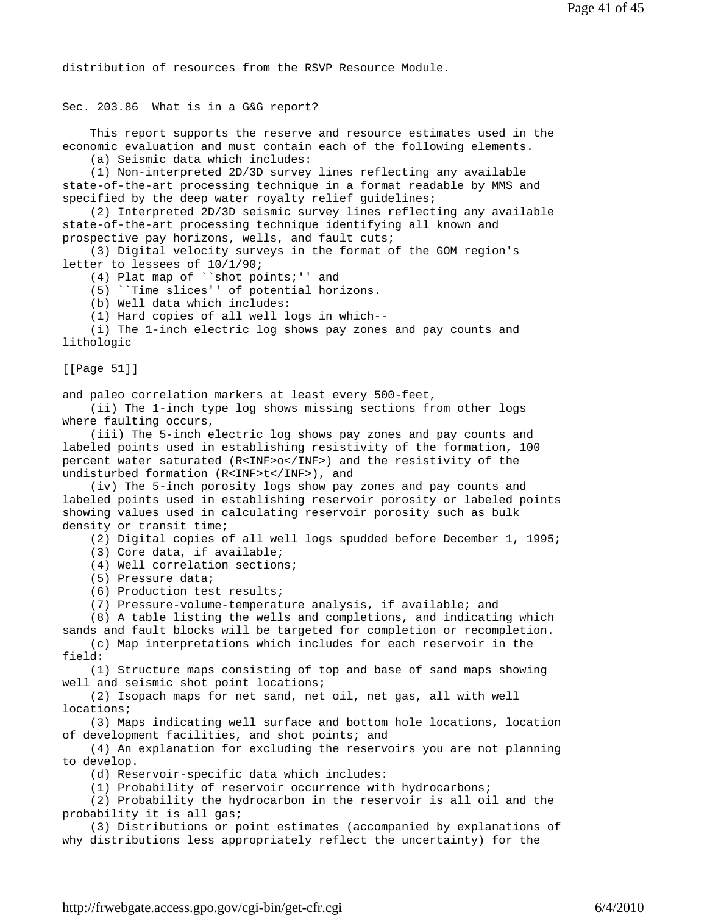distribution of resources from the RSVP Resource Module.

## Sec. 203.86 What is in a G&G report?

This report supports the reserve and resource estimates used in the economic evaluation and must contain each of the following elements.

(a) Seismic data which includes:

(1) Non-interpreted 2D/3D survey lines reflecting any available state-of-the-art processing technique in a format readable by MMS and specified by the deep water royalty relief guidelines;

(2) Interpreted 2D/3D seismic survey lines reflecting any available state-of-the-art processing technique identifying all known and prospective pay horizons, wells, and fault cuts;

(3) Digital velocity surveys in the format of the GOM region's letter to lessees of 10/1/90;

(4) Plat map of ``shot points;'' and

(5) ``Time slices'' of potential horizons.

(b) Well data which includes:

(1) Hard copies of all well logs in which--

(i) The 1-inch electric log shows pay zones and pay counts and lithologic

[[Page 51]]

and paleo correlation markers at least every 500-feet,

(ii) The 1-inch type log shows missing sections from other logs where faulting occurs,

(iii) The 5-inch electric log shows pay zones and pay counts and labeled points used in establishing resistivity of the formation, 100 percent water saturated ($R_o$) and the resistivity of the undisturbed formation ($R_t$), and

(iv) The 5-inch porosity logs show pay zones and pay counts and labeled points used in establishing reservoir porosity or labeled points showing values used in calculating reservoir porosity such as bulk density or transit time;

(2) Digital copies of all well logs spudded before December 1, 1995;

(3) Core data, if available;

(4) Well correlation sections;

(5) Pressure data;

(6) Production test results;

(7) Pressure-volume-temperature analysis, if available; and

(8) A table listing the wells and completions, and indicating which sands and fault blocks will be targeted for completion or recompletion.

(c) Map interpretations which includes for each reservoir in the field:

(1) Structure maps consisting of top and base of sand maps showing well and seismic shot point locations;

(2) Isopach maps for net sand, net oil, net gas, all with well locations;

(3) Maps indicating well surface and bottom hole locations, location of development facilities, and shot points; and

(4) An explanation for excluding the reservoirs you are not planning to develop.

(d) Reservoir-specific data which includes:

(1) Probability of reservoir occurrence with hydrocarbons;

(2) Probability the hydrocarbon in the reservoir is all oil and the probability it is all gas;

(3) Distributions or point estimates (accompanied by explanations of why distributions less appropriately reflect the uncertainty) for the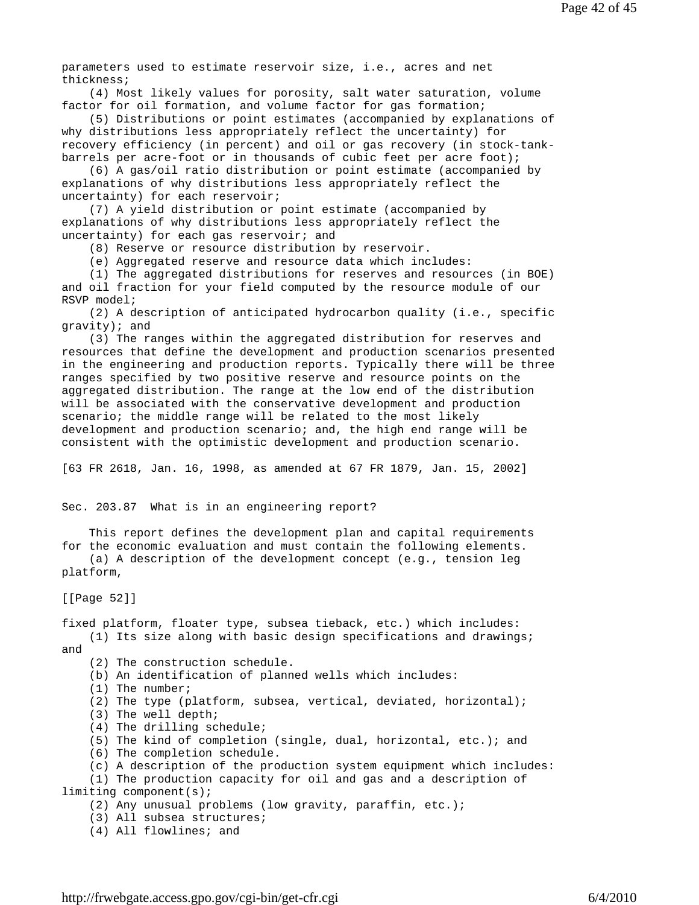parameters used to estimate reservoir size, i.e., acres and net thickness;

(4) Most likely values for porosity, salt water saturation, volume factor for oil formation, and volume factor for gas formation;

(5) Distributions or point estimates (accompanied by explanations of why distributions less appropriately reflect the uncertainty) for recovery efficiency (in percent) and oil or gas recovery (in stock-tank-barrels per acre-foot or in thousands of cubic feet per acre foot);

(6) A gas/oil ratio distribution or point estimate (accompanied by explanations of why distributions less appropriately reflect the uncertainty) for each reservoir;

(7) A yield distribution or point estimate (accompanied by explanations of why distributions less appropriately reflect the uncertainty) for each gas reservoir; and

(8) Reserve or resource distribution by reservoir.

(e) Aggregated reserve and resource data which includes:

(1) The aggregated distributions for reserves and resources (in BOE) and oil fraction for your field computed by the resource module of our RSVP model;

(2) A description of anticipated hydrocarbon quality (i.e., specific gravity); and

(3) The ranges within the aggregated distribution for reserves and resources that define the development and production scenarios presented in the engineering and production reports. Typically there will be three ranges specified by two positive reserve and resource points on the aggregated distribution. The range at the low end of the distribution will be associated with the conservative development and production scenario; the middle range will be related to the most likely development and production scenario; and, the high end range will be consistent with the optimistic development and production scenario.

[63 FR 2618, Jan. 16, 1998, as amended at 67 FR 1879, Jan. 15, 2002]

## Sec. 203.87 What is in an engineering report?

This report defines the development plan and capital requirements for the economic evaluation and must contain the following elements.

(a) A description of the development concept (e.g., tension leg platform,

[[Page 52]]

fixed platform, floater type, subsea tieback, etc.) which includes:

(1) Its size along with basic design specifications and drawings; and

(2) The construction schedule.

(b) An identification of planned wells which includes:

(1) The number;

(2) The type (platform, subsea, vertical, deviated, horizontal);

(3) The well depth;

(4) The drilling schedule;

(5) The kind of completion (single, dual, horizontal, etc.); and

(6) The completion schedule.

(c) A description of the production system equipment which includes:

(1) The production capacity for oil and gas and a description of limiting component(s);

(2) Any unusual problems (low gravity, paraffin, etc.);

(3) All subsea structures;

(4) All flowlines; and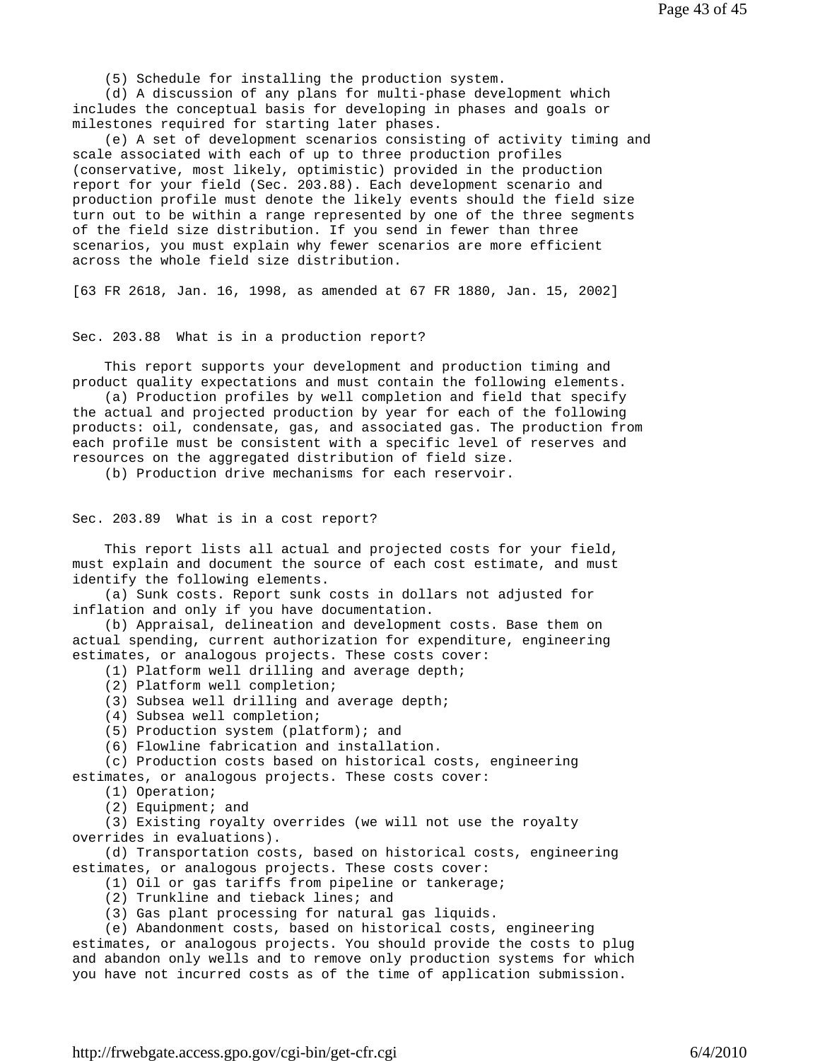(5) Schedule for installing the production system.

(d) A discussion of any plans for multi-phase development which includes the conceptual basis for developing in phases and goals or milestones required for starting later phases.

(e) A set of development scenarios consisting of activity timing and scale associated with each of up to three production profiles (conservative, most likely, optimistic) provided in the production report for your field (Sec. 203.88). Each development scenario and production profile must denote the likely events should the field size turn out to be within a range represented by one of the three segments of the field size distribution. If you send in fewer than three scenarios, you must explain why fewer scenarios are more efficient across the whole field size distribution.

[63 FR 2618, Jan. 16, 1998, as amended at 67 FR 1880, Jan. 15, 2002]

## Sec. 203.88 What is in a production report?

This report supports your development and production timing and product quality expectations and must contain the following elements.

(a) Production profiles by well completion and field that specify the actual and projected production by year for each of the following products: oil, condensate, gas, and associated gas. The production from each profile must be consistent with a specific level of reserves and resources on the aggregated distribution of field size.

(b) Production drive mechanisms for each reservoir.

## Sec. 203.89 What is in a cost report?

This report lists all actual and projected costs for your field, must explain and document the source of each cost estimate, and must identify the following elements.

(a) Sunk costs. Report sunk costs in dollars not adjusted for inflation and only if you have documentation.

(b) Appraisal, delineation and development costs. Base them on actual spending, current authorization for expenditure, engineering estimates, or analogous projects. These costs cover:

(1) Platform well drilling and average depth;

(2) Platform well completion;

(3) Subsea well drilling and average depth;

(4) Subsea well completion;

(5) Production system (platform); and

(6) Flowline fabrication and installation.

(c) Production costs based on historical costs, engineering estimates, or analogous projects. These costs cover:

(1) Operation;

(2) Equipment; and

(3) Existing royalty overrides (we will not use the royalty overrides in evaluations).

(d) Transportation costs, based on historical costs, engineering estimates, or analogous projects. These costs cover:

(1) Oil or gas tariffs from pipeline or tankerage;

(2) Trunkline and tieback lines; and

(3) Gas plant processing for natural gas liquids.

(e) Abandonment costs, based on historical costs, engineering estimates, or analogous projects. You should provide the costs to plug and abandon only wells and to remove only production systems for which you have not incurred costs as of the time of application submission.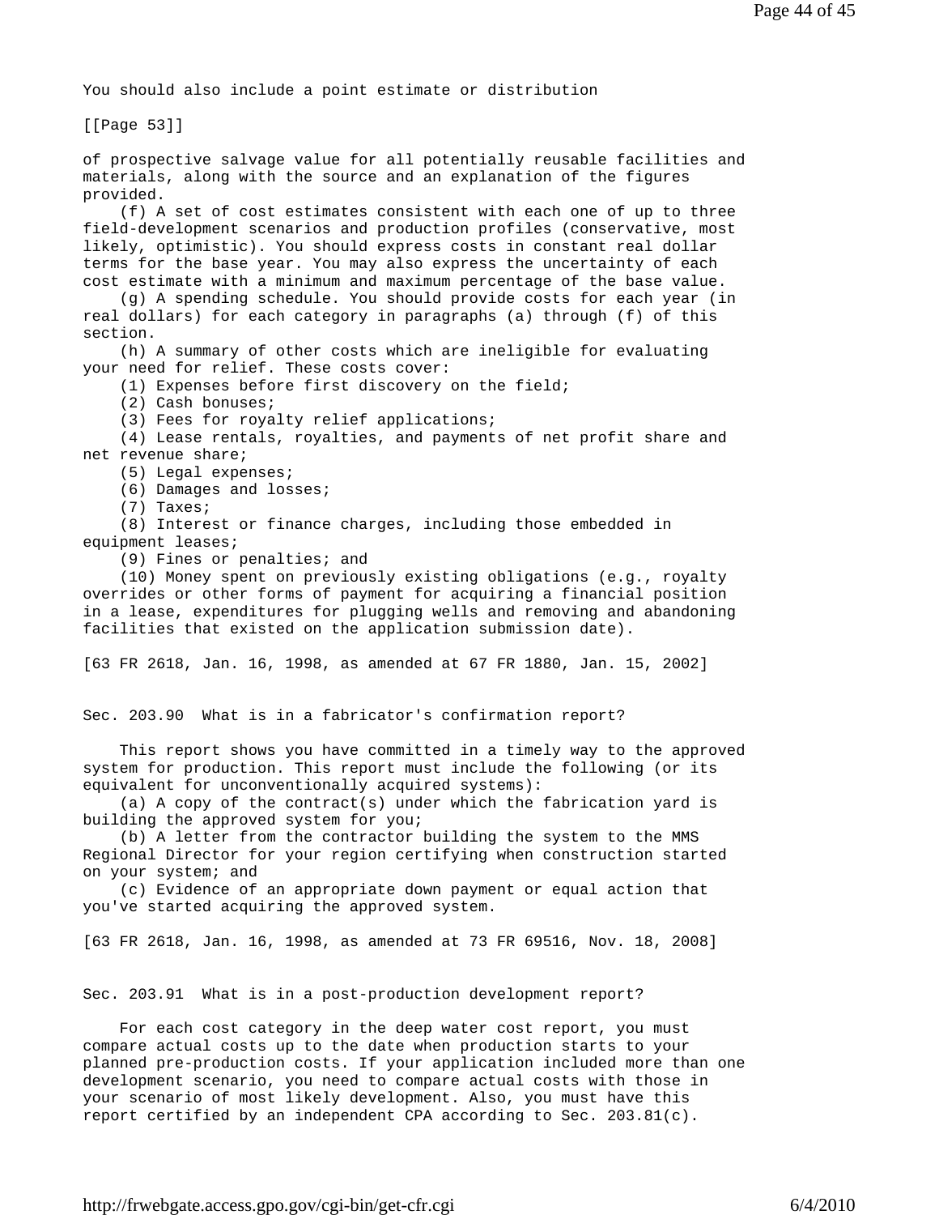You should also include a point estimate or distribution

[[Page 53]]

of prospective salvage value for all potentially reusable facilities and materials, along with the source and an explanation of the figures provided.

(f) A set of cost estimates consistent with each one of up to three field-development scenarios and production profiles (conservative, most likely, optimistic). You should express costs in constant real dollar terms for the base year. You may also express the uncertainty of each cost estimate with a minimum and maximum percentage of the base value.

(g) A spending schedule. You should provide costs for each year (in real dollars) for each category in paragraphs (a) through (f) of this section.

(h) A summary of other costs which are ineligible for evaluating your need for relief. These costs cover:

(1) Expenses before first discovery on the field;

(2) Cash bonuses;

(3) Fees for royalty relief applications;

(4) Lease rentals, royalties, and payments of net profit share and net revenue share;

(5) Legal expenses;

(6) Damages and losses;

(7) Taxes;

(8) Interest or finance charges, including those embedded in equipment leases;

(9) Fines or penalties; and

(10) Money spent on previously existing obligations (e.g., royalty overrides or other forms of payment for acquiring a financial position in a lease, expenditures for plugging wells and removing and abandoning facilities that existed on the application submission date).

[63 FR 2618, Jan. 16, 1998, as amended at 67 FR 1880, Jan. 15, 2002]

## Sec. 203.90 What is in a fabricator's confirmation report?

This report shows you have committed in a timely way to the approved system for production. This report must include the following (or its equivalent for unconventionally acquired systems):

(a) A copy of the contract(s) under which the fabrication yard is building the approved system for you;

(b) A letter from the contractor building the system to the MMS Regional Director for your region certifying when construction started on your system; and

(c) Evidence of an appropriate down payment or equal action that you've started acquiring the approved system.

[63 FR 2618, Jan. 16, 1998, as amended at 73 FR 69516, Nov. 18, 2008]

## Sec. 203.91 What is in a post-production development report?

For each cost category in the deep water cost report, you must compare actual costs up to the date when production starts to your planned pre-production costs. If your application included more than one development scenario, you need to compare actual costs with those in your scenario of most likely development. Also, you must have this report certified by an independent CPA according to Sec. 203.81(c).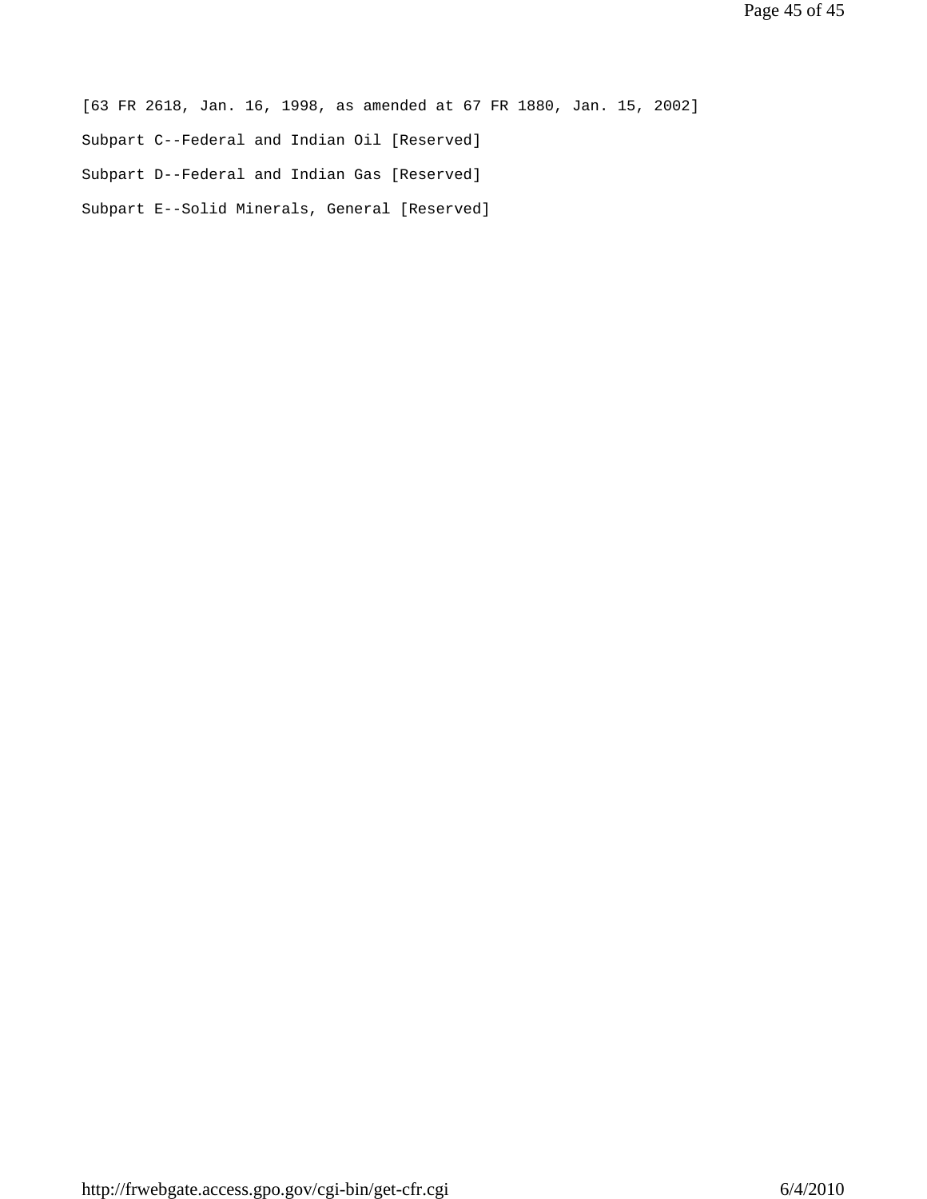[63 FR 2618, Jan. 16, 1998, as amended at 67 FR 1880, Jan. 15, 2002]

Subpart C--Federal and Indian Oil [Reserved]

Subpart D--Federal and Indian Gas [Reserved]

Subpart E--Solid Minerals, General [Reserved]